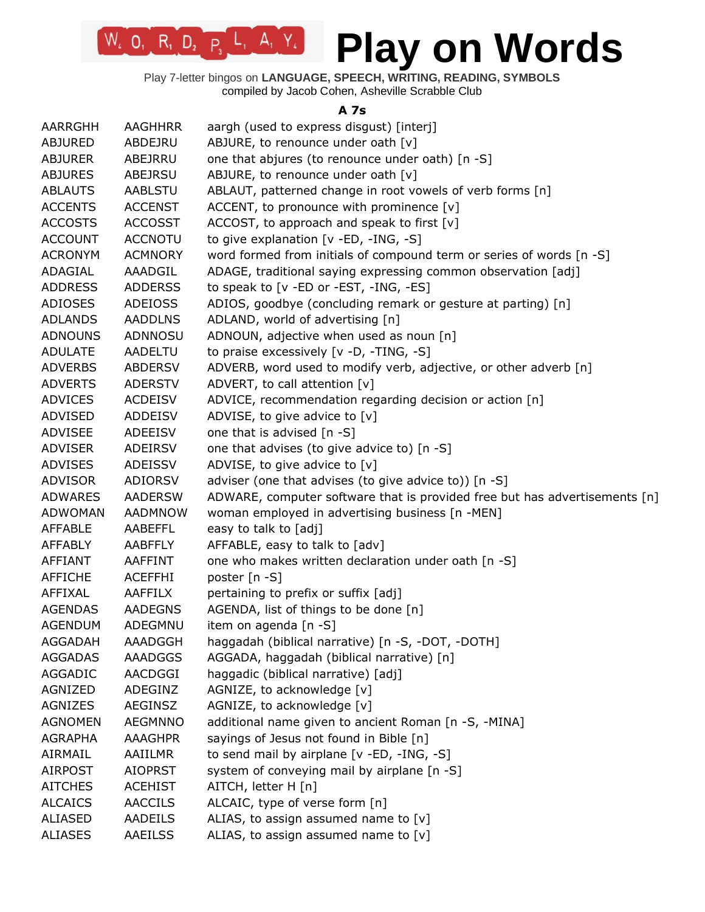# Play on Words

Play 7-letter bingos on **LANGUAGE, SPEECH, WRITING, READING, SYMBOLS**
compiled by Jacob Cohen, Asheville Scrabble Club

### A 7s

| | | |
|---|---|---|
| AARRGHH | AAGHHRR | aargh (used to express disgust) [interj] |
| ABJURED | ABDEJRU | ABJURE, to renounce under oath [v] |
| ABJURER | ABEJRRU | one that abjures (to renounce under oath) [n -S] |
| ABJURES | ABEJRSU | ABJURE, to renounce under oath [v] |
| ABLAUTS | AABLSTU | ABLAUT, patterned change in root vowels of verb forms [n] |
| ACCENTS | ACCENST | ACCENT, to pronounce with prominence [v] |
| ACCOSTS | ACCOSST | ACCOST, to approach and speak to first [v] |
| ACCOUNT | ACCNOTU | to give explanation [v -ED, -ING, -S] |
| ACRONYM | ACMNORY | word formed from initials of compound term or series of words [n -S] |
| ADAGIAL | AAADGIL | ADAGE, traditional saying expressing common observation [adj] |
| ADDRESS | ADDERSS | to speak to [v -ED or -EST, -ING, -ES] |
| ADIOSES | ADEIOSS | ADIOS, goodbye (concluding remark or gesture at parting) [n] |
| ADLANDS | AADDLNS | ADLAND, world of advertising [n] |
| ADNOUNS | ADNNOSU | ADNOUN, adjective when used as noun [n] |
| ADULATE | AADELTU | to praise excessively [v -D, -TING, -S] |
| ADVERBS | ABDERSV | ADVERB, word used to modify verb, adjective, or other adverb [n] |
| ADVERTS | ADERSTV | ADVERT, to call attention [v] |
| ADVICES | ACDEISV | ADVICE, recommendation regarding decision or action [n] |
| ADVISED | ADDEISV | ADVISE, to give advice to [v] |
| ADVISEE | ADEEISV | one that is advised [n -S] |
| ADVISER | ADEIRSV | one that advises (to give advice to) [n -S] |
| ADVISES | ADEISSV | ADVISE, to give advice to [v] |
| ADVISOR | ADIORSV | adviser (one that advises (to give advice to)) [n -S] |
| ADWARES | AADERSW | ADWARE, computer software that is provided free but has advertisements [n] |
| ADWOMAN | AADMNOW | woman employed in advertising business [n -MEN] |
| AFFABLE | AABEFFL | easy to talk to [adj] |
| AFFABLY | AABFFLY | AFFABLE, easy to talk to [adv] |
| AFFIANT | AAFFINT | one who makes written declaration under oath [n -S] |
| AFFICHE | ACEFFHI | poster [n -S] |
| AFFIXAL | AAFFILX | pertaining to prefix or suffix [adj] |
| AGENDAS | AADEGNS | AGENDA, list of things to be done [n] |
| AGENDUM | ADEGMNU | item on agenda [n -S] |
| AGGADAH | AAADGGH | haggadah (biblical narrative) [n -S, -DOT, -DOTH] |
| AGGADAS | AAADGGS | AGGADA, haggadah (biblical narrative) [n] |
| AGGADIC | AACDGGI | haggadic (biblical narrative) [adj] |
| AGNIZED | ADEGINZ | AGNIZE, to acknowledge [v] |
| AGNIZES | AEGINSZ | AGNIZE, to acknowledge [v] |
| AGNOMEN | AEGMNNO | additional name given to ancient Roman [n -S, -MINA] |
| AGRAPHA | AAAGHPR | sayings of Jesus not found in Bible [n] |
| AIRMAIL | AAIILMR | to send mail by airplane [v -ED, -ING, -S] |
| AIRPOST | AIOPRST | system of conveying mail by airplane [n -S] |
| AITCHES | ACEHIST | AITCH, letter H [n] |
| ALCAICS | AACCILS | ALCAIC, type of verse form [n] |
| ALIASED | AADEILS | ALIAS, to assign assumed name to [v] |
| ALIASES | AAEILSS | ALIAS, to assign assumed name to [v] |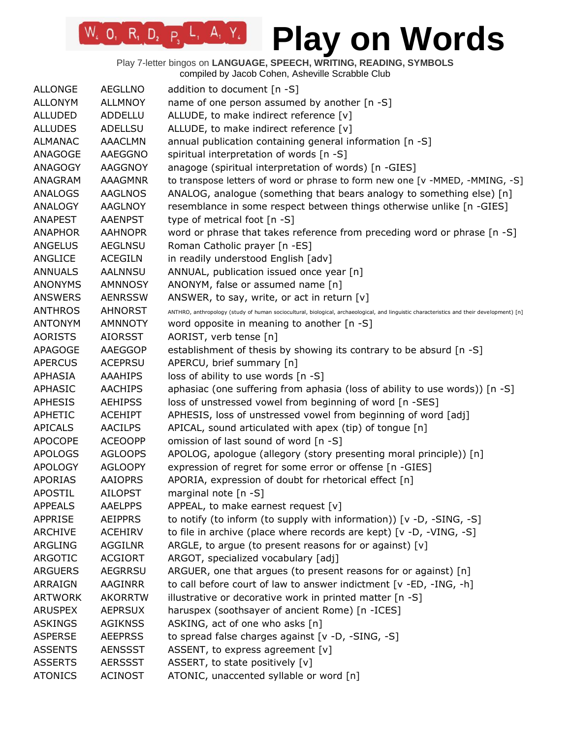# Play on Words

Play 7-letter bingos on **LANGUAGE, SPEECH, WRITING, READING, SYMBOLS**
compiled by Jacob Cohen, Asheville Scrabble Club

| | | |
|---|---|---|
| ALLONGE | AEGLLNO | addition to document [n -S] |
| ALLONYM | ALLMNOY | name of one person assumed by another [n -S] |
| ALLUDED | ADDELLU | ALLUDE, to make indirect reference [v] |
| ALLUDES | ADELLSU | ALLUDE, to make indirect reference [v] |
| ALMANAC | AAACLMN | annual publication containing general information [n -S] |
| ANAGOGE | AAEGGNO | spiritual interpretation of words [n -S] |
| ANAGOGY | AAGGNOY | anagoge (spiritual interpretation of words) [n -GIES] |
| ANAGRAM | AAAGMNR | to transpose letters of word or phrase to form new one [v -MMED, -MMING, -S] |
| ANALOGS | AAGLNOS | ANALOG, analogue (something that bears analogy to something else) [n] |
| ANALOGY | AAGLNOY | resemblance in some respect between things otherwise unlike [n -GIES] |
| ANAPEST | AAENPST | type of metrical foot [n -S] |
| ANAPHOR | AAHNOPR | word or phrase that takes reference from preceding word or phrase [n -S] |
| ANGELUS | AEGLNSU | Roman Catholic prayer [n -ES] |
| ANGLICE | ACEGILN | in readily understood English [adv] |
| ANNUALS | AALNNSU | ANNUAL, publication issued once year [n] |
| ANONYMS | AMNNOSY | ANONYM, false or assumed name [n] |
| ANSWERS | AENRSSW | ANSWER, to say, write, or act in return [v] |
| ANTHROS | AHNORST | ANTHRO, anthropology (study of human sociocultural, biological, archaeological, and linguistic characteristics and their development) [n] |
| ANTONYM | AMNNOTY | word opposite in meaning to another [n -S] |
| AORISTS | AIORSST | AORIST, verb tense [n] |
| APAGOGE | AAEGGOP | establishment of thesis by showing its contrary to be absurd [n -S] |
| APERCUS | ACEPRSU | APERCU, brief summary [n] |
| APHASIA | AAAHIPS | loss of ability to use words [n -S] |
| APHASIC | AACHIPS | aphasiac (one suffering from aphasia (loss of ability to use words)) [n -S] |
| APHESIS | AEHIPSS | loss of unstressed vowel from beginning of word [n -SES] |
| APHETIC | ACEHIPT | APHESIS, loss of unstressed vowel from beginning of word [adj] |
| APICALS | AACILPS | APICAL, sound articulated with apex (tip) of tongue [n] |
| APOCOPE | ACEOOPP | omission of last sound of word [n -S] |
| APOLOGS | AGLOOPS | APOLOG, apologue (allegory (story presenting moral principle)) [n] |
| APOLOGY | AGLOOPY | expression of regret for some error or offense [n -GIES] |
| APORIAS | AAIOPRS | APORIA, expression of doubt for rhetorical effect [n] |
| APOSTIL | AILOPST | marginal note [n -S] |
| APPEALS | AAELPPS | APPEAL, to make earnest request [v] |
| APPRISE | AEIPPRS | to notify (to inform (to supply with information)) [v -D, -SING, -S] |
| ARCHIVE | ACEHIRV | to file in archive (place where records are kept) [v -D, -VING, -S] |
| ARGLING | AGGILNR | ARGLE, to argue (to present reasons for or against) [v] |
| ARGOTIC | ACGIORT | ARGOT, specialized vocabulary [adj] |
| ARGUERS | AEGRRSU | ARGUER, one that argues (to present reasons for or against) [n] |
| ARRAIGN | AAGINRR | to call before court of law to answer indictment [v -ED, -ING, -h] |
| ARTWORK | AKORRTW | illustrative or decorative work in printed matter [n -S] |
| ARUSPEX | AEPRSUX | haruspex (soothsayer of ancient Rome) [n -ICES] |
| ASKINGS | AGIKNSS | ASKING, act of one who asks [n] |
| ASPERSE | AEEPRSS | to spread false charges against [v -D, -SING, -S] |
| ASSENTS | AENSSST | ASSENT, to express agreement [v] |
| ASSERTS | AERSSST | ASSERT, to state positively [v] |
| ATONICS | ACINOST | ATONIC, unaccented syllable or word [n] |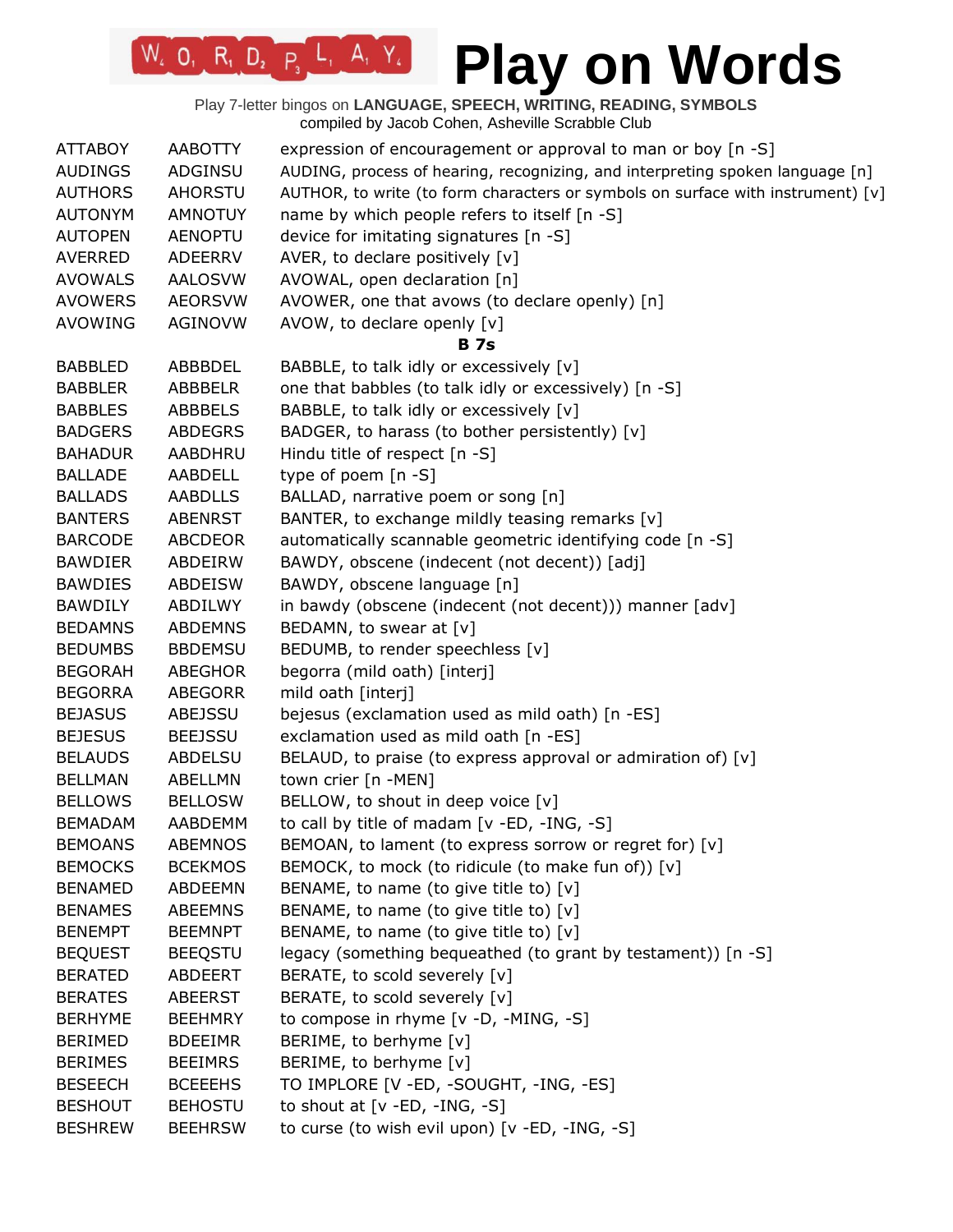| | | |
|---|---|---|
| ATTABOY | AABOTTY | expression of encouragement or approval to man or boy [n -S] |
| AUDINGS | ADGINSU | AUDING, process of hearing, recognizing, and interpreting spoken language [n] |
| AUTHORS | AHORSTU | AUTHOR, to write (to form characters or symbols on surface with instrument) [v] |
| AUTONYM | AMNOTUY | name by which people refers to itself [n -S] |
| AUTOPEN | AENOPTU | device for imitating signatures [n -S] |
| AVERRED | ADEERRV | AVER, to declare positively [v] |
| AVOWALS | AALOSVW | AVOWAL, open declaration [n] |
| AVOWERS | AEORSVW | AVOWER, one that avows (to declare openly) [n] |
| AVOWING | AGINOVW | AVOW, to declare openly [v] |
| | | **B 7s** |
| BABBLED | ABBBDEL | BABBLE, to talk idly or excessively [v] |
| BABBLER | ABBBELR | one that babbles (to talk idly or excessively) [n -S] |
| BABBLES | ABBBELS | BABBLE, to talk idly or excessively [v] |
| BADGERS | ABDEGRS | BADGER, to harass (to bother persistently) [v] |
| BAHADUR | AABDHRU | Hindu title of respect [n -S] |
| BALLADE | AABDELL | type of poem [n -S] |
| BALLADS | AABDLLS | BALLAD, narrative poem or song [n] |
| BANTERS | ABENRST | BANTER, to exchange mildly teasing remarks [v] |
| BARCODE | ABCDEOR | automatically scannable geometric identifying code [n -S] |
| BAWDIER | ABDEIRW | BAWDY, obscene (indecent (not decent)) [adj] |
| BAWDIES | ABDEISW | BAWDY, obscene language [n] |
| BAWDILY | ABDILWY | in bawdy (obscene (indecent (not decent))) manner [adv] |
| BEDAMNS | ABDEMNS | BEDAMN, to swear at [v] |
| BEDUMBS | BBDEMSU | BEDUMB, to render speechless [v] |
| BEGORAH | ABEGHOR | begorra (mild oath) [interj] |
| BEGORRA | ABEGORR | mild oath [interj] |
| BEJASUS | ABEJSSU | bejesus (exclamation used as mild oath) [n -ES] |
| BEJESUS | BEEJSSU | exclamation used as mild oath [n -ES] |
| BELAUDS | ABDELSU | BELAUD, to praise (to express approval or admiration of) [v] |
| BELLMAN | ABELLMN | town crier [n -MEN] |
| BELLOWS | BELLOSW | BELLOW, to shout in deep voice [v] |
| BEMADAM | AABDEMM | to call by title of madam [v -ED, -ING, -S] |
| BEMOANS | ABEMNOS | BEMOAN, to lament (to express sorrow or regret for) [v] |
| BEMOCKS | BCEKMOS | BEMOCK, to mock (to ridicule (to make fun of)) [v] |
| BENAMED | ABDEEMN | BENAME, to name (to give title to) [v] |
| BENAMES | ABEEMNS | BENAME, to name (to give title to) [v] |
| BENEMPT | BEEMNPT | BENAME, to name (to give title to) [v] |
| BEQUEST | BEEQSTU | legacy (something bequeathed (to grant by testament)) [n -S] |
| BERATED | ABDEERT | BERATE, to scold severely [v] |
| BERATES | ABEERST | BERATE, to scold severely [v] |
| BERHYME | BEEHMRY | to compose in rhyme [v -D, -MING, -S] |
| BERIMED | BDEEIMR | BERIME, to berhyme [v] |
| BERIMES | BEEIMRS | BERIME, to berhyme [v] |
| BESEECH | BCEEEHS | TO IMPLORE [V -ED, -SOUGHT, -ING, -ES] |
| BESHOUT | BEHOSTU | to shout at [v -ED, -ING, -S] |
| BESHREW | BEEHRSW | to curse (to wish evil upon) [v -ED, -ING, -S] |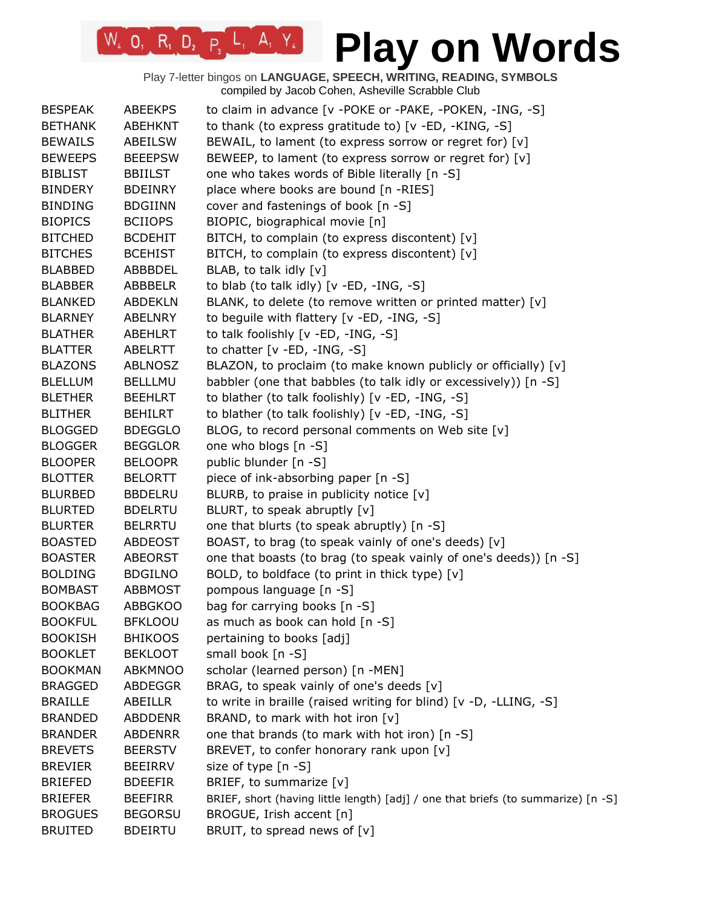# Play on Words

Play 7-letter bingos on **LANGUAGE, SPEECH, WRITING, READING, SYMBOLS**
compiled by Jacob Cohen, Asheville Scrabble Club

| | | |
|---|---|---|
| BESPEAK | ABEEKPS | to claim in advance [v -POKE or -PAKE, -POKEN, -ING, -S] |
| BETHANK | ABEHKNT | to thank (to express gratitude to) [v -ED, -KING, -S] |
| BEWAILS | ABEILSW | BEWAIL, to lament (to express sorrow or regret for) [v] |
| BEWEEPS | BEEEPSW | BEWEEP, to lament (to express sorrow or regret for) [v] |
| BIBLIST | BBIILST | one who takes words of Bible literally [n -S] |
| BINDERY | BDEINRY | place where books are bound [n -RIES] |
| BINDING | BDGIINN | cover and fastenings of book [n -S] |
| BIOPICS | BCIIOPS | BIOPIC, biographical movie [n] |
| BITCHED | BCDEHIT | BITCH, to complain (to express discontent) [v] |
| BITCHES | BCEHIST | BITCH, to complain (to express discontent) [v] |
| BLABBED | ABBBDEL | BLAB, to talk idly [v] |
| BLABBER | ABBBELR | to blab (to talk idly) [v -ED, -ING, -S] |
| BLANKED | ABDEKLN | BLANK, to delete (to remove written or printed matter) [v] |
| BLARNEY | ABELNRY | to beguile with flattery [v -ED, -ING, -S] |
| BLATHER | ABEHLRT | to talk foolishly [v -ED, -ING, -S] |
| BLATTER | ABELRTT | to chatter [v -ED, -ING, -S] |
| BLAZONS | ABLNOSZ | BLAZON, to proclaim (to make known publicly or officially) [v] |
| BLELLUM | BELLLMU | babbler (one that babbles (to talk idly or excessively)) [n -S] |
| BLETHER | BEEHLRT | to blather (to talk foolishly) [v -ED, -ING, -S] |
| BLITHER | BEHILRT | to blather (to talk foolishly) [v -ED, -ING, -S] |
| BLOGGED | BDEGGLO | BLOG, to record personal comments on Web site [v] |
| BLOGGER | BEGGLOR | one who blogs [n -S] |
| BLOOPER | BELOOPR | public blunder [n -S] |
| BLOTTER | BELORTT | piece of ink-absorbing paper [n -S] |
| BLURBED | BBDELRU | BLURB, to praise in publicity notice [v] |
| BLURTED | BDELRTU | BLURT, to speak abruptly [v] |
| BLURTER | BELRRTU | one that blurts (to speak abruptly) [n -S] |
| BOASTED | ABDEOST | BOAST, to brag (to speak vainly of one's deeds) [v] |
| BOASTER | ABEORST | one that boasts (to brag (to speak vainly of one's deeds)) [n -S] |
| BOLDING | BDGILNO | BOLD, to boldface (to print in thick type) [v] |
| BOMBAST | ABBMOST | pompous language [n -S] |
| BOOKBAG | ABBGKOO | bag for carrying books [n -S] |
| BOOKFUL | BFKLOOU | as much as book can hold [n -S] |
| BOOKISH | BHIKOOS | pertaining to books [adj] |
| BOOKLET | BEKLOOT | small book [n -S] |
| BOOKMAN | ABKMNOO | scholar (learned person) [n -MEN] |
| BRAGGED | ABDEGGR | BRAG, to speak vainly of one's deeds [v] |
| BRAILLE | ABEILLR | to write in braille (raised writing for blind) [v -D, -LLING, -S] |
| BRANDED | ABDDENR | BRAND, to mark with hot iron [v] |
| BRANDER | ABDENRR | one that brands (to mark with hot iron) [n -S] |
| BREVETS | BEERSTV | BREVET, to confer honorary rank upon [v] |
| BREVIER | BEEIRRV | size of type [n -S] |
| BRIEFED | BDEEFIR | BRIEF, to summarize [v] |
| BRIEFER | BEEFIRR | BRIEF, short (having little length) [adj] / one that briefs (to summarize) [n -S] |
| BROGUES | BEGORSU | BROGUE, Irish accent [n] |
| BRUITED | BDEIRTU | BRUIT, to spread news of [v] |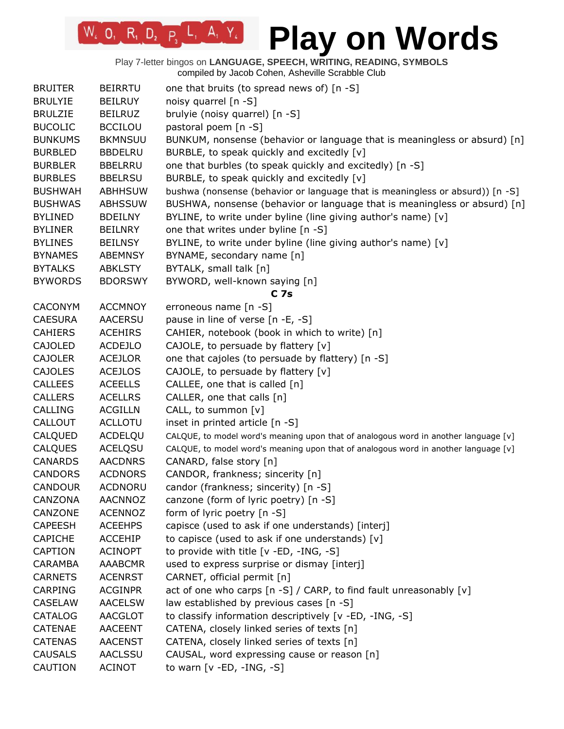| | | |
|---|---|---|
| BRUITER | BEIRRTU | one that bruits (to spread news of) [n -S] |
| BRULYIE | BEILRUY | noisy quarrel [n -S] |
| BRULZIE | BEILRUZ | brulyie (noisy quarrel) [n -S] |
| BUCOLIC | BCCILOU | pastoral poem [n -S] |
| BUNKUMS | BKMNSUU | BUNKUM, nonsense (behavior or language that is meaningless or absurd) [n] |
| BURBLED | BBDELRU | BURBLE, to speak quickly and excitedly [v] |
| BURBLER | BBELRRU | one that burbles (to speak quickly and excitedly) [n -S] |
| BURBLES | BBELRSU | BURBLE, to speak quickly and excitedly [v] |
| BUSHWAH | ABHHSUW | bushwa (nonsense (behavior or language that is meaningless or absurd)) [n -S] |
| BUSHWAS | ABHSSUW | BUSHWA, nonsense (behavior or language that is meaningless or absurd) [n] |
| BYLINED | BDEILNY | BYLINE, to write under byline (line giving author's name) [v] |
| BYLINER | BEILNRY | one that writes under byline [n -S] |
| BYLINES | BEILNSY | BYLINE, to write under byline (line giving author's name) [v] |
| BYNAMES | ABEMNSY | BYNAME, secondary name [n] |
| BYTALKS | ABKLSTY | BYTALK, small talk [n] |
| BYWORDS | BDORSWY | BYWORD, well-known saying [n] |
| | | **C 7s** |
| CACONYM | ACCMNOY | erroneous name [n -S] |
| CAESURA | AACERSU | pause in line of verse [n -E, -S] |
| CAHIERS | ACEHIRS | CAHIER, notebook (book in which to write) [n] |
| CAJOLED | ACDEJLO | CAJOLE, to persuade by flattery [v] |
| CAJOLER | ACEJLOR | one that cajoles (to persuade by flattery) [n -S] |
| CAJOLES | ACEJLOS | CAJOLE, to persuade by flattery [v] |
| CALLEES | ACEELLS | CALLEE, one that is called [n] |
| CALLERS | ACELLRS | CALLER, one that calls [n] |
| CALLING | ACGILLN | CALL, to summon [v] |
| CALLOUT | ACLLOTU | inset in printed article [n -S] |
| CALQUED | ACDELQU | CALQUE, to model word's meaning upon that of analogous word in another language [v] |
| CALQUES | ACELQSU | CALQUE, to model word's meaning upon that of analogous word in another language [v] |
| CANARDS | AACDNRS | CANARD, false story [n] |
| CANDORS | ACDNORS | CANDOR, frankness; sincerity [n] |
| CANDOUR | ACDNORU | candor (frankness; sincerity) [n -S] |
| CANZONA | AACNNOZ | canzone (form of lyric poetry) [n -S] |
| CANZONE | ACENNOZ | form of lyric poetry [n -S] |
| CAPEESH | ACEEHPS | capisce (used to ask if one understands) [interj] |
| CAPICHE | ACCEHIP | to capisce (used to ask if one understands) [v] |
| CAPTION | ACINOPT | to provide with title [v -ED, -ING, -S] |
| CARAMBA | AAABCMR | used to express surprise or dismay [interj] |
| CARNETS | ACENRST | CARNET, official permit [n] |
| CARPING | ACGINPR | act of one who carps [n -S] / CARP, to find fault unreasonably [v] |
| CASELAW | AACELSW | law established by previous cases [n -S] |
| CATALOG | AACGLOT | to classify information descriptively [v -ED, -ING, -S] |
| CATENAE | AACEENT | CATENA, closely linked series of texts [n] |
| CATENAS | AACENST | CATENA, closely linked series of texts [n] |
| CAUSALS | AACLSSU | CAUSAL, word expressing cause or reason [n] |
| CAUTION | ACINOT | to warn [v -ED, -ING, -S] |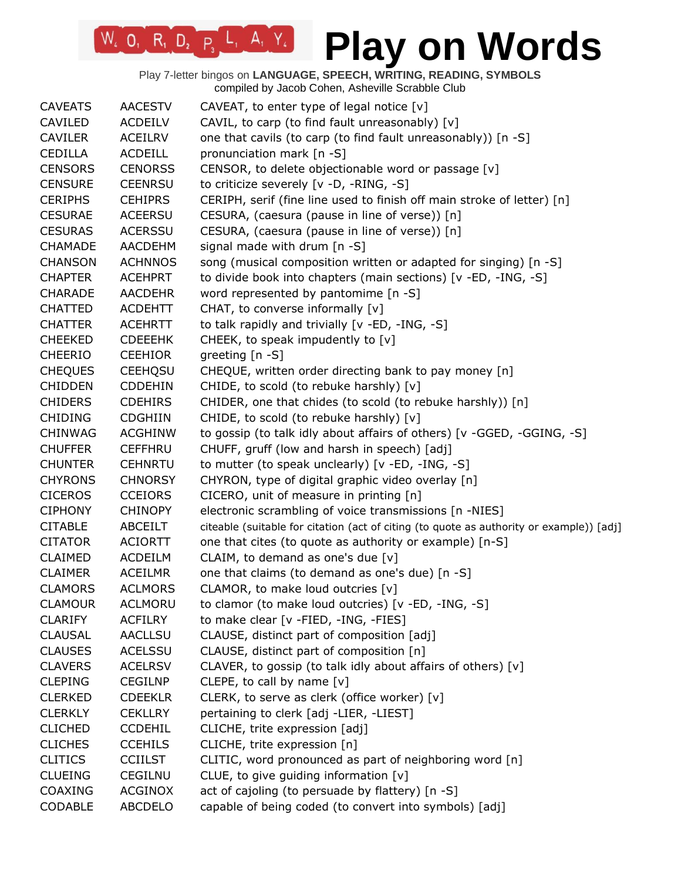# Play on Words

Play 7-letter bingos on **LANGUAGE, SPEECH, WRITING, READING, SYMBOLS**
compiled by Jacob Cohen, Asheville Scrabble Club

| | | |
|---|---|---|
| CAVEATS | AACESTV | CAVEAT, to enter type of legal notice [v] |
| CAVILED | ACDEILV | CAVIL, to carp (to find fault unreasonably) [v] |
| CAVILER | ACEILRV | one that cavils (to carp (to find fault unreasonably)) [n -S] |
| CEDILLA | ACDEILL | pronunciation mark [n -S] |
| CENSORS | CENORSS | CENSOR, to delete objectionable word or passage [v] |
| CENSURE | CEENRSU | to criticize severely [v -D, -RING, -S] |
| CERIPHS | CEHIPRS | CERIPH, serif (fine line used to finish off main stroke of letter) [n] |
| CESURAE | ACEERSU | CESURA, (caesura (pause in line of verse)) [n] |
| CESURAS | ACERSSU | CESURA, (caesura (pause in line of verse)) [n] |
| CHAMADE | AACDEHM | signal made with drum [n -S] |
| CHANSON | ACHNNOS | song (musical composition written or adapted for singing) [n -S] |
| CHAPTER | ACEHPRT | to divide book into chapters (main sections) [v -ED, -ING, -S] |
| CHARADE | AACDEHR | word represented by pantomime [n -S] |
| CHATTED | ACDEHTT | CHAT, to converse informally [v] |
| CHATTER | ACEHRTT | to talk rapidly and trivially [v -ED, -ING, -S] |
| CHEEKED | CDEEEHK | CHEEK, to speak impudently to [v] |
| CHEERIO | CEEHIOR | greeting [n -S] |
| CHEQUES | CEEHQSU | CHEQUE, written order directing bank to pay money [n] |
| CHIDDEN | CDDEHIN | CHIDE, to scold (to rebuke harshly) [v] |
| CHIDERS | CDEHIRS | CHIDER, one that chides (to scold (to rebuke harshly)) [n] |
| CHIDING | CDGHIIN | CHIDE, to scold (to rebuke harshly) [v] |
| CHINWAG | ACGHINW | to gossip (to talk idly about affairs of others) [v -GGED, -GGING, -S] |
| CHUFFER | CEFFHRU | CHUFF, gruff (low and harsh in speech) [adj] |
| CHUNTER | CEHNRTU | to mutter (to speak unclearly) [v -ED, -ING, -S] |
| CHYRONS | CHNORSY | CHYRON, type of digital graphic video overlay [n] |
| CICEROS | CCEIORS | CICERO, unit of measure in printing [n] |
| CIPHONY | CHINOPY | electronic scrambling of voice transmissions [n -NIES] |
| CITABLE | ABCEILT | citeable (suitable for citation (act of citing (to quote as authority or example)) [adj] |
| CITATOR | ACIORTT | one that cites (to quote as authority or example) [n-S] |
| CLAIMED | ACDEILM | CLAIM, to demand as one's due [v] |
| CLAIMER | ACEILMR | one that claims (to demand as one's due) [n -S] |
| CLAMORS | ACLMORS | CLAMOR, to make loud outcries [v] |
| CLAMOUR | ACLMORU | to clamor (to make loud outcries) [v -ED, -ING, -S] |
| CLARIFY | ACFILRY | to make clear [v -FIED, -ING, -FIES] |
| CLAUSAL | AACLLSU | CLAUSE, distinct part of composition [adj] |
| CLAUSES | ACELSSU | CLAUSE, distinct part of composition [n] |
| CLAVERS | ACELRSV | CLAVER, to gossip (to talk idly about affairs of others) [v] |
| CLEPING | CEGILNP | CLEPE, to call by name [v] |
| CLERKED | CDEEKLR | CLERK, to serve as clerk (office worker) [v] |
| CLERKLY | CEKLLRY | pertaining to clerk [adj -LIER, -LIEST] |
| CLICHED | CCDEHIL | CLICHE, trite expression [adj] |
| CLICHES | CCEHILS | CLICHE, trite expression [n] |
| CLITICS | CCIILST | CLITIC, word pronounced as part of neighboring word [n] |
| CLUEING | CEGILNU | CLUE, to give guiding information [v] |
| COAXING | ACGINOX | act of cajoling (to persuade by flattery) [n -S] |
| CODABLE | ABCDELO | capable of being coded (to convert into symbols) [adj] |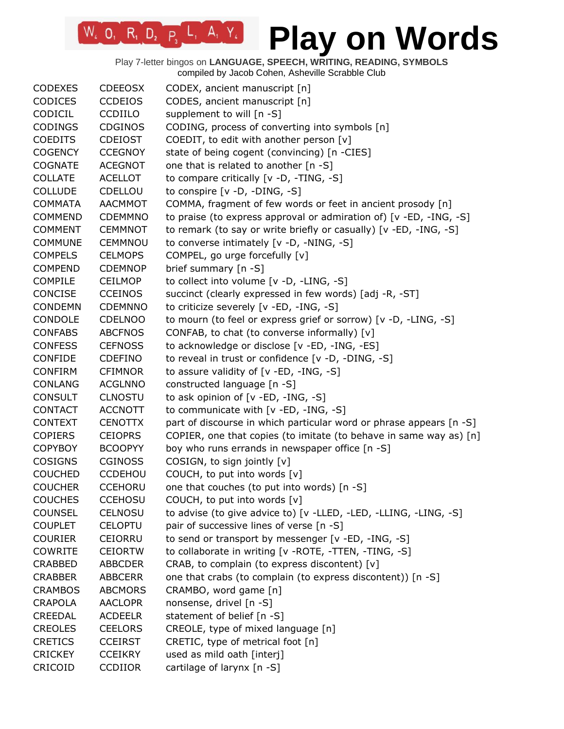# Play on Words

Play 7-letter bingos on **LANGUAGE, SPEECH, WRITING, READING, SYMBOLS**
compiled by Jacob Cohen, Asheville Scrabble Club

| | | |
|---|---|---|
| CODEXES | CDEEOSX | CODEX, ancient manuscript [n] |
| CODICES | CCDEIOS | CODES, ancient manuscript [n] |
| CODICIL | CCDIILO | supplement to will [n -S] |
| CODINGS | CDGINOS | CODING, process of converting into symbols [n] |
| COEDITS | CDEIOST | COEDIT, to edit with another person [v] |
| COGENCY | CCEGNOY | state of being cogent (convincing) [n -CIES] |
| COGNATE | ACEGNOT | one that is related to another [n -S] |
| COLLATE | ACELLOT | to compare critically [v -D, -TING, -S] |
| COLLUDE | CDELLOU | to conspire [v -D, -DING, -S] |
| COMMATA | AACMMOT | COMMA, fragment of few words or feet in ancient prosody [n] |
| COMMEND | CDEMMNO | to praise (to express approval or admiration of) [v -ED, -ING, -S] |
| COMMENT | CEMMNOT | to remark (to say or write briefly or casually) [v -ED, -ING, -S] |
| COMMUNE | CEMMNOU | to converse intimately [v -D, -NING, -S] |
| COMPELS | CELMOPS | COMPEL, go urge forcefully [v] |
| COMPEND | CDEMNOP | brief summary [n -S] |
| COMPILE | CEILMOP | to collect into volume [v -D, -LING, -S] |
| CONCISE | CCEINOS | succinct (clearly expressed in few words) [adj -R, -ST] |
| CONDEMN | CDEMNNO | to criticize severely [v -ED, -ING, -S] |
| CONDOLE | CDELNOO | to mourn (to feel or express grief or sorrow) [v -D, -LING, -S] |
| CONFABS | ABCFNOS | CONFAB, to chat (to converse informally) [v] |
| CONFESS | CEFNOSS | to acknowledge or disclose [v -ED, -ING, -ES] |
| CONFIDE | CDEFINO | to reveal in trust or confidence [v -D, -DING, -S] |
| CONFIRM | CFIMNOR | to assure validity of [v -ED, -ING, -S] |
| CONLANG | ACGLNNO | constructed language [n -S] |
| CONSULT | CLNOSTU | to ask opinion of [v -ED, -ING, -S] |
| CONTACT | ACCNOTT | to communicate with [v -ED, -ING, -S] |
| CONTEXT | CENOTTX | part of discourse in which particular word or phrase appears [n -S] |
| COPIERS | CEIOPRS | COPIER, one that copies (to imitate (to behave in same way as) [n] |
| COPYBOY | BCOOPYY | boy who runs errands in newspaper office [n -S] |
| COSIGNS | CGINOSS | COSIGN, to sign jointly [v] |
| COUCHED | CCDEHOU | COUCH, to put into words [v] |
| COUCHER | CCEHORU | one that couches (to put into words) [n -S] |
| COUCHES | CCEHOSU | COUCH, to put into words [v] |
| COUNSEL | CELNOSU | to advise (to give advice to) [v -LLED, -LED, -LLING, -LING, -S] |
| COUPLET | CELOPTU | pair of successive lines of verse [n -S] |
| COURIER | CEIORRU | to send or transport by messenger [v -ED, -ING, -S] |
| COWRITE | CEIORTW | to collaborate in writing [v -ROTE, -TTEN, -TING, -S] |
| CRABBED | ABBCDER | CRAB, to complain (to express discontent) [v] |
| CRABBER | ABBCERR | one that crabs (to complain (to express discontent)) [n -S] |
| CRAMBOS | ABCMORS | CRAMBO, word game [n] |
| CRAPOLA | AACLOPR | nonsense, drivel [n -S] |
| CREEDAL | ACDEELR | statement of belief [n -S] |
| CREOLES | CEELORS | CREOLE, type of mixed language [n] |
| CRETICS | CCEIRST | CRETIC, type of metrical foot [n] |
| CRICKEY | CCEIKRY | used as mild oath [interj] |
| CRICOID | CCDIIOR | cartilage of larynx [n -S] |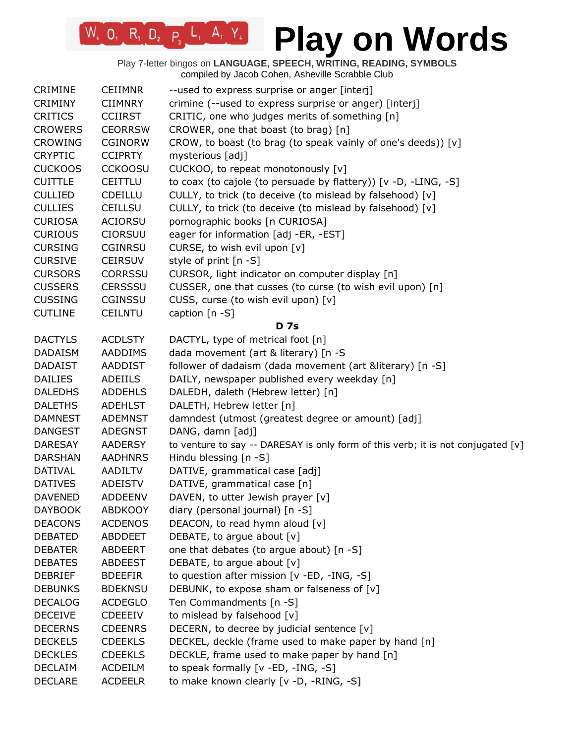# Play on Words

Play 7-letter bingos on **LANGUAGE, SPEECH, WRITING, READING, SYMBOLS**
compiled by Jacob Cohen, Asheville Scrabble Club

| | | |
|---|---|---|
| CRIMINE | CEIIMNR | --used to express surprise or anger [interj] |
| CRIMINY | CIIMNRY | crimine (--used to express surprise or anger) [interj] |
| CRITICS | CCIIRST | CRITIC, one who judges merits of something [n] |
| CROWERS | CEORRSW | CROWER, one that boast (to brag) [n] |
| CROWING | CGINORW | CROW, to boast (to brag (to speak vainly of one's deeds)) [v] |
| CRYPTIC | CCIPRTY | mysterious [adj] |
| CUCKOOS | CCKOOSU | CUCKOO, to repeat monotonously [v] |
| CUITTLE | CEITTLU | to coax (to cajole (to persuade by flattery)) [v -D, -LING, -S] |
| CULLIED | CDEILLU | CULLY, to trick (to deceive (to mislead by falsehood) [v] |
| CULLIES | CEILLSU | CULLY, to trick (to deceive (to mislead by falsehood) [v] |
| CURIOSA | ACIORSU | pornographic books [n CURIOSA] |
| CURIOUS | CIORSUU | eager for information [adj -ER, -EST] |
| CURSING | CGINRSU | CURSE, to wish evil upon [v] |
| CURSIVE | CEIRSUV | style of print [n -S] |
| CURSORS | CORRSSU | CURSOR, light indicator on computer display [n] |
| CUSSERS | CERSSSU | CUSSER, one that cusses (to curse (to wish evil upon) [n] |
| CUSSING | CGINSSU | CUSS, curse (to wish evil upon) [v] |
| CUTLINE | CEILNTU | caption [n -S] |

**D 7s**

| | | |
|---|---|---|
| DACTYLS | ACDLSTY | DACTYL, type of metrical foot [n] |
| DADAISM | AADDIMS | dada movement (art & literary) [n -S |
| DADAIST | AADDIST | follower of dadaism (dada movement (art &literary) [n -S] |
| DAILIES | ADEIILS | DAILY, newspaper published every weekday [n] |
| DALEDHS | ADDEHLS | DALEDH, daleth (Hebrew letter) [n] |
| DALETHS | ADEHLST | DALETH, Hebrew letter [n] |
| DAMNEST | ADEMNST | damndest (utmost (greatest degree or amount) [adj] |
| DANGEST | ADEGNST | DANG, damn [adj] |
| DARESAY | AADERSY | to venture to say -- DARESAY is only form of this verb; it is not conjugated [v] |
| DARSHAN | AADHNRS | Hindu blessing [n -S] |
| DATIVAL | AADILTV | DATIVE, grammatical case [adj] |
| DATIVES | ADEISTV | DATIVE, grammatical case [n] |
| DAVENED | ADDEENV | DAVEN, to utter Jewish prayer [v] |
| DAYBOOK | ABDKOOY | diary (personal journal) [n -S] |
| DEACONS | ACDENOS | DEACON, to read hymn aloud [v] |
| DEBATED | ABDDEET | DEBATE, to argue about [v] |
| DEBATER | ABDEERT | one that debates (to argue about) [n -S] |
| DEBATES | ABDEEST | DEBATE, to argue about [v] |
| DEBRIEF | BDEEFIR | to question after mission [v -ED, -ING, -S] |
| DEBUNKS | BDEKNSU | DEBUNK, to expose sham or falseness of [v] |
| DECALOG | ACDEGLO | Ten Commandments [n -S] |
| DECEIVE | CDEEEIV | to mislead by falsehood [v] |
| DECERNS | CDEENRS | DECERN, to decree by judicial sentence [v] |
| DECKELS | CDEEKLS | DECKEL, deckle (frame used to make paper by hand [n] |
| DECKLES | CDEEKLS | DECKLE, frame used to make paper by hand [n] |
| DECLAIM | ACDEILM | to speak formally [v -ED, -ING, -S] |
| DECLARE | ACDEELR | to make known clearly [v -D, -RING, -S] |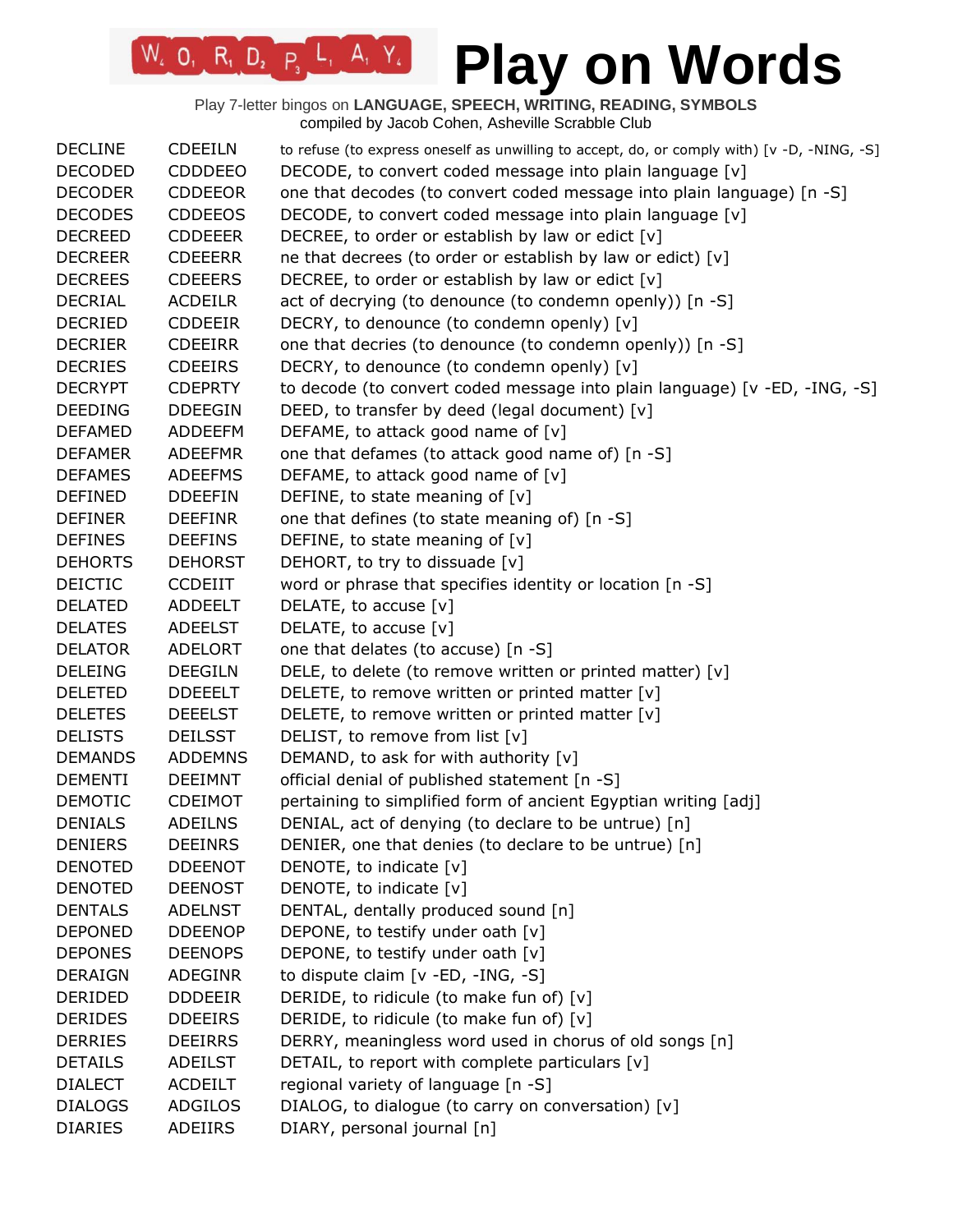# Play on Words

Play 7-letter bingos on **LANGUAGE, SPEECH, WRITING, READING, SYMBOLS**
compiled by Jacob Cohen, Asheville Scrabble Club

| | | |
|---|---|---|
| DECLINE | CDEEILN | to refuse (to express oneself as unwilling to accept, do, or comply with) [v -D, -NING, -S] |
| DECODED | CDDDEEO | DECODE, to convert coded message into plain language [v] |
| DECODER | CDDEEOR | one that decodes (to convert coded message into plain language) [n -S] |
| DECODES | CDDEEOS | DECODE, to convert coded message into plain language [v] |
| DECREED | CDDEEER | DECREE, to order or establish by law or edict [v] |
| DECREER | CDEEERR | ne that decrees (to order or establish by law or edict) [v] |
| DECREES | CDEEERS | DECREE, to order or establish by law or edict [v] |
| DECRIAL | ACDEILR | act of decrying (to denounce (to condemn openly)) [n -S] |
| DECRIED | CDDEEIR | DECRY, to denounce (to condemn openly) [v] |
| DECRIER | CDEEIRR | one that decries (to denounce (to condemn openly)) [n -S] |
| DECRIES | CDEEIRS | DECRY, to denounce (to condemn openly) [v] |
| DECRYPT | CDEPRTY | to decode (to convert coded message into plain language) [v -ED, -ING, -S] |
| DEEDING | DDEEGIN | DEED, to transfer by deed (legal document) [v] |
| DEFAMED | ADDEEFM | DEFAME, to attack good name of [v] |
| DEFAMER | ADEEFMR | one that defames (to attack good name of) [n -S] |
| DEFAMES | ADEEFMS | DEFAME, to attack good name of [v] |
| DEFINED | DDEEFIN | DEFINE, to state meaning of [v] |
| DEFINER | DEEFINR | one that defines (to state meaning of) [n -S] |
| DEFINES | DEEFINS | DEFINE, to state meaning of [v] |
| DEHORTS | DEHORST | DEHORT, to try to dissuade [v] |
| DEICTIC | CCDEIIT | word or phrase that specifies identity or location [n -S] |
| DELATED | ADDEELT | DELATE, to accuse [v] |
| DELATES | ADEELST | DELATE, to accuse [v] |
| DELATOR | ADELORT | one that delates (to accuse) [n -S] |
| DELEING | DEEGILN | DELE, to delete (to remove written or printed matter) [v] |
| DELETED | DDEEELT | DELETE, to remove written or printed matter [v] |
| DELETES | DEEELST | DELETE, to remove written or printed matter [v] |
| DELISTS | DEILSST | DELIST, to remove from list [v] |
| DEMANDS | ADDEMNS | DEMAND, to ask for with authority [v] |
| DEMENTI | DEEIMNT | official denial of published statement [n -S] |
| DEMOTIC | CDEIMOT | pertaining to simplified form of ancient Egyptian writing [adj] |
| DENIALS | ADEILNS | DENIAL, act of denying (to declare to be untrue) [n] |
| DENIERS | DEEINRS | DENIER, one that denies (to declare to be untrue) [n] |
| DENOTED | DDEENOT | DENOTE, to indicate [v] |
| DENOTED | DEENOST | DENOTE, to indicate [v] |
| DENTALS | ADELNST | DENTAL, dentally produced sound [n] |
| DEPONED | DDEENOP | DEPONE, to testify under oath [v] |
| DEPONES | DEENOPS | DEPONE, to testify under oath [v] |
| DERAIGN | ADEGINR | to dispute claim [v -ED, -ING, -S] |
| DERIDED | DDDEEIR | DERIDE, to ridicule (to make fun of) [v] |
| DERIDES | DDEEIRS | DERIDE, to ridicule (to make fun of) [v] |
| DERRIES | DEEIRRS | DERRY, meaningless word used in chorus of old songs [n] |
| DETAILS | ADEILST | DETAIL, to report with complete particulars [v] |
| DIALECT | ACDEILT | regional variety of language [n -S] |
| DIALOGS | ADGILOS | DIALOG, to dialogue (to carry on conversation) [v] |
| DIARIES | ADEIIRS | DIARY, personal journal [n] |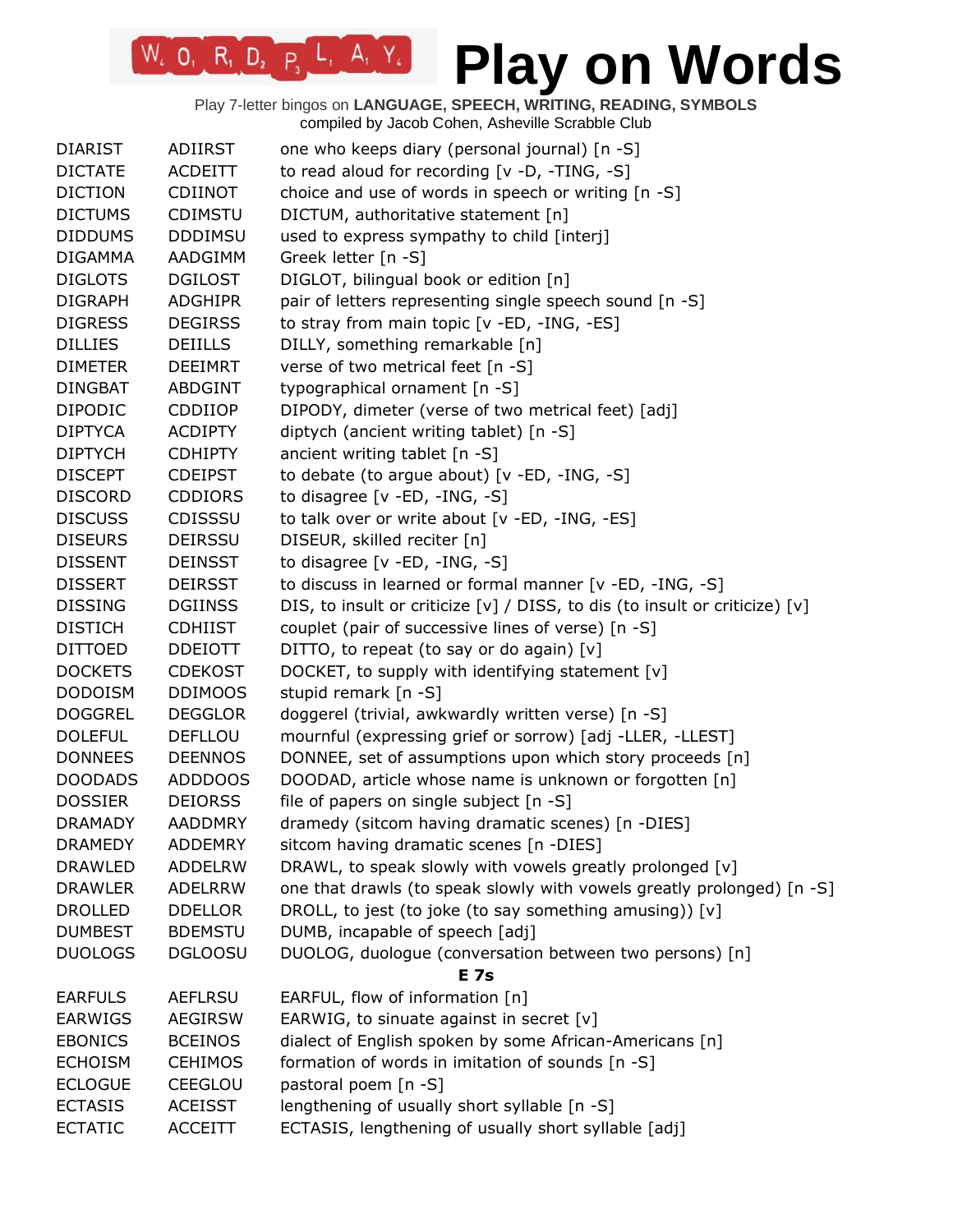# Play on Words

Play 7-letter bingos on **LANGUAGE, SPEECH, WRITING, READING, SYMBOLS**
compiled by Jacob Cohen, Asheville Scrabble Club

| | | |
|---|---|---|
| DIARIST | ADIIRST | one who keeps diary (personal journal) [n -S] |
| DICTATE | ACDEITT | to read aloud for recording [v -D, -TING, -S] |
| DICTION | CDIINOT | choice and use of words in speech or writing [n -S] |
| DICTUMS | CDIMSTU | DICTUM, authoritative statement [n] |
| DIDDUMS | DDDIMSU | used to express sympathy to child [interj] |
| DIGAMMA | AADGIMM | Greek letter [n -S] |
| DIGLOTS | DGILOST | DIGLOT, bilingual book or edition [n] |
| DIGRAPH | ADGHIPR | pair of letters representing single speech sound [n -S] |
| DIGRESS | DEGIRSS | to stray from main topic [v -ED, -ING, -ES] |
| DILLIES | DEIILLS | DILLY, something remarkable [n] |
| DIMETER | DEEIMRT | verse of two metrical feet [n -S] |
| DINGBAT | ABDGINT | typographical ornament [n -S] |
| DIPODIC | CDDIIOP | DIPODY, dimeter (verse of two metrical feet) [adj] |
| DIPTYCA | ACDIPTY | diptych (ancient writing tablet) [n -S] |
| DIPTYCH | CDHIPTY | ancient writing tablet [n -S] |
| DISCEPT | CDEIPST | to debate (to argue about) [v -ED, -ING, -S] |
| DISCORD | CDDIORS | to disagree [v -ED, -ING, -S] |
| DISCUSS | CDISSSU | to talk over or write about [v -ED, -ING, -ES] |
| DISEURS | DEIRSSU | DISEUR, skilled reciter [n] |
| DISSENT | DEINSST | to disagree [v -ED, -ING, -S] |
| DISSERT | DEIRSST | to discuss in learned or formal manner [v -ED, -ING, -S] |
| DISSING | DGIINSS | DIS, to insult or criticize [v] / DISS, to dis (to insult or criticize) [v] |
| DISTICH | CDHIIST | couplet (pair of successive lines of verse) [n -S] |
| DITTOED | DDEIOTT | DITTO, to repeat (to say or do again) [v] |
| DOCKETS | CDEKOST | DOCKET, to supply with identifying statement [v] |
| DODOISM | DDIMOOS | stupid remark [n -S] |
| DOGGREL | DEGGLOR | doggerel (trivial, awkwardly written verse) [n -S] |
| DOLEFUL | DEFLLOU | mournful (expressing grief or sorrow) [adj -LLER, -LLEST] |
| DONNEES | DEENNOS | DONNEE, set of assumptions upon which story proceeds [n] |
| DOODADS | ADDDOOS | DOODAD, article whose name is unknown or forgotten [n] |
| DOSSIER | DEIORSS | file of papers on single subject [n -S] |
| DRAMADY | AADDMRY | dramedy (sitcom having dramatic scenes) [n -DIES] |
| DRAMEDY | ADDEMRY | sitcom having dramatic scenes [n -DIES] |
| DRAWLED | ADDELRW | DRAWL, to speak slowly with vowels greatly prolonged [v] |
| DRAWLER | ADELRRW | one that drawls (to speak slowly with vowels greatly prolonged) [n -S] |
| DROLLED | DDELLOR | DROLL, to jest (to joke (to say something amusing)) [v] |
| DUMBEST | BDEMSTU | DUMB, incapable of speech [adj] |
| DUOLOGS | DGLOOSU | DUOLOG, duologue (conversation between two persons) [n] |

**E 7s**

| | | |
|---|---|---|
| EARFULS | AEFLRSU | EARFUL, flow of information [n] |
| EARWIGS | AEGIRSW | EARWIG, to sinuate against in secret [v] |
| EBONICS | BCEINOS | dialect of English spoken by some African-Americans [n] |
| ECHOISM | CEHIMOS | formation of words in imitation of sounds [n -S] |
| ECLOGUE | CEEGLOU | pastoral poem [n -S] |
| ECTASIS | ACEISST | lengthening of usually short syllable [n -S] |
| ECTATIC | ACCEITT | ECTASIS, lengthening of usually short syllable [adj] |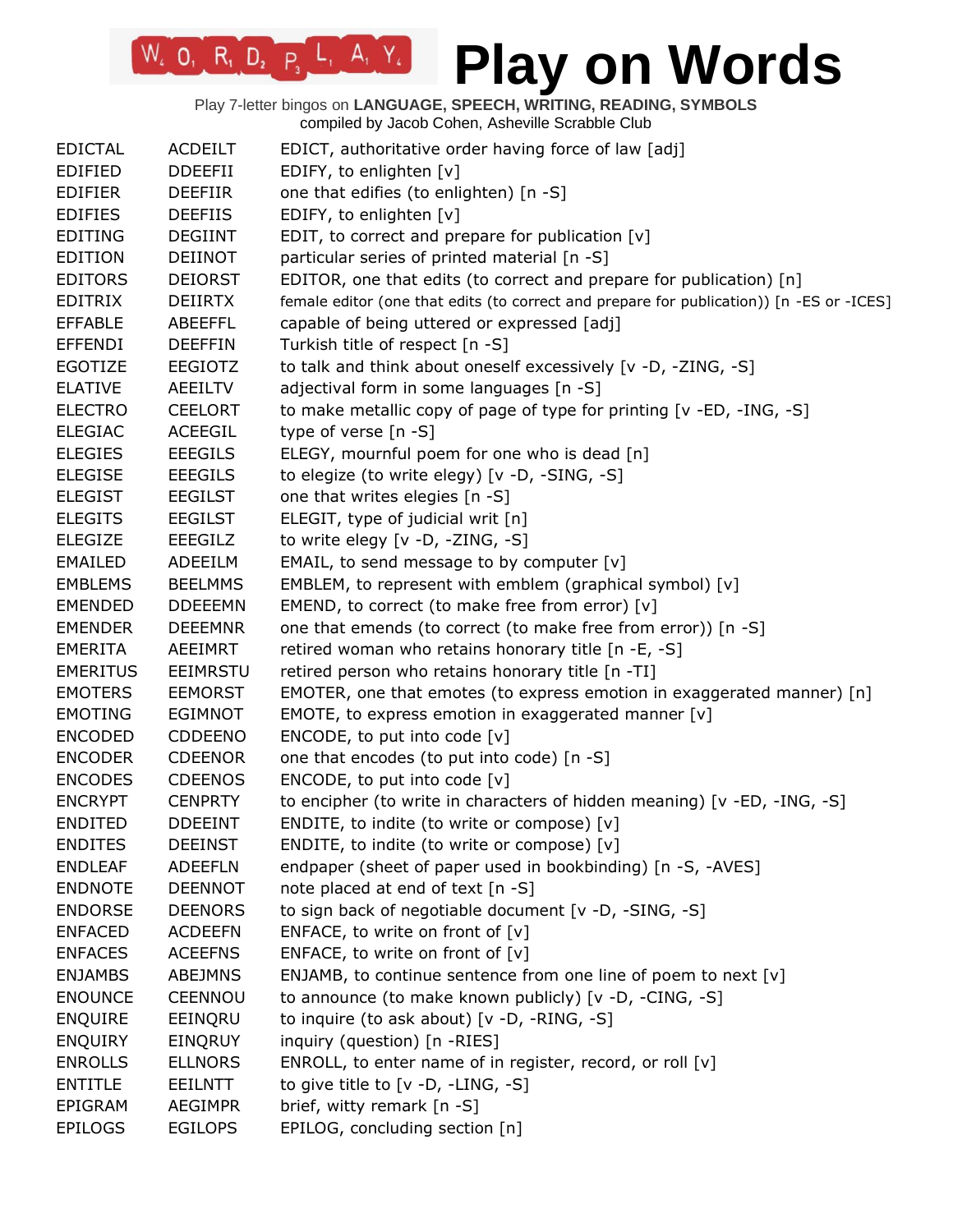# Play on Words

Play 7-letter bingos on **LANGUAGE, SPEECH, WRITING, READING, SYMBOLS**
compiled by Jacob Cohen, Asheville Scrabble Club

| | | |
|---|---|---|
| EDICTAL | ACDEILT | EDICT, authoritative order having force of law [adj] |
| EDIFIED | DDEEFII | EDIFY, to enlighten [v] |
| EDIFIER | DEEFIIR | one that edifies (to enlighten) [n -S] |
| EDIFIES | DEEFIIS | EDIFY, to enlighten [v] |
| EDITING | DEGIINT | EDIT, to correct and prepare for publication [v] |
| EDITION | DEIINOT | particular series of printed material [n -S] |
| EDITORS | DEIORST | EDITOR, one that edits (to correct and prepare for publication) [n] |
| EDITRIX | DEIIRTX | female editor (one that edits (to correct and prepare for publication)) [n -ES or -ICES] |
| EFFABLE | ABEEFFL | capable of being uttered or expressed [adj] |
| EFFENDI | DEEFFIN | Turkish title of respect [n -S] |
| EGOTIZE | EEGIOTZ | to talk and think about oneself excessively [v -D, -ZING, -S] |
| ELATIVE | AEEILTV | adjectival form in some languages [n -S] |
| ELECTRO | CEELORT | to make metallic copy of page of type for printing [v -ED, -ING, -S] |
| ELEGIAC | ACEEGIL | type of verse [n -S] |
| ELEGIES | EEEGILS | ELEGY, mournful poem for one who is dead [n] |
| ELEGISE | EEEGILS | to elegize (to write elegy) [v -D, -SING, -S] |
| ELEGIST | EEGILST | one that writes elegies [n -S] |
| ELEGITS | EEGILST | ELEGIT, type of judicial writ [n] |
| ELEGIZE | EEEGILZ | to write elegy [v -D, -ZING, -S] |
| EMAILED | ADEEILM | EMAIL, to send message to by computer [v] |
| EMBLEMS | BEELMMS | EMBLEM, to represent with emblem (graphical symbol) [v] |
| EMENDED | DDEEEMN | EMEND, to correct (to make free from error) [v] |
| EMENDER | DEEEMNR | one that emends (to correct (to make free from error)) [n -S] |
| EMERITA | AEEIMRT | retired woman who retains honorary title [n -E, -S] |
| EMERITUS | EEIMRSTU | retired person who retains honorary title [n -TI] |
| EMOTERS | EEMORST | EMOTER, one that emotes (to express emotion in exaggerated manner) [n] |
| EMOTING | EGIMNOT | EMOTE, to express emotion in exaggerated manner [v] |
| ENCODED | CDDEENO | ENCODE, to put into code [v] |
| ENCODER | CDEENOR | one that encodes (to put into code) [n -S] |
| ENCODES | CDEENOS | ENCODE, to put into code [v] |
| ENCRYPT | CENPRTY | to encipher (to write in characters of hidden meaning) [v -ED, -ING, -S] |
| ENDITED | DDEEINT | ENDITE, to indite (to write or compose) [v] |
| ENDITES | DEEINST | ENDITE, to indite (to write or compose) [v] |
| ENDLEAF | ADEEFLN | endpaper (sheet of paper used in bookbinding) [n -S, -AVES] |
| ENDNOTE | DEENNOT | note placed at end of text [n -S] |
| ENDORSE | DEENORS | to sign back of negotiable document [v -D, -SING, -S] |
| ENFACED | ACDEEFN | ENFACE, to write on front of [v] |
| ENFACES | ACEEFNS | ENFACE, to write on front of [v] |
| ENJAMBS | ABEJMNS | ENJAMB, to continue sentence from one line of poem to next [v] |
| ENOUNCE | CEENNOU | to announce (to make known publicly) [v -D, -CING, -S] |
| ENQUIRE | EEINQRU | to inquire (to ask about) [v -D, -RING, -S] |
| ENQUIRY | EINQRUY | inquiry (question) [n -RIES] |
| ENROLLS | ELLNORS | ENROLL, to enter name of in register, record, or roll [v] |
| ENTITLE | EEILNTT | to give title to [v -D, -LING, -S] |
| EPIGRAM | AEGIMPR | brief, witty remark [n -S] |
| EPILOGS | EGILOPS | EPILOG, concluding section [n] |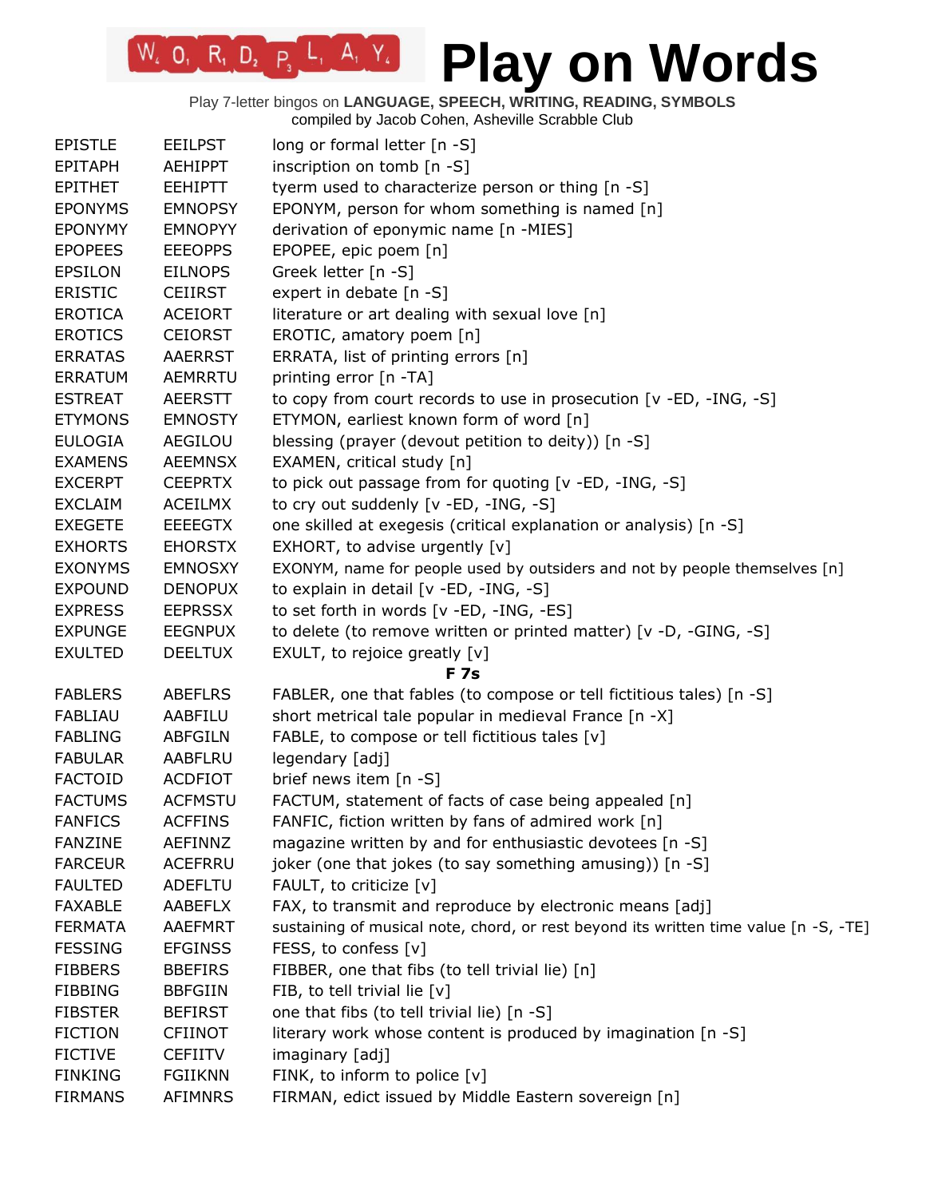# Play on Words

Play 7-letter bingos on **LANGUAGE, SPEECH, WRITING, READING, SYMBOLS**
compiled by Jacob Cohen, Asheville Scrabble Club

| | | |
|---|---|---|
| EPISTLE | EEILPST | long or formal letter [n -S] |
| EPITAPH | AEHIPPT | inscription on tomb [n -S] |
| EPITHET | EEHIPTT | tyerm used to characterize person or thing [n -S] |
| EPONYMS | EMNOPSY | EPONYM, person for whom something is named [n] |
| EPONYMY | EMNOPYY | derivation of eponymic name [n -MIES] |
| EPOPEES | EEEOPPS | EPOPEE, epic poem [n] |
| EPSILON | EILNOPS | Greek letter [n -S] |
| ERISTIC | CEIIRST | expert in debate [n -S] |
| EROTICA | ACEIORT | literature or art dealing with sexual love [n] |
| EROTICS | CEIORST | EROTIC, amatory poem [n] |
| ERRATAS | AAERRST | ERRATA, list of printing errors [n] |
| ERRATUM | AEMRRTU | printing error [n -TA] |
| ESTREAT | AEERSTT | to copy from court records to use in prosecution [v -ED, -ING, -S] |
| ETYMONS | EMNOSTY | ETYMON, earliest known form of word [n] |
| EULOGIA | AEGILOU | blessing (prayer (devout petition to deity)) [n -S] |
| EXAMENS | AEEMNSX | EXAMEN, critical study [n] |
| EXCERPT | CEEPRTX | to pick out passage from for quoting [v -ED, -ING, -S] |
| EXCLAIM | ACEILMX | to cry out suddenly [v -ED, -ING, -S] |
| EXEGETE | EEEEGTX | one skilled at exegesis (critical explanation or analysis) [n -S] |
| EXHORTS | EHORSTX | EXHORT, to advise urgently [v] |
| EXONYMS | EMNOSXY | EXONYM, name for people used by outsiders and not by people themselves [n] |
| EXPOUND | DENOPUX | to explain in detail [v -ED, -ING, -S] |
| EXPRESS | EEPRSSX | to set forth in words [v -ED, -ING, -ES] |
| EXPUNGE | EEGNPUX | to delete (to remove written or printed matter) [v -D, -GING, -S] |
| EXULTED | DEELTUX | EXULT, to rejoice greatly [v] |

**F 7s**

| | | |
|---|---|---|
| FABLERS | ABEFLRS | FABLER, one that fables (to compose or tell fictitious tales) [n -S] |
| FABLIAU | AABFILU | short metrical tale popular in medieval France [n -X] |
| FABLING | ABFGILN | FABLE, to compose or tell fictitious tales [v] |
| FABULAR | AABFLRU | legendary [adj] |
| FACTOID | ACDFIOT | brief news item [n -S] |
| FACTUMS | ACFMSTU | FACTUM, statement of facts of case being appealed [n] |
| FANFICS | ACFFINS | FANFIC, fiction written by fans of admired work [n] |
| FANZINE | AEFINNZ | magazine written by and for enthusiastic devotees [n -S] |
| FARCEUR | ACEFRRU | joker (one that jokes (to say something amusing)) [n -S] |
| FAULTED | ADEFLTU | FAULT, to criticize [v] |
| FAXABLE | AABEFLX | FAX, to transmit and reproduce by electronic means [adj] |
| FERMATA | AAEFMRT | sustaining of musical note, chord, or rest beyond its written time value [n -S, -TE] |
| FESSING | EFGINSS | FESS, to confess [v] |
| FIBBERS | BBEFIRS | FIBBER, one that fibs (to tell trivial lie) [n] |
| FIBBING | BBFGIIN | FIB, to tell trivial lie [v] |
| FIBSTER | BEFIRST | one that fibs (to tell trivial lie) [n -S] |
| FICTION | CFIINOT | literary work whose content is produced by imagination [n -S] |
| FICTIVE | CEFIITV | imaginary [adj] |
| FINKING | FGIIKNN | FINK, to inform to police [v] |
| FIRMANS | AFIMNRS | FIRMAN, edict issued by Middle Eastern sovereign [n] |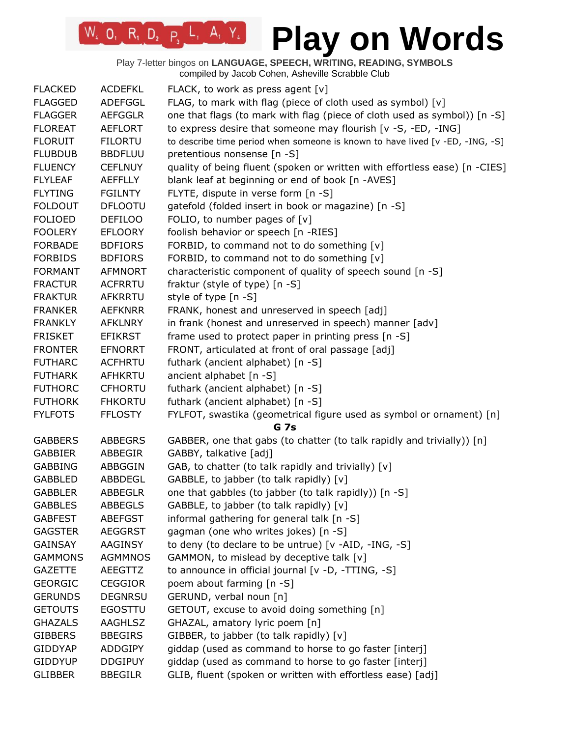# Play on Words

Play 7-letter bingos on **LANGUAGE, SPEECH, WRITING, READING, SYMBOLS**
compiled by Jacob Cohen, Asheville Scrabble Club

| | | |
|---|---|---|
| FLACKED | ACDEFKL | FLACK, to work as press agent [v] |
| FLAGGED | ADEFGGL | FLAG, to mark with flag (piece of cloth used as symbol) [v] |
| FLAGGER | AEFGGLR | one that flags (to mark with flag (piece of cloth used as symbol)) [n -S] |
| FLOREAT | AEFLORT | to express desire that someone may flourish [v -S, -ED, -ING] |
| FLORUIT | FILORTU | to describe time period when someone is known to have lived [v -ED, -ING, -S] |
| FLUBDUB | BBDFLUU | pretentious nonsense [n -S] |
| FLUENCY | CEFLNUY | quality of being fluent (spoken or written with effortless ease) [n -CIES] |
| FLYLEAF | AEFFLLY | blank leaf at beginning or end of book [n -AVES] |
| FLYTING | FGILNTY | FLYTE, dispute in verse form [n -S] |
| FOLDOUT | DFLOOTU | gatefold (folded insert in book or magazine) [n -S] |
| FOLIOED | DEFILOO | FOLIO, to number pages of [v] |
| FOOLERY | EFLOORY | foolish behavior or speech [n -RIES] |
| FORBADE | BDFIORS | FORBID, to command not to do something [v] |
| FORBIDS | BDFIORS | FORBID, to command not to do something [v] |
| FORMANT | AFMNORT | characteristic component of quality of speech sound [n -S] |
| FRACTUR | ACFRRTU | fraktur (style of type) [n -S] |
| FRAKTUR | AFKRRTU | style of type [n -S] |
| FRANKER | AEFKNRR | FRANK, honest and unreserved in speech [adj] |
| FRANKLY | AFKLNRY | in frank (honest and unreserved in speech) manner [adv] |
| FRISKET | EFIKRST | frame used to protect paper in printing press [n -S] |
| FRONTER | EFNORRT | FRONT, articulated at front of oral passage [adj] |
| FUTHARC | ACFHRTU | futhark (ancient alphabet) [n -S] |
| FUTHARK | AFHKRTU | ancient alphabet [n -S] |
| FUTHORC | CFHORTU | futhark (ancient alphabet) [n -S] |
| FUTHORK | FHKORTU | futhark (ancient alphabet) [n -S] |
| FYLFOTS | FFLOSTY | FYLFOT, swastika (geometrical figure used as symbol or ornament) [n] |

**G 7s**

| | | |
|---|---|---|
| GABBERS | ABBEGRS | GABBER, one that gabs (to chatter (to talk rapidly and trivially)) [n] |
| GABBIER | ABBEGIR | GABBY, talkative [adj] |
| GABBING | ABBGGIN | GAB, to chatter (to talk rapidly and trivially) [v] |
| GABBLED | ABBDEGL | GABBLE, to jabber (to talk rapidly) [v] |
| GABBLER | ABBEGLR | one that gabbles (to jabber (to talk rapidly)) [n -S] |
| GABBLES | ABBEGLS | GABBLE, to jabber (to talk rapidly) [v] |
| GABFEST | ABEFGST | informal gathering for general talk [n -S] |
| GAGSTER | AEGGRST | gagman (one who writes jokes) [n -S] |
| GAINSAY | AAGINSY | to deny (to declare to be untrue) [v -AID, -ING, -S] |
| GAMMONS | AGMMNOS | GAMMON, to mislead by deceptive talk [v] |
| GAZETTE | AEEGTTZ | to announce in official journal [v -D, -TTING, -S] |
| GEORGIC | CEGGIOR | poem about farming [n -S] |
| GERUNDS | DEGNRSU | GERUND, verbal noun [n] |
| GETOUTS | EGOSTTU | GETOUT, excuse to avoid doing something [n] |
| GHAZALS | AAGHLSZ | GHAZAL, amatory lyric poem [n] |
| GIBBERS | BBEGIRS | GIBBER, to jabber (to talk rapidly) [v] |
| GIDDYAP | ADDGIPY | giddap (used as command to horse to go faster [interj] |
| GIDDYUP | DDGIPUY | giddap (used as command to horse to go faster [interj] |
| GLIBBER | BBEGILR | GLIB, fluent (spoken or written with effortless ease) [adj] |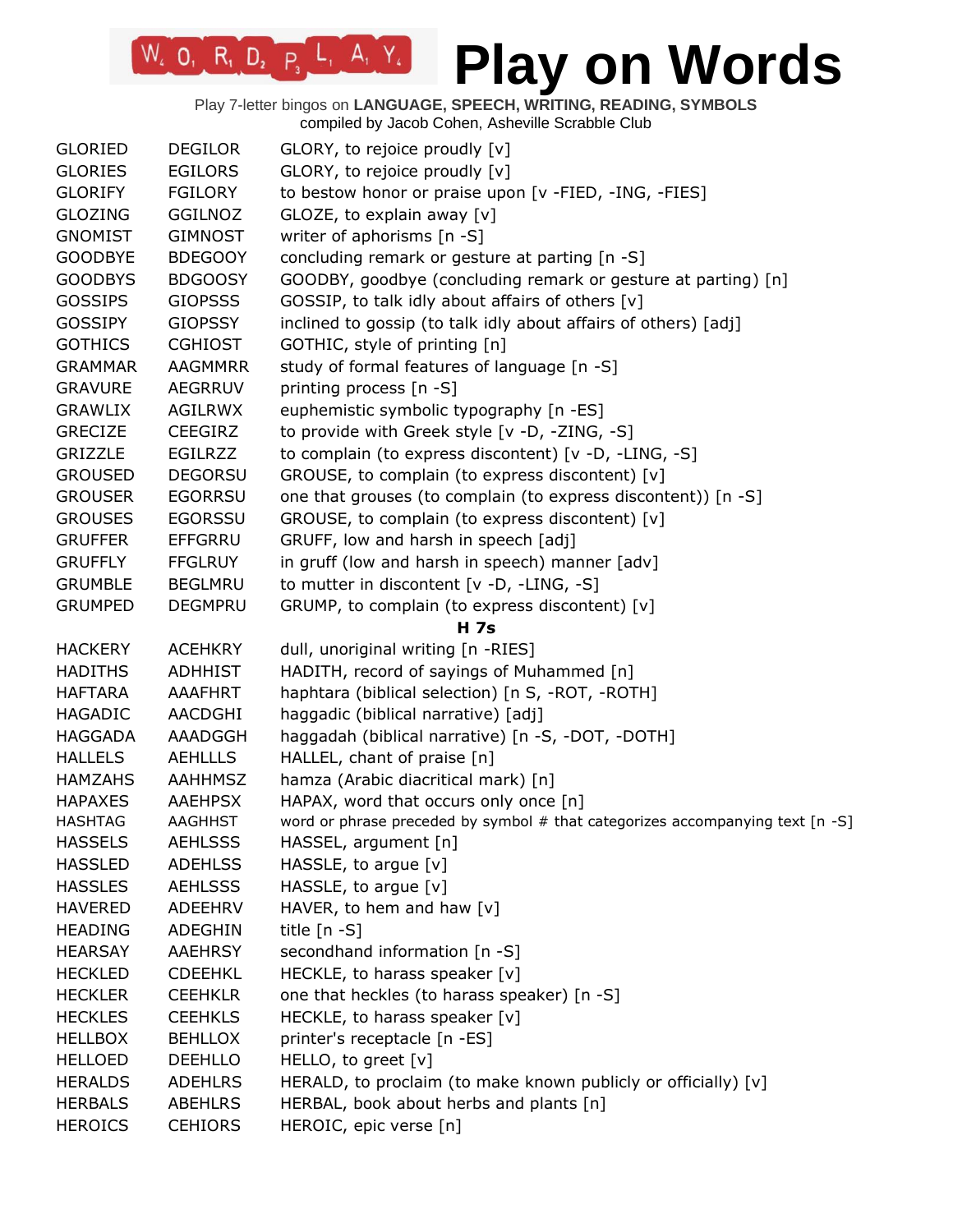# Play on Words

Play 7-letter bingos on **LANGUAGE, SPEECH, WRITING, READING, SYMBOLS**
compiled by Jacob Cohen, Asheville Scrabble Club

| | | |
|---|---|---|
| GLORIED | DEGILOR | GLORY, to rejoice proudly [v] |
| GLORIES | EGILORS | GLORY, to rejoice proudly [v] |
| GLORIFY | FGILORY | to bestow honor or praise upon [v -FIED, -ING, -FIES] |
| GLOZING | GGILNOZ | GLOZE, to explain away [v] |
| GNOMIST | GIMNOST | writer of aphorisms [n -S] |
| GOODBYE | BDEGOOY | concluding remark or gesture at parting [n -S] |
| GOODBYS | BDGOOSY | GOODBY, goodbye (concluding remark or gesture at parting) [n] |
| GOSSIPS | GIOPSSS | GOSSIP, to talk idly about affairs of others [v] |
| GOSSIPY | GIOPSSY | inclined to gossip (to talk idly about affairs of others) [adj] |
| GOTHICS | CGHIOST | GOTHIC, style of printing [n] |
| GRAMMAR | AAGMMRR | study of formal features of language [n -S] |
| GRAVURE | AEGRRUV | printing process [n -S] |
| GRAWLIX | AGILRWX | euphemistic symbolic typography [n -ES] |
| GRECIZE | CEEGIRZ | to provide with Greek style [v -D, -ZING, -S] |
| GRIZZLE | EGILRZZ | to complain (to express discontent) [v -D, -LING, -S] |
| GROUSED | DEGORSU | GROUSE, to complain (to express discontent) [v] |
| GROUSER | EGORRSU | one that grouses (to complain (to express discontent)) [n -S] |
| GROUSES | EGORSSU | GROUSE, to complain (to express discontent) [v] |
| GRUFFER | EFFGRRU | GRUFF, low and harsh in speech [adj] |
| GRUFFLY | FFGLRUY | in gruff (low and harsh in speech) manner [adv] |
| GRUMBLE | BEGLMRU | to mutter in discontent [v -D, -LING, -S] |
| GRUMPED | DEGMPRU | GRUMP, to complain (to express discontent) [v] |

**H 7s**

| | | |
|---|---|---|
| HACKERY | ACEHKRY | dull, unoriginal writing [n -RIES] |
| HADITHS | ADHHIST | HADITH, record of sayings of Muhammed [n] |
| HAFTARA | AAAFHRT | haphtara (biblical selection) [n S, -ROT, -ROTH] |
| HAGADIC | AACDGHI | haggadic (biblical narrative) [adj] |
| HAGGADA | AAADGGH | haggadah (biblical narrative) [n -S, -DOT, -DOTH] |
| HALLELS | AEHLLLS | HALLEL, chant of praise [n] |
| HAMZAHS | AAHHMSZ | hamza (Arabic diacritical mark) [n] |
| HAPAXES | AAEHPSX | HAPAX, word that occurs only once [n] |
| HASHTAG | AAGHHST | word or phrase preceded by symbol # that categorizes accompanying text [n -S] |
| HASSELS | AEHLSSS | HASSEL, argument [n] |
| HASSLED | ADEHLSS | HASSLE, to argue [v] |
| HASSLES | AEHLSSS | HASSLE, to argue [v] |
| HAVERED | ADEEHRV | HAVER, to hem and haw [v] |
| HEADING | ADEGHIN | title [n -S] |
| HEARSAY | AAEHRSY | secondhand information [n -S] |
| HECKLED | CDEEHKL | HECKLE, to harass speaker [v] |
| HECKLER | CEEHKLR | one that heckles (to harass speaker) [n -S] |
| HECKLES | CEEHKLS | HECKLE, to harass speaker [v] |
| HELLBOX | BEHLLOX | printer's receptacle [n -ES] |
| HELLOED | DEEHLLO | HELLO, to greet [v] |
| HERALDS | ADEHLRS | HERALD, to proclaim (to make known publicly or officially) [v] |
| HERBALS | ABEHLRS | HERBAL, book about herbs and plants [n] |
| HEROICS | CEHIORS | HEROIC, epic verse [n] |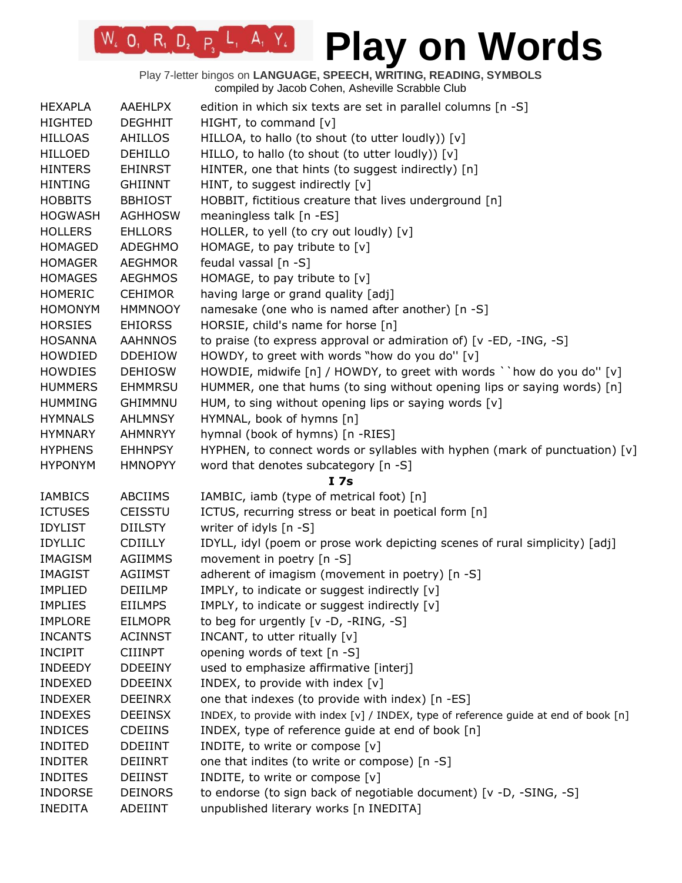# Play on Words

Play 7-letter bingos on **LANGUAGE, SPEECH, WRITING, READING, SYMBOLS**
compiled by Jacob Cohen, Asheville Scrabble Club

| | | |
|---|---|---|
| HEXAPLA | AAEHLPX | edition in which six texts are set in parallel columns [n -S] |
| HIGHTED | DEGHHIT | HIGHT, to command [v] |
| HILLOAS | AHILLOS | HILLOA, to hallo (to shout (to utter loudly)) [v] |
| HILLOED | DEHILLO | HILLO, to hallo (to shout (to utter loudly)) [v] |
| HINTERS | EHINRST | HINTER, one that hints (to suggest indirectly) [n] |
| HINTING | GHIINNT | HINT, to suggest indirectly [v] |
| HOBBITS | BBHIOST | HOBBIT, fictitious creature that lives underground [n] |
| HOGWASH | AGHHOSW | meaningless talk [n -ES] |
| HOLLERS | EHLLORS | HOLLER, to yell (to cry out loudly) [v] |
| HOMAGED | ADEGHMO | HOMAGE, to pay tribute to [v] |
| HOMAGER | AEGHMOR | feudal vassal [n -S] |
| HOMAGES | AEGHMOS | HOMAGE, to pay tribute to [v] |
| HOMERIC | CEHIMOR | having large or grand quality [adj] |
| HOMONYM | HMMNOOY | namesake (one who is named after another) [n -S] |
| HORSIES | EHIORSS | HORSIE, child's name for horse [n] |
| HOSANNA | AAHNNOS | to praise (to express approval or admiration of) [v -ED, -ING, -S] |
| HOWDIED | DDEHIOW | HOWDY, to greet with words "how do you do'' [v] |
| HOWDIES | DEHIOSW | HOWDIE, midwife [n] / HOWDY, to greet with words ``how do you do'' [v] |
| HUMMERS | EHMMRSU | HUMMER, one that hums (to sing without opening lips or saying words) [n] |
| HUMMING | GHIMMNU | HUM, to sing without opening lips or saying words [v] |
| HYMNALS | AHLMNSY | HYMNAL, book of hymns [n] |
| HYMNARY | AHMNRYY | hymnal (book of hymns) [n -RIES] |
| HYPHENS | EHHNPSY | HYPHEN, to connect words or syllables with hyphen (mark of punctuation) [v] |
| HYPONYM | HMNOPYY | word that denotes subcategory [n -S] |

**I 7s**

| | | |
|---|---|---|
| IAMBICS | ABCIIMS | IAMBIC, iamb (type of metrical foot) [n] |
| ICTUSES | CEISSTU | ICTUS, recurring stress or beat in poetical form [n] |
| IDYLIST | DIILSTY | writer of idyls [n -S] |
| IDYLLIC | CDIILLY | IDYLL, idyl (poem or prose work depicting scenes of rural simplicity) [adj] |
| IMAGISM | AGIIMMS | movement in poetry [n -S] |
| IMAGIST | AGIIMST | adherent of imagism (movement in poetry) [n -S] |
| IMPLIED | DEIILMP | IMPLY, to indicate or suggest indirectly [v] |
| IMPLIES | EIILMPS | IMPLY, to indicate or suggest indirectly [v] |
| IMPLORE | EILMOPR | to beg for urgently [v -D, -RING, -S] |
| INCANTS | ACINNST | INCANT, to utter ritually [v] |
| INCIPIT | CIIINPT | opening words of text [n -S] |
| INDEEDY | DDEEINY | used to emphasize affirmative [interj] |
| INDEXED | DDEEINX | INDEX, to provide with index [v] |
| INDEXER | DEEINRX | one that indexes (to provide with index) [n -ES] |
| INDEXES | DEEINSX | INDEX, to provide with index [v] / INDEX, type of reference guide at end of book [n] |
| INDICES | CDEIINS | INDEX, type of reference guide at end of book [n] |
| INDITED | DDEIINT | INDITE, to write or compose [v] |
| INDITER | DEIINRT | one that indites (to write or compose) [n -S] |
| INDITES | DEIINST | INDITE, to write or compose [v] |
| INDORSE | DEINORS | to endorse (to sign back of negotiable document) [v -D, -SING, -S] |
| INEDITA | ADEIINT | unpublished literary works [n INEDITA] |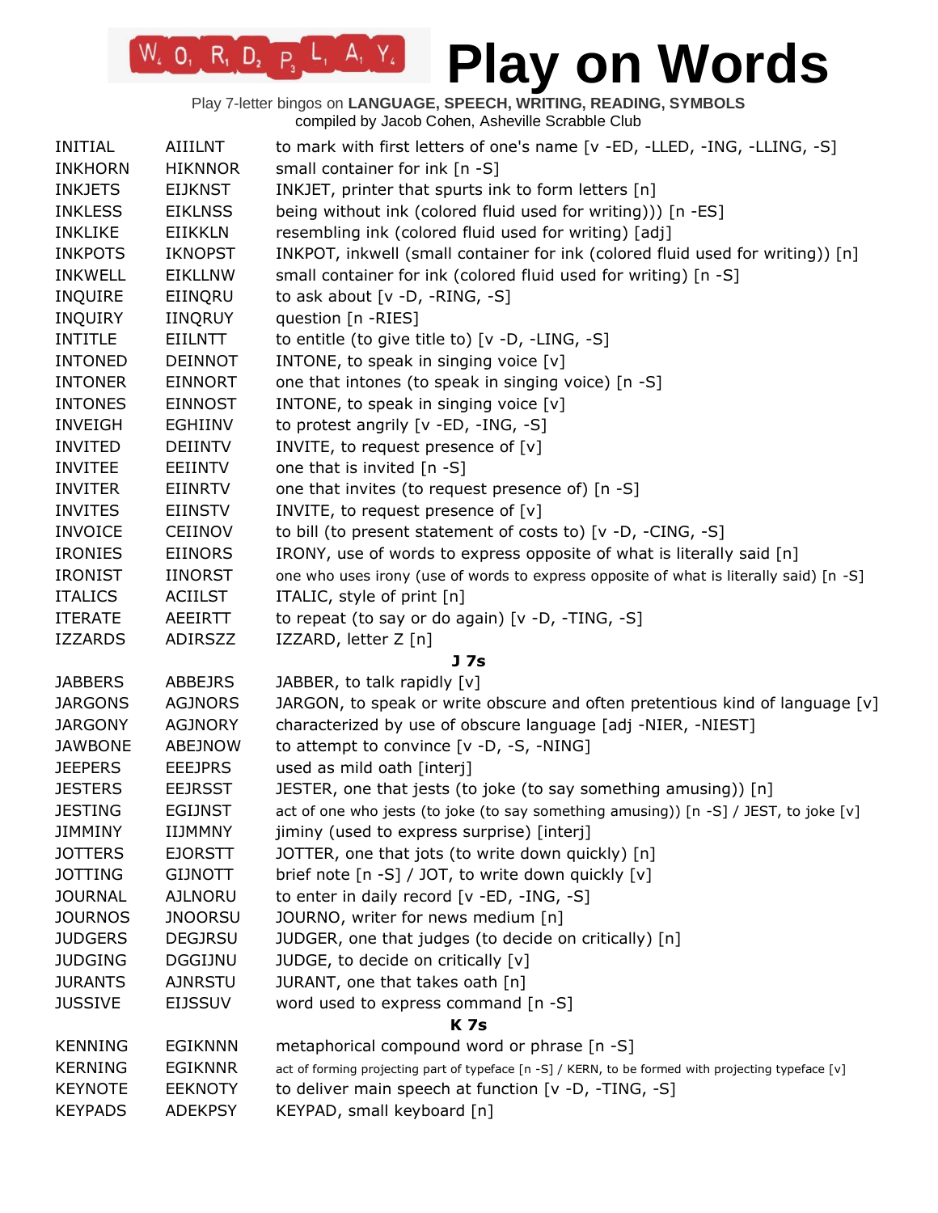# Play on Words

Play 7-letter bingos on **LANGUAGE, SPEECH, WRITING, READING, SYMBOLS**
compiled by Jacob Cohen, Asheville Scrabble Club

| | | |
|---|---|---|
| INITIAL | AIIILNT | to mark with first letters of one's name [v -ED, -LLED, -ING, -LLING, -S] |
| INKHORN | HIKNNOR | small container for ink [n -S] |
| INKJETS | EIJKNST | INKJET, printer that spurts ink to form letters [n] |
| INKLESS | EIKLNSS | being without ink (colored fluid used for writing))) [n -ES] |
| INKLIKE | EIIKKLN | resembling ink (colored fluid used for writing) [adj] |
| INKPOTS | IKNOPST | INKPOT, inkwell (small container for ink (colored fluid used for writing)) [n] |
| INKWELL | EIKLLNW | small container for ink (colored fluid used for writing) [n -S] |
| INQUIRE | EIINQRU | to ask about [v -D, -RING, -S] |
| INQUIRY | IINQRUY | question [n -RIES] |
| INTITLE | EIILNTT | to entitle (to give title to) [v -D, -LING, -S] |
| INTONED | DEINNOT | INTONE, to speak in singing voice [v] |
| INTONER | EINNORT | one that intones (to speak in singing voice) [n -S] |
| INTONES | EINNOST | INTONE, to speak in singing voice [v] |
| INVEIGH | EGHIINV | to protest angrily [v -ED, -ING, -S] |
| INVITED | DEIINTV | INVITE, to request presence of [v] |
| INVITEE | EEIINTV | one that is invited [n -S] |
| INVITER | EIINRTV | one that invites (to request presence of) [n -S] |
| INVITES | EIINSTV | INVITE, to request presence of [v] |
| INVOICE | CEIINOV | to bill (to present statement of costs to) [v -D, -CING, -S] |
| IRONIES | EIINORS | IRONY, use of words to express opposite of what is literally said [n] |
| IRONIST | IINORST | one who uses irony (use of words to express opposite of what is literally said) [n -S] |
| ITALICS | ACIILST | ITALIC, style of print [n] |
| ITERATE | AEEIRTT | to repeat (to say or do again) [v -D, -TING, -S] |
| IZZARDS | ADIRSZZ | IZZARD, letter Z [n] |

**J 7s**

| | | |
|---|---|---|
| JABBERS | ABBEJRS | JABBER, to talk rapidly [v] |
| JARGONS | AGJNORS | JARGON, to speak or write obscure and often pretentious kind of language [v] |
| JARGONY | AGJNORY | characterized by use of obscure language [adj -NIER, -NIEST] |
| JAWBONE | ABEJNOW | to attempt to convince [v -D, -S, -NING] |
| JEEPERS | EEEJPRS | used as mild oath [interj] |
| JESTERS | EEJRSST | JESTER, one that jests (to joke (to say something amusing)) [n] |
| JESTING | EGIJNST | act of one who jests (to joke (to say something amusing)) [n -S] / JEST, to joke [v] |
| JIMMINY | IIJMMNY | jiminy (used to express surprise) [interj] |
| JOTTERS | EJORSTT | JOTTER, one that jots (to write down quickly) [n] |
| JOTTING | GIJNOTT | brief note [n -S] / JOT, to write down quickly [v] |
| JOURNAL | AJLNORU | to enter in daily record [v -ED, -ING, -S] |
| JOURNOS | JNOORSU | JOURNO, writer for news medium [n] |
| JUDGERS | DEGJRSU | JUDGER, one that judges (to decide on critically) [n] |
| JUDGING | DGGIJNU | JUDGE, to decide on critically [v] |
| JURANTS | AJNRSTU | JURANT, one that takes oath [n] |
| JUSSIVE | EIJSSUV | word used to express command [n -S] |

**K 7s**

| | | |
|---|---|---|
| KENNING | EGIKNNN | metaphorical compound word or phrase [n -S] |
| KERNING | EGIKNNR | act of forming projecting part of typeface [n -S] / KERN, to be formed with projecting typeface [v] |
| KEYNOTE | EEKNOTY | to deliver main speech at function [v -D, -TING, -S] |
| KEYPADS | ADEKPSY | KEYPAD, small keyboard [n] |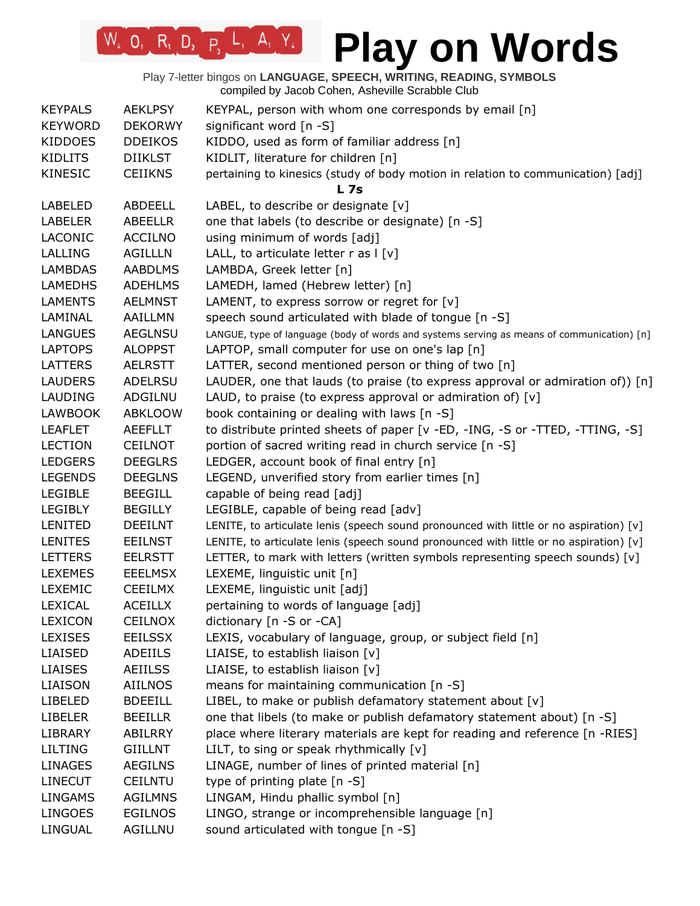# Play on Words

Play 7-letter bingos on **LANGUAGE, SPEECH, WRITING, READING, SYMBOLS**
compiled by Jacob Cohen, Asheville Scrabble Club

| | | |
|---|---|---|
| KEYPALS | AEKLPSY | KEYPAL, person with whom one corresponds by email [n] |
| KEYWORD | DEKORWY | significant word [n -S] |
| KIDDOES | DDEIKOS | KIDDO, used as form of familiar address [n] |
| KIDLITS | DIIKLST | KIDLIT, literature for children [n] |
| KINESIC | CEIIKNS | pertaining to kinesics (study of body motion in relation to communication) [adj] |

**L 7s**

| | | |
|---|---|---|
| LABELED | ABDEELL | LABEL, to describe or designate [v] |
| LABELER | ABEELLR | one that labels (to describe or designate) [n -S] |
| LACONIC | ACCILNO | using minimum of words [adj] |
| LALLING | AGILLLN | LALL, to articulate letter r as l [v] |
| LAMBDAS | AABDLMS | LAMBDA, Greek letter [n] |
| LAMEDHS | ADEHLMS | LAMEDH, lamed (Hebrew letter) [n] |
| LAMENTS | AELMNST | LAMENT, to express sorrow or regret for [v] |
| LAMINAL | AAILLMN | speech sound articulated with blade of tongue [n -S] |
| LANGUES | AEGLNSU | LANGUE, type of language (body of words and systems serving as means of communication) [n] |
| LAPTOPS | ALOPPST | LAPTOP, small computer for use on one's lap [n] |
| LATTERS | AELRSTT | LATTER, second mentioned person or thing of two [n] |
| LAUDERS | ADELRSU | LAUDER, one that lauds (to praise (to express approval or admiration of)) [n] |
| LAUDING | ADGILNU | LAUD, to praise (to express approval or admiration of) [v] |
| LAWBOOK | ABKLOOW | book containing or dealing with laws [n -S] |
| LEAFLET | AEEFLLT | to distribute printed sheets of paper [v -ED, -ING, -S or -TTED, -TTING, -S] |
| LECTION | CEILNOT | portion of sacred writing read in church service [n -S] |
| LEDGERS | DEEGLRS | LEDGER, account book of final entry [n] |
| LEGENDS | DEEGLNS | LEGEND, unverified story from earlier times [n] |
| LEGIBLE | BEEGILL | capable of being read [adj] |
| LEGIBLY | BEGILLY | LEGIBLE, capable of being read [adv] |
| LENITED | DEEILNT | LENITE, to articulate lenis (speech sound pronounced with little or no aspiration) [v] |
| LENITES | EEILNST | LENITE, to articulate lenis (speech sound pronounced with little or no aspiration) [v] |
| LETTERS | EELRSTT | LETTER, to mark with letters (written symbols representing speech sounds) [v] |
| LEXEMES | EEELMSX | LEXEME, linguistic unit [n] |
| LEXEMIC | CEEILMX | LEXEME, linguistic unit [adj] |
| LEXICAL | ACEILLX | pertaining to words of language [adj] |
| LEXICON | CEILNOX | dictionary [n -S or -CA] |
| LEXISES | EEILSSX | LEXIS, vocabulary of language, group, or subject field [n] |
| LIAISED | ADEIILS | LIAISE, to establish liaison [v] |
| LIAISES | AEIILSS | LIAISE, to establish liaison [v] |
| LIAISON | AIILNOS | means for maintaining communication [n -S] |
| LIBELED | BDEEILL | LIBEL, to make or publish defamatory statement about [v] |
| LIBELER | BEEILLR | one that libels (to make or publish defamatory statement about) [n -S] |
| LIBRARY | ABILRRY | place where literary materials are kept for reading and reference [n -RIES] |
| LILTING | GIILLNT | LILT, to sing or speak rhythmically [v] |
| LINAGES | AEGILNS | LINAGE, number of lines of printed material [n] |
| LINECUT | CEILNTU | type of printing plate [n -S] |
| LINGAMS | AGILMNS | LINGAM, Hindu phallic symbol [n] |
| LINGOES | EGILNOS | LINGO, strange or incomprehensible language [n] |
| LINGUAL | AGILLNU | sound articulated with tongue [n -S] |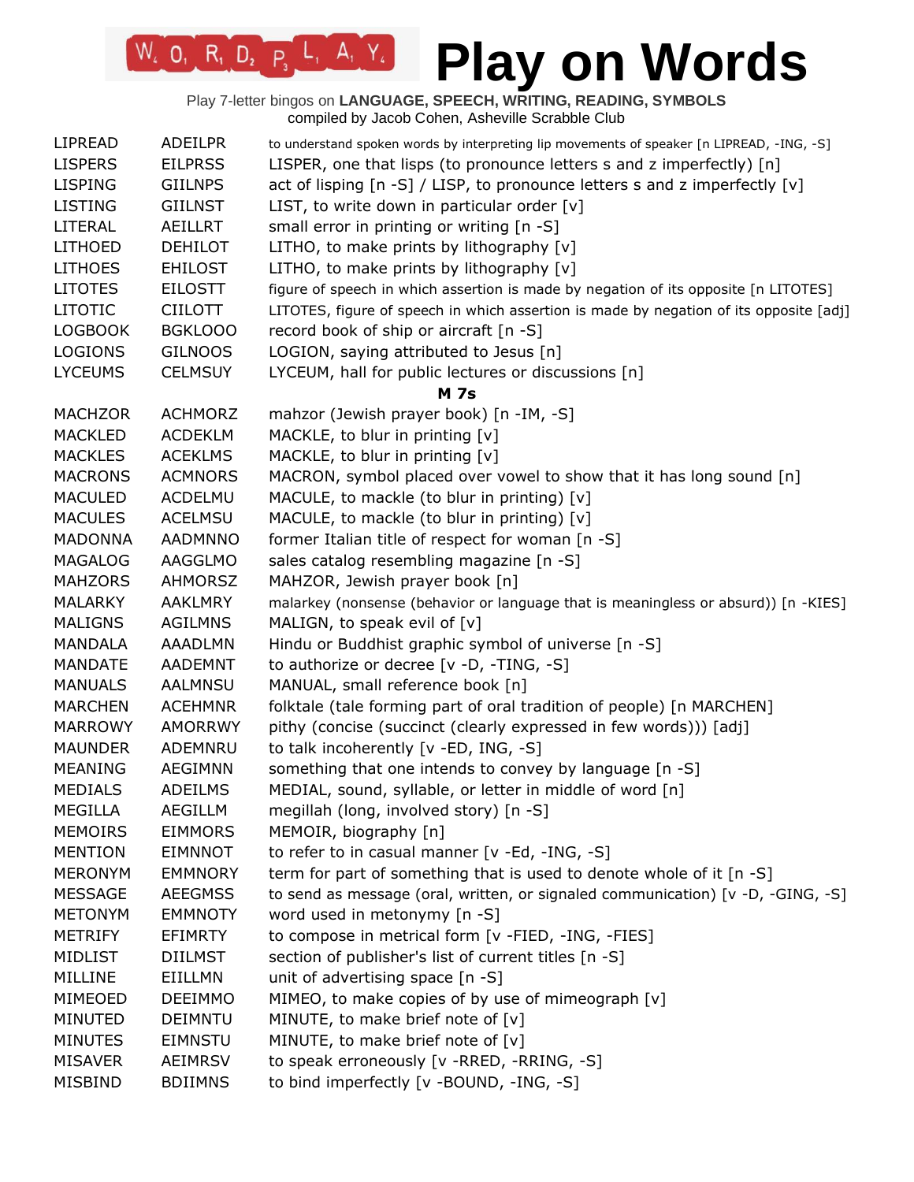# Play on Words

Play 7-letter bingos on **LANGUAGE, SPEECH, WRITING, READING, SYMBOLS**
compiled by Jacob Cohen, Asheville Scrabble Club

| | | |
|---|---|---|
| LIPREAD | ADEILPR | to understand spoken words by interpreting lip movements of speaker [n LIPREAD, -ING, -S] |
| LISPERS | EILPRSS | LISPER, one that lisps (to pronounce letters s and z imperfectly) [n] |
| LISPING | GIILNPS | act of lisping [n -S] / LISP, to pronounce letters s and z imperfectly [v] |
| LISTING | GIILNST | LIST, to write down in particular order [v] |
| LITERAL | AEILLRT | small error in printing or writing [n -S] |
| LITHOED | DEHILOT | LITHO, to make prints by lithography [v] |
| LITHOES | EHILOST | LITHO, to make prints by lithography [v] |
| LITOTES | EILOSTT | figure of speech in which assertion is made by negation of its opposite [n LITOTES] |
| LITOTIC | CIILOTT | LITOTES, figure of speech in which assertion is made by negation of its opposite [adj] |
| LOGBOOK | BGKLOOO | record book of ship or aircraft [n -S] |
| LOGIONS | GILNOOS | LOGION, saying attributed to Jesus [n] |
| LYCEUMS | CELMSUY | LYCEUM, hall for public lectures or discussions [n] |

**M 7s**

| | | |
|---|---|---|
| MACHZOR | ACHMORZ | mahzor (Jewish prayer book) [n -IM, -S] |
| MACKLED | ACDEKLM | MACKLE, to blur in printing [v] |
| MACKLES | ACEKLMS | MACKLE, to blur in printing [v] |
| MACRONS | ACMNORS | MACRON, symbol placed over vowel to show that it has long sound [n] |
| MACULED | ACDELMU | MACULE, to mackle (to blur in printing) [v] |
| MACULES | ACELMSU | MACULE, to mackle (to blur in printing) [v] |
| MADONNA | AADMNNO | former Italian title of respect for woman [n -S] |
| MAGALOG | AAGGLMO | sales catalog resembling magazine [n -S] |
| MAHZORS | AHMORSZ | MAHZOR, Jewish prayer book [n] |
| MALARKY | AAKLMRY | malarkey (nonsense (behavior or language that is meaningless or absurd)) [n -KIES] |
| MALIGNS | AGILMNS | MALIGN, to speak evil of [v] |
| MANDALA | AAADLMN | Hindu or Buddhist graphic symbol of universe [n -S] |
| MANDATE | AADEMNT | to authorize or decree [v -D, -TING, -S] |
| MANUALS | AALMNSU | MANUAL, small reference book [n] |
| MARCHEN | ACEHMNR | folktale (tale forming part of oral tradition of people) [n MARCHEN] |
| MARROWY | AMORRWY | pithy (concise (succinct (clearly expressed in few words))) [adj] |
| MAUNDER | ADEMNRU | to talk incoherently [v -ED, ING, -S] |
| MEANING | AEGIMNN | something that one intends to convey by language [n -S] |
| MEDIALS | ADEILMS | MEDIAL, sound, syllable, or letter in middle of word [n] |
| MEGILLA | AEGILLM | megillah (long, involved story) [n -S] |
| MEMOIRS | EIMMORS | MEMOIR, biography [n] |
| MENTION | EIMNNOT | to refer to in casual manner [v -Ed, -ING, -S] |
| MERONYM | EMMNORY | term for part of something that is used to denote whole of it [n -S] |
| MESSAGE | AEEGMSS | to send as message (oral, written, or signaled communication) [v -D, -GING, -S] |
| METONYM | EMMNOTY | word used in metonymy [n -S] |
| METRIFY | EFIMRTY | to compose in metrical form [v -FIED, -ING, -FIES] |
| MIDLIST | DIILMST | section of publisher's list of current titles [n -S] |
| MILLINE | EIILLMN | unit of advertising space [n -S] |
| MIMEOED | DEEIMMO | MIMEO, to make copies of by use of mimeograph [v] |
| MINUTED | DEIMNTU | MINUTE, to make brief note of [v] |
| MINUTES | EIMNSTU | MINUTE, to make brief note of [v] |
| MISAVER | AEIMRSV | to speak erroneously [v -RRED, -RRING, -S] |
| MISBIND | BDIIMNS | to bind imperfectly [v -BOUND, -ING, -S] |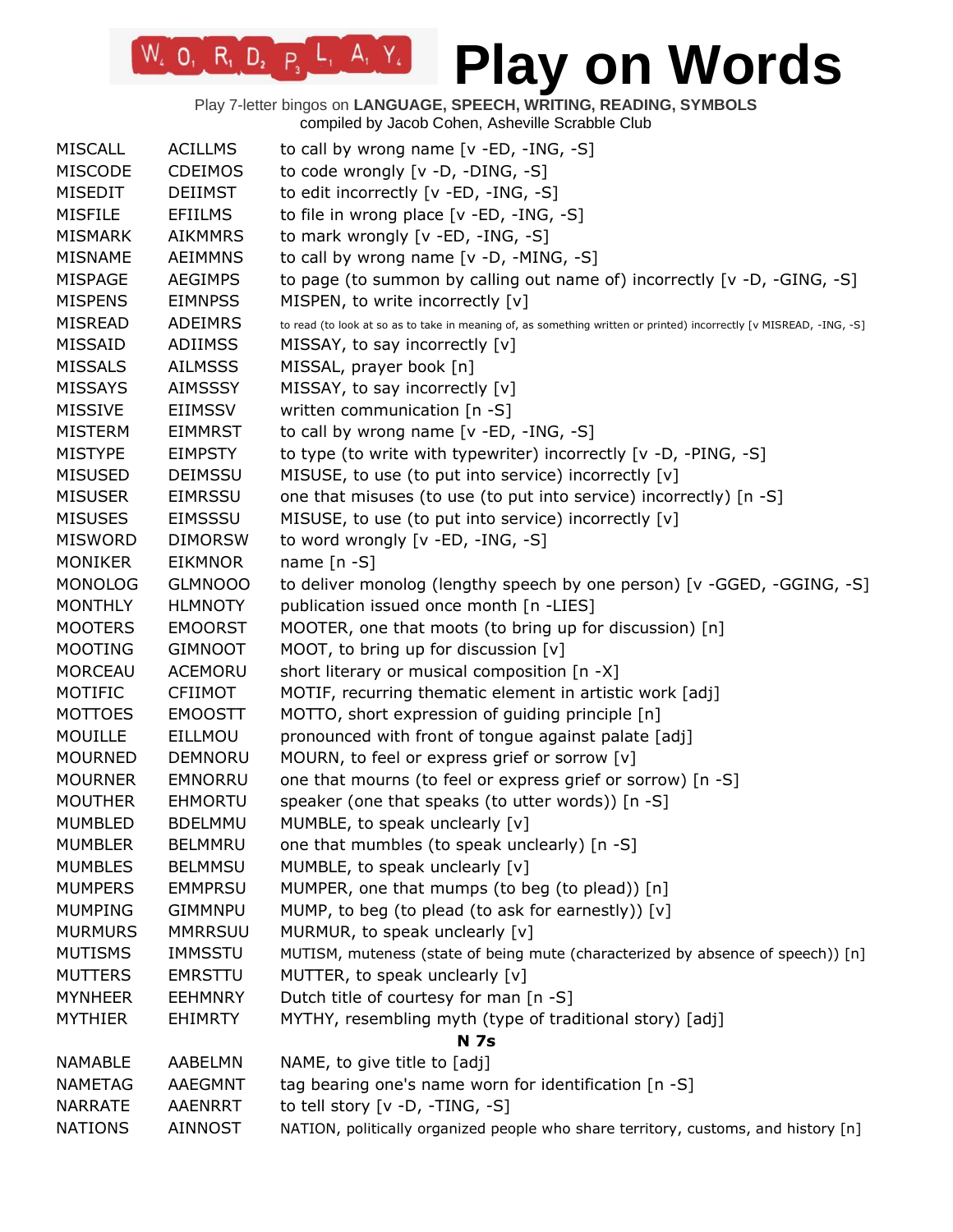# Play on Words

Play 7-letter bingos on **LANGUAGE, SPEECH, WRITING, READING, SYMBOLS**
compiled by Jacob Cohen, Asheville Scrabble Club

| | | |
|---|---|---|
| MISCALL | ACILLMS | to call by wrong name [v -ED, -ING, -S] |
| MISCODE | CDEIMOS | to code wrongly [v -D, -DING, -S] |
| MISEDIT | DEIIMST | to edit incorrectly [v -ED, -ING, -S] |
| MISFILE | EFIILMS | to file in wrong place [v -ED, -ING, -S] |
| MISMARK | AIKMMRS | to mark wrongly [v -ED, -ING, -S] |
| MISNAME | AEIMMNS | to call by wrong name [v -D, -MING, -S] |
| MISPAGE | AEGIMPS | to page (to summon by calling out name of) incorrectly [v -D, -GING, -S] |
| MISPENS | EIMNPSS | MISPEN, to write incorrectly [v] |
| MISREAD | ADEIMRS | to read (to look at so as to take in meaning of, as something written or printed) incorrectly [v MISREAD, -ING, -S] |
| MISSAID | ADIIMSS | MISSAY, to say incorrectly [v] |
| MISSALS | AILMSSS | MISSAL, prayer book [n] |
| MISSAYS | AIMSSSY | MISSAY, to say incorrectly [v] |
| MISSIVE | EIIMSSV | written communication [n -S] |
| MISTERM | EIMMRST | to call by wrong name [v -ED, -ING, -S] |
| MISTYPE | EIMPSTY | to type (to write with typewriter) incorrectly [v -D, -PING, -S] |
| MISUSED | DEIMSSU | MISUSE, to use (to put into service) incorrectly [v] |
| MISUSER | EIMRSSU | one that misuses (to use (to put into service) incorrectly) [n -S] |
| MISUSES | EIMSSSU | MISUSE, to use (to put into service) incorrectly [v] |
| MISWORD | DIMORSW | to word wrongly [v -ED, -ING, -S] |
| MONIKER | EIKMNOR | name [n -S] |
| MONOLOG | GLMNOOO | to deliver monolog (lengthy speech by one person) [v -GGED, -GGING, -S] |
| MONTHLY | HLMNOTY | publication issued once month [n -LIES] |
| MOOTERS | EMOORST | MOOTER, one that moots (to bring up for discussion) [n] |
| MOOTING | GIMNOOT | MOOT, to bring up for discussion [v] |
| MORCEAU | ACEMORU | short literary or musical composition [n -X] |
| MOTIFIC | CFIIMOT | MOTIF, recurring thematic element in artistic work [adj] |
| MOTTOES | EMOOSTT | MOTTO, short expression of guiding principle [n] |
| MOUILLE | EILLMOU | pronounced with front of tongue against palate [adj] |
| MOURNED | DEMNORU | MOURN, to feel or express grief or sorrow [v] |
| MOURNER | EMNORRU | one that mourns (to feel or express grief or sorrow) [n -S] |
| MOUTHER | EHMORTU | speaker (one that speaks (to utter words)) [n -S] |
| MUMBLED | BDELMMU | MUMBLE, to speak unclearly [v] |
| MUMBLER | BELMMRU | one that mumbles (to speak unclearly) [n -S] |
| MUMBLES | BELMMSU | MUMBLE, to speak unclearly [v] |
| MUMPERS | EMMPRSU | MUMPER, one that mumps (to beg (to plead)) [n] |
| MUMPING | GIMMNPU | MUMP, to beg (to plead (to ask for earnestly)) [v] |
| MURMURS | MMRRSUU | MURMUR, to speak unclearly [v] |
| MUTISMS | IMMSSTU | MUTISM, muteness (state of being mute (characterized by absence of speech)) [n] |
| MUTTERS | EMRSTTU | MUTTER, to speak unclearly [v] |
| MYNHEER | EEHMNRY | Dutch title of courtesy for man [n -S] |
| MYTHIER | EHIMRTY | MYTHY, resembling myth (type of traditional story) [adj] |

**N 7s**

| | | |
|---|---|---|
| NAMABLE | AABELMN | NAME, to give title to [adj] |
| NAMETAG | AAEGMNT | tag bearing one's name worn for identification [n -S] |
| NARRATE | AAENRRT | to tell story [v -D, -TING, -S] |
| NATIONS | AINNOST | NATION, politically organized people who share territory, customs, and history [n] |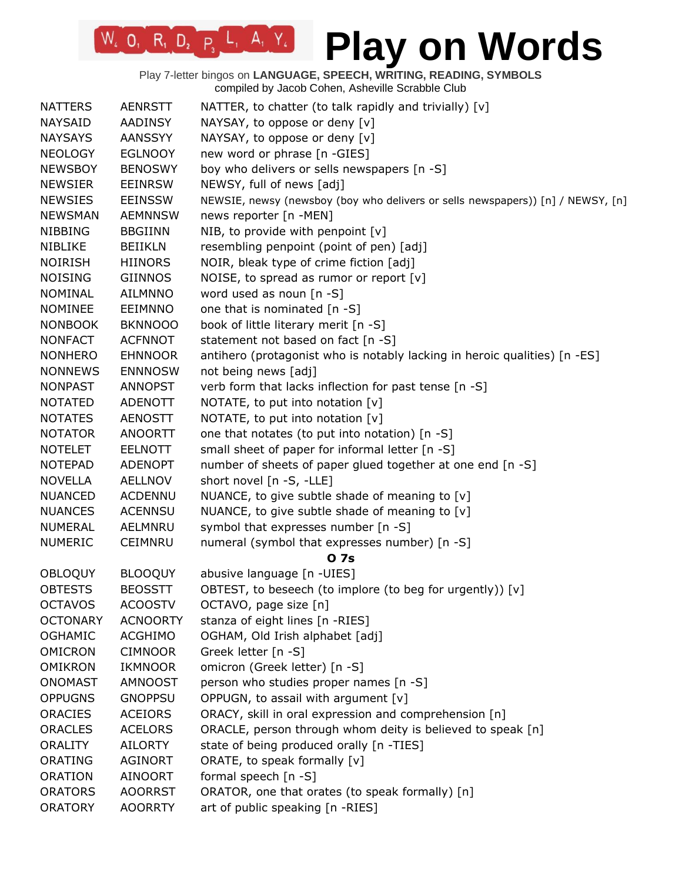# Play on Words

Play 7-letter bingos on **LANGUAGE, SPEECH, WRITING, READING, SYMBOLS**
compiled by Jacob Cohen, Asheville Scrabble Club

| | | |
|---|---|---|
| NATTERS | AENRSTT | NATTER, to chatter (to talk rapidly and trivially) [v] |
| NAYSAID | AADINSY | NAYSAY, to oppose or deny [v] |
| NAYSAYS | AANSSYY | NAYSAY, to oppose or deny [v] |
| NEOLOGY | EGLNOOY | new word or phrase [n -GIES] |
| NEWSBOY | BENOSWY | boy who delivers or sells newspapers [n -S] |
| NEWSIER | EEINRSW | NEWSY, full of news [adj] |
| NEWSIES | EEINSSW | NEWSIE, newsy (newsboy (boy who delivers or sells newspapers)) [n] / NEWSY, [n] |
| NEWSMAN | AEMNNSW | news reporter [n -MEN] |
| NIBBING | BBGIINN | NIB, to provide with penpoint [v] |
| NIBLIKE | BEIIKLN | resembling penpoint (point of pen) [adj] |
| NOIRISH | HIINORS | NOIR, bleak type of crime fiction [adj] |
| NOISING | GIINNOS | NOISE, to spread as rumor or report [v] |
| NOMINAL | AILMNNO | word used as noun [n -S] |
| NOMINEE | EEIMNNO | one that is nominated [n -S] |
| NONBOOK | BKNNOOO | book of little literary merit [n -S] |
| NONFACT | ACFNNOT | statement not based on fact [n -S] |
| NONHERO | EHNNOOR | antihero (protagonist who is notably lacking in heroic qualities) [n -ES] |
| NONNEWS | ENNNOSW | not being news [adj] |
| NONPAST | ANNOPST | verb form that lacks inflection for past tense [n -S] |
| NOTATED | ADENOTT | NOTATE, to put into notation [v] |
| NOTATES | AENOSTT | NOTATE, to put into notation [v] |
| NOTATOR | ANOORTT | one that notates (to put into notation) [n -S] |
| NOTELET | EELNOTT | small sheet of paper for informal letter [n -S] |
| NOTEPAD | ADENOPT | number of sheets of paper glued together at one end [n -S] |
| NOVELLA | AELLNOV | short novel [n -S, -LLE] |
| NUANCED | ACDENNU | NUANCE, to give subtle shade of meaning to [v] |
| NUANCES | ACENNSU | NUANCE, to give subtle shade of meaning to [v] |
| NUMERAL | AELMNRU | symbol that expresses number [n -S] |
| NUMERIC | CEIMNRU | numeral (symbol that expresses number) [n -S] |
| | | **O 7s** |
| OBLOQUY | BLOOQUY | abusive language [n -UIES] |
| OBTESTS | BEOSSTT | OBTEST, to beseech (to implore (to beg for urgently)) [v] |
| OCTAVOS | ACOOSTV | OCTAVO, page size [n] |
| OCTONARY | ACNOORTY | stanza of eight lines [n -RIES] |
| OGHAMIC | ACGHIMO | OGHAM, Old Irish alphabet [adj] |
| OMICRON | CIMNOOR | Greek letter [n -S] |
| OMIKRON | IKMNOOR | omicron (Greek letter) [n -S] |
| ONOMAST | AMNOOST | person who studies proper names [n -S] |
| OPPUGNS | GNOPPSU | OPPUGN, to assail with argument [v] |
| ORACIES | ACEIORS | ORACY, skill in oral expression and comprehension [n] |
| ORACLES | ACELORS | ORACLE, person through whom deity is believed to speak [n] |
| ORALITY | AILORTY | state of being produced orally [n -TIES] |
| ORATING | AGINORT | ORATE, to speak formally [v] |
| ORATION | AINOORT | formal speech [n -S] |
| ORATORS | AOORRST | ORATOR, one that orates (to speak formally) [n] |
| ORATORY | AOORRTY | art of public speaking [n -RIES] |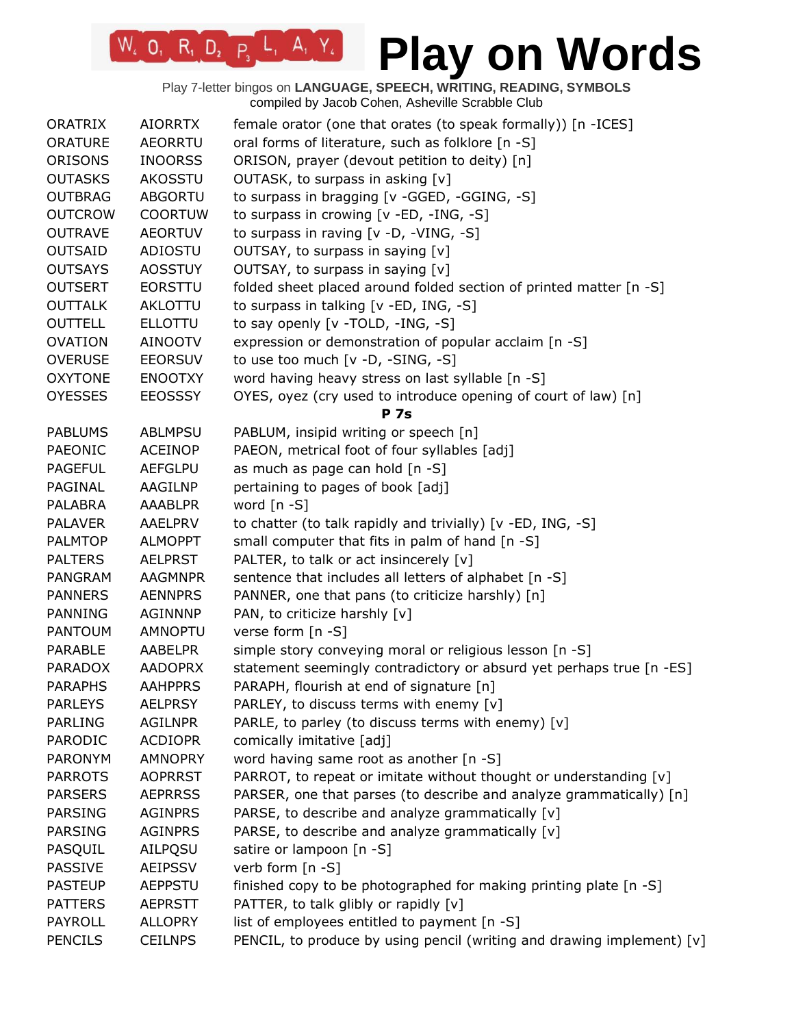# Play on Words

Play 7-letter bingos on **LANGUAGE, SPEECH, WRITING, READING, SYMBOLS**
compiled by Jacob Cohen, Asheville Scrabble Club

| | | |
|---|---|---|
| ORATRIX | AIORRTX | female orator (one that orates (to speak formally)) [n -ICES] |
| ORATURE | AEORRTU | oral forms of literature, such as folklore [n -S] |
| ORISONS | INOORSS | ORISON, prayer (devout petition to deity) [n] |
| OUTASKS | AKOSSTU | OUTASK, to surpass in asking [v] |
| OUTBRAG | ABGORTU | to surpass in bragging [v -GGED, -GGING, -S] |
| OUTCROW | COORTUW | to surpass in crowing [v -ED, -ING, -S] |
| OUTRAVE | AEORTUV | to surpass in raving [v -D, -VING, -S] |
| OUTSAID | ADIOSTU | OUTSAY, to surpass in saying [v] |
| OUTSAYS | AOSSTUY | OUTSAY, to surpass in saying [v] |
| OUTSERT | EORSTTU | folded sheet placed around folded section of printed matter [n -S] |
| OUTTALK | AKLOTTU | to surpass in talking [v -ED, ING, -S] |
| OUTTELL | ELLOTTU | to say openly [v -TOLD, -ING, -S] |
| OVATION | AINOOTV | expression or demonstration of popular acclaim [n -S] |
| OVERUSE | EEORSUV | to use too much [v -D, -SING, -S] |
| OXYTONE | ENOOTXY | word having heavy stress on last syllable [n -S] |
| OYESSES | EEOSSSY | OYES, oyez (cry used to introduce opening of court of law) [n] |

**P 7s**

| | | |
|---|---|---|
| PABLUMS | ABLMPSU | PABLUM, insipid writing or speech [n] |
| PAEONIC | ACEINOP | PAEON, metrical foot of four syllables [adj] |
| PAGEFUL | AEFGLPU | as much as page can hold [n -S] |
| PAGINAL | AAGILNP | pertaining to pages of book [adj] |
| PALABRA | AAABLPR | word [n -S] |
| PALAVER | AAELPRV | to chatter (to talk rapidly and trivially) [v -ED, ING, -S] |
| PALMTOP | ALMOPPT | small computer that fits in palm of hand [n -S] |
| PALTERS | AELPRST | PALTER, to talk or act insincerely [v] |
| PANGRAM | AAGMNPR | sentence that includes all letters of alphabet [n -S] |
| PANNERS | AENNPRS | PANNER, one that pans (to criticize harshly) [n] |
| PANNING | AGINNNP | PAN, to criticize harshly [v] |
| PANTOUM | AMNOPTU | verse form [n -S] |
| PARABLE | AABELPR | simple story conveying moral or religious lesson [n -S] |
| PARADOX | AADOPRX | statement seemingly contradictory or absurd yet perhaps true [n -ES] |
| PARAPHS | AAHPPRS | PARAPH, flourish at end of signature [n] |
| PARLEYS | AELPRSY | PARLEY, to discuss terms with enemy [v] |
| PARLING | AGILNPR | PARLE, to parley (to discuss terms with enemy) [v] |
| PARODIC | ACDIOPR | comically imitative [adj] |
| PARONYM | AMNOPRY | word having same root as another [n -S] |
| PARROTS | AOPRRST | PARROT, to repeat or imitate without thought or understanding [v] |
| PARSERS | AEPRRSS | PARSER, one that parses (to describe and analyze grammatically) [n] |
| PARSING | AGINPRS | PARSE, to describe and analyze grammatically [v] |
| PARSING | AGINPRS | PARSE, to describe and analyze grammatically [v] |
| PASQUIL | AILPQSU | satire or lampoon [n -S] |
| PASSIVE | AEIPSSV | verb form [n -S] |
| PASTEUP | AEPPSTU | finished copy to be photographed for making printing plate [n -S] |
| PATTERS | AEPRSTT | PATTER, to talk glibly or rapidly [v] |
| PAYROLL | ALLOPRY | list of employees entitled to payment [n -S] |
| PENCILS | CEILNPS | PENCIL, to produce by using pencil (writing and drawing implement) [v] |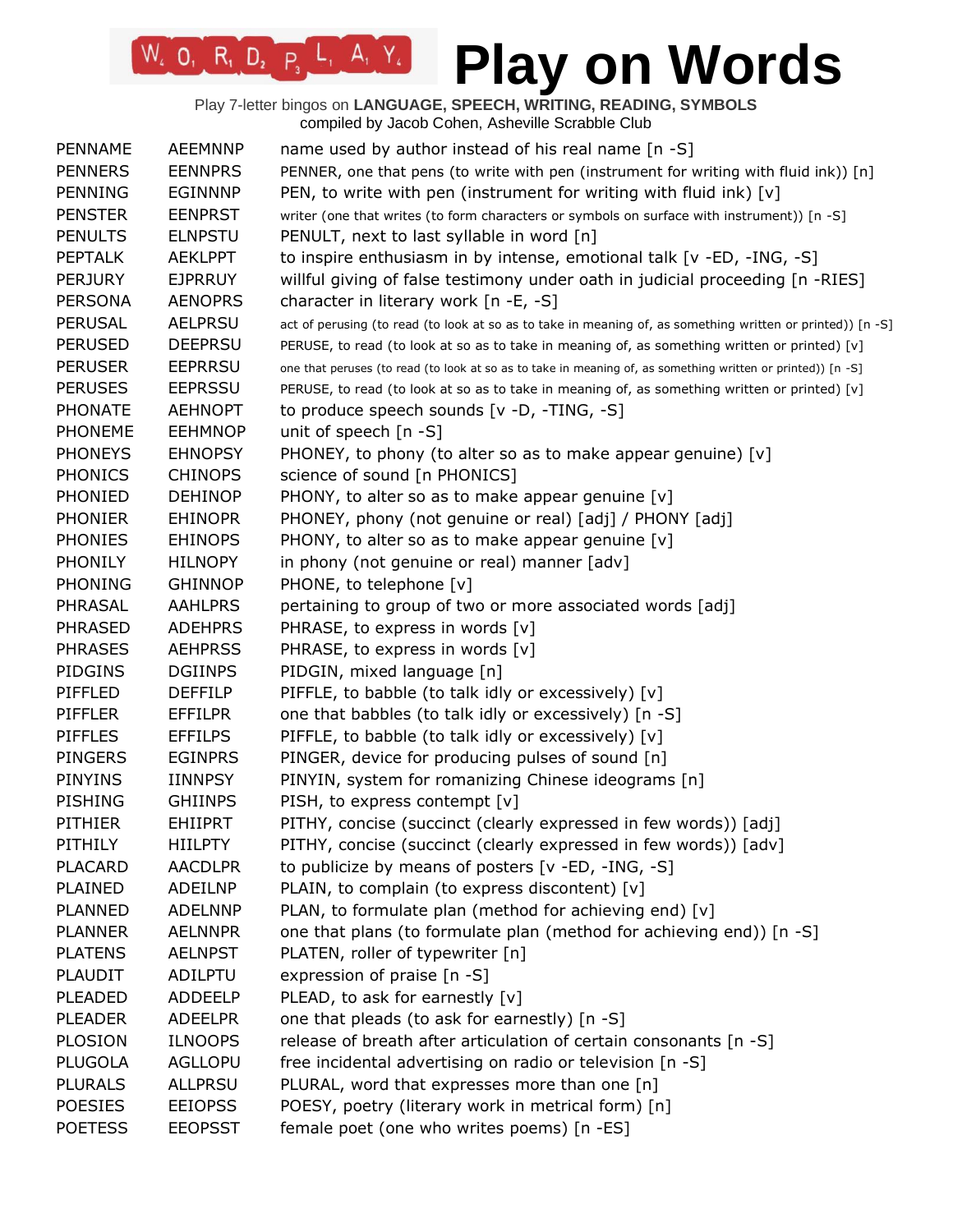# Play on Words

Play 7-letter bingos on **LANGUAGE, SPEECH, WRITING, READING, SYMBOLS**
compiled by Jacob Cohen, Asheville Scrabble Club

| | | |
|---|---|---|
| PENNAME | AEEMNNP | name used by author instead of his real name [n -S] |
| PENNERS | EENNPRS | PENNER, one that pens (to write with pen (instrument for writing with fluid ink)) [n] |
| PENNING | EGINNNP | PEN, to write with pen (instrument for writing with fluid ink) [v] |
| PENSTER | EENPRST | writer (one that writes (to form characters or symbols on surface with instrument)) [n -S] |
| PENULTS | ELNPSTU | PENULT, next to last syllable in word [n] |
| PEPTALK | AEKLPPT | to inspire enthusiasm in by intense, emotional talk [v -ED, -ING, -S] |
| PERJURY | EJPRRUY | willful giving of false testimony under oath in judicial proceeding [n -RIES] |
| PERSONA | AENOPRS | character in literary work [n -E, -S] |
| PERUSAL | AELPRSU | act of perusing (to read (to look at so as to take in meaning of, as something written or printed)) [n -S] |
| PERUSED | DEEPRSU | PERUSE, to read (to look at so as to take in meaning of, as something written or printed) [v] |
| PERUSER | EEPRRSU | one that peruses (to read (to look at so as to take in meaning of, as something written or printed)) [n -S] |
| PERUSES | EEPRSSU | PERUSE, to read (to look at so as to take in meaning of, as something written or printed) [v] |
| PHONATE | AEHNOPT | to produce speech sounds [v -D, -TING, -S] |
| PHONEME | EEHMNOP | unit of speech [n -S] |
| PHONEYS | EHNOPSY | PHONEY, to phony (to alter so as to make appear genuine) [v] |
| PHONICS | CHINOPS | science of sound [n PHONICS] |
| PHONIED | DEHINOP | PHONY, to alter so as to make appear genuine [v] |
| PHONIER | EHINOPR | PHONEY, phony (not genuine or real) [adj] / PHONY [adj] |
| PHONIES | EHINOPS | PHONY, to alter so as to make appear genuine [v] |
| PHONILY | HILNOPY | in phony (not genuine or real) manner [adv] |
| PHONING | GHINNOP | PHONE, to telephone [v] |
| PHRASAL | AAHLPRS | pertaining to group of two or more associated words [adj] |
| PHRASED | ADEHPRS | PHRASE, to express in words [v] |
| PHRASES | AEHPRSS | PHRASE, to express in words [v] |
| PIDGINS | DGIINPS | PIDGIN, mixed language [n] |
| PIFFLED | DEFFILP | PIFFLE, to babble (to talk idly or excessively) [v] |
| PIFFLER | EFFILPR | one that babbles (to talk idly or excessively) [n -S] |
| PIFFLES | EFFILPS | PIFFLE, to babble (to talk idly or excessively) [v] |
| PINGERS | EGINPRS | PINGER, device for producing pulses of sound [n] |
| PINYINS | IINNPSY | PINYIN, system for romanizing Chinese ideograms [n] |
| PISHING | GHIINPS | PISH, to express contempt [v] |
| PITHIER | EHIIPRT | PITHY, concise (succinct (clearly expressed in few words)) [adj] |
| PITHILY | HIILPTY | PITHY, concise (succinct (clearly expressed in few words)) [adv] |
| PLACARD | AACDLPR | to publicize by means of posters [v -ED, -ING, -S] |
| PLAINED | ADEILNP | PLAIN, to complain (to express discontent) [v] |
| PLANNED | ADELNNP | PLAN, to formulate plan (method for achieving end) [v] |
| PLANNER | AELNNPR | one that plans (to formulate plan (method for achieving end)) [n -S] |
| PLATENS | AELNPST | PLATEN, roller of typewriter [n] |
| PLAUDIT | ADILPTU | expression of praise [n -S] |
| PLEADED | ADDEELP | PLEAD, to ask for earnestly [v] |
| PLEADER | ADEELPR | one that pleads (to ask for earnestly) [n -S] |
| PLOSION | ILNOOPS | release of breath after articulation of certain consonants [n -S] |
| PLUGOLA | AGLLOPU | free incidental advertising on radio or television [n -S] |
| PLURALS | ALLPRSU | PLURAL, word that expresses more than one [n] |
| POESIES | EEIOPSS | POESY, poetry (literary work in metrical form) [n] |
| POETESS | EEOPSST | female poet (one who writes poems) [n -ES] |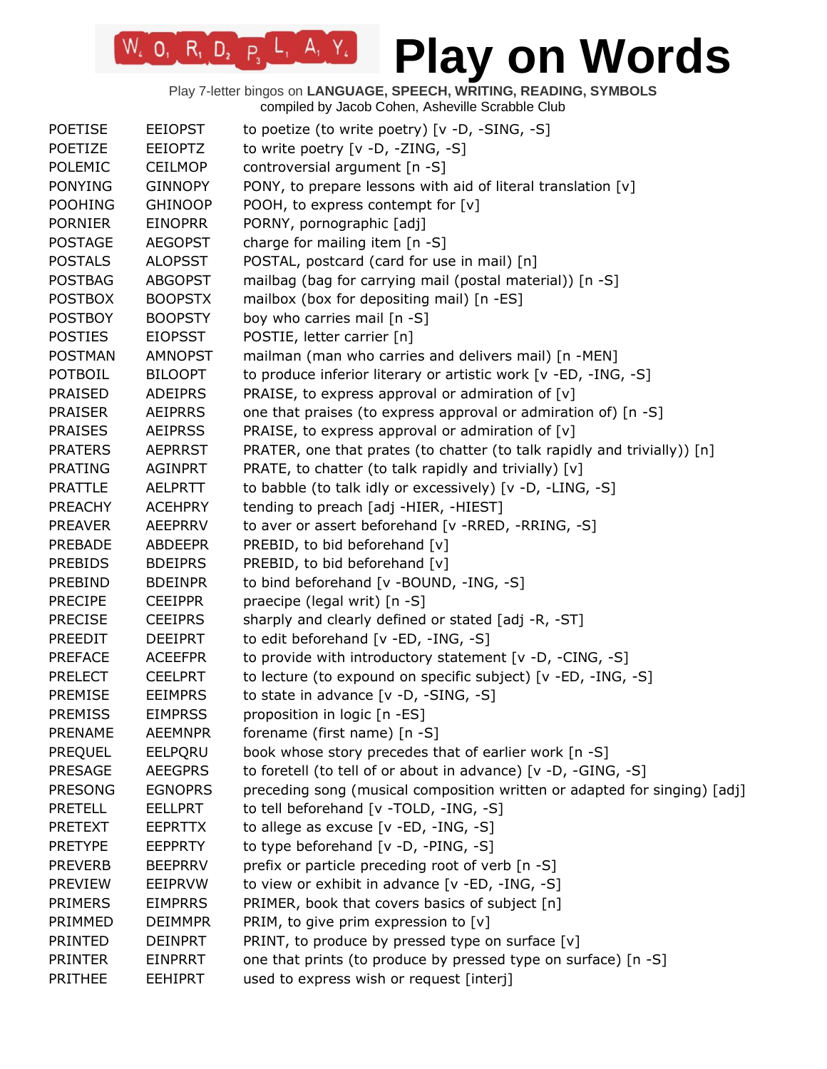# Play on Words

Play 7-letter bingos on **LANGUAGE, SPEECH, WRITING, READING, SYMBOLS**
compiled by Jacob Cohen, Asheville Scrabble Club

| | | |
|---|---|---|
| POETISE | EEIOPST | to poetize (to write poetry) [v -D, -SING, -S] |
| POETIZE | EEIOPTZ | to write poetry [v -D, -ZING, -S] |
| POLEMIC | CEILMOP | controversial argument [n -S] |
| PONYING | GINNOPY | PONY, to prepare lessons with aid of literal translation [v] |
| POOHING | GHINOOP | POOH, to express contempt for [v] |
| PORNIER | EINOPRR | PORNY, pornographic [adj] |
| POSTAGE | AEGOPST | charge for mailing item [n -S] |
| POSTALS | ALOPSST | POSTAL, postcard (card for use in mail) [n] |
| POSTBAG | ABGOPST | mailbag (bag for carrying mail (postal material)) [n -S] |
| POSTBOX | BOOPSTX | mailbox (box for depositing mail) [n -ES] |
| POSTBOY | BOOPSTY | boy who carries mail [n -S] |
| POSTIES | EIOPSST | POSTIE, letter carrier [n] |
| POSTMAN | AMNOPST | mailman (man who carries and delivers mail) [n -MEN] |
| POTBOIL | BILOOPT | to produce inferior literary or artistic work [v -ED, -ING, -S] |
| PRAISED | ADEIPRS | PRAISE, to express approval or admiration of [v] |
| PRAISER | AEIPRRS | one that praises (to express approval or admiration of) [n -S] |
| PRAISES | AEIPRSS | PRAISE, to express approval or admiration of [v] |
| PRATERS | AEPRRST | PRATER, one that prates (to chatter (to talk rapidly and trivially)) [n] |
| PRATING | AGINPRT | PRATE, to chatter (to talk rapidly and trivially) [v] |
| PRATTLE | AELPRTT | to babble (to talk idly or excessively) [v -D, -LING, -S] |
| PREACHY | ACEHPRY | tending to preach [adj -HIER, -HIEST] |
| PREAVER | AEEPRRV | to aver or assert beforehand [v -RRED, -RRING, -S] |
| PREBADE | ABDEEPR | PREBID, to bid beforehand [v] |
| PREBIDS | BDEIPRS | PREBID, to bid beforehand [v] |
| PREBIND | BDEINPR | to bind beforehand [v -BOUND, -ING, -S] |
| PRECIPE | CEEIPPR | praecipe (legal writ) [n -S] |
| PRECISE | CEEIPRS | sharply and clearly defined or stated [adj -R, -ST] |
| PREEDIT | DEEIPRT | to edit beforehand [v -ED, -ING, -S] |
| PREFACE | ACEEFPR | to provide with introductory statement [v -D, -CING, -S] |
| PRELECT | CEELPRT | to lecture (to expound on specific subject) [v -ED, -ING, -S] |
| PREMISE | EEIMPRS | to state in advance [v -D, -SING, -S] |
| PREMISS | EIMPRSS | proposition in logic [n -ES] |
| PRENAME | AEEMNPR | forename (first name) [n -S] |
| PREQUEL | EELPQRU | book whose story precedes that of earlier work [n -S] |
| PRESAGE | AEEGPRS | to foretell (to tell of or about in advance) [v -D, -GING, -S] |
| PRESONG | EGNOPRS | preceding song (musical composition written or adapted for singing) [adj] |
| PRETELL | EELLPRT | to tell beforehand [v -TOLD, -ING, -S] |
| PRETEXT | EEPRTTX | to allege as excuse [v -ED, -ING, -S] |
| PRETYPE | EEPPRTY | to type beforehand [v -D, -PING, -S] |
| PREVERB | BEEPRRV | prefix or particle preceding root of verb [n -S] |
| PREVIEW | EEIPRVW | to view or exhibit in advance [v -ED, -ING, -S] |
| PRIMERS | EIMPRRS | PRIMER, book that covers basics of subject [n] |
| PRIMMED | DEIMMPR | PRIM, to give prim expression to [v] |
| PRINTED | DEINPRT | PRINT, to produce by pressed type on surface [v] |
| PRINTER | EINPRRT | one that prints (to produce by pressed type on surface) [n -S] |
| PRITHEE | EEHIPRT | used to express wish or request [interj] |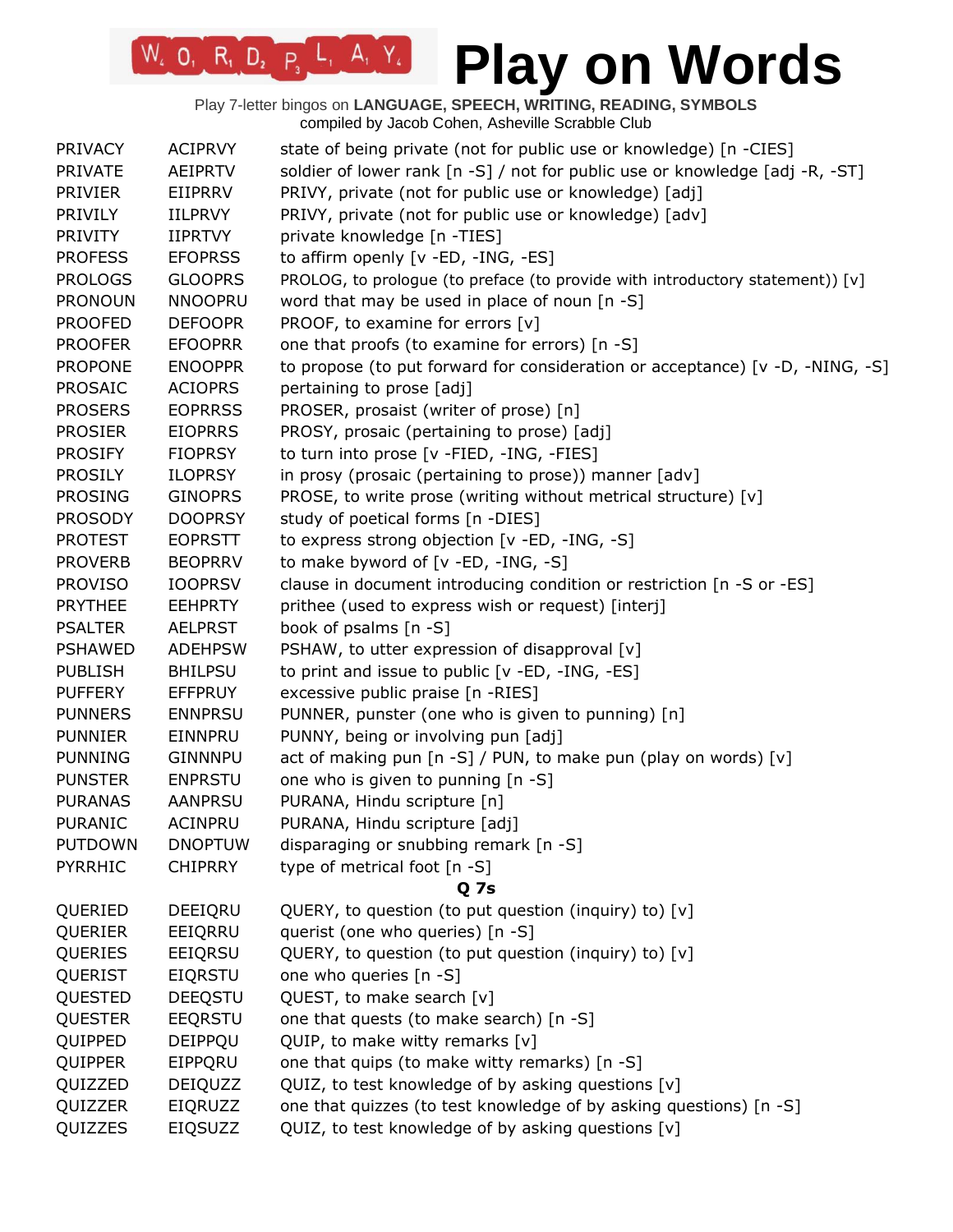# Play on Words

Play 7-letter bingos on **LANGUAGE, SPEECH, WRITING, READING, SYMBOLS**
compiled by Jacob Cohen, Asheville Scrabble Club

| | | |
|---|---|---|
| PRIVACY | ACIPRVY | state of being private (not for public use or knowledge) [n -CIES] |
| PRIVATE | AEIPRTV | soldier of lower rank [n -S] / not for public use or knowledge [adj -R, -ST] |
| PRIVIER | EIIPRRV | PRIVY, private (not for public use or knowledge) [adj] |
| PRIVILY | IILPRVY | PRIVY, private (not for public use or knowledge) [adv] |
| PRIVITY | IIPRTVY | private knowledge [n -TIES] |
| PROFESS | EFOPRSS | to affirm openly [v -ED, -ING, -ES] |
| PROLOGS | GLOOPRS | PROLOG, to prologue (to preface (to provide with introductory statement)) [v] |
| PRONOUN | NNOOPRU | word that may be used in place of noun [n -S] |
| PROOFED | DEFOOPR | PROOF, to examine for errors [v] |
| PROOFER | EFOOPRR | one that proofs (to examine for errors) [n -S] |
| PROPONE | ENOOPPR | to propose (to put forward for consideration or acceptance) [v -D, -NING, -S] |
| PROSAIC | ACIOPRS | pertaining to prose [adj] |
| PROSERS | EOPRRSS | PROSER, prosaist (writer of prose) [n] |
| PROSIER | EIOPRRS | PROSY, prosaic (pertaining to prose) [adj] |
| PROSIFY | FIOPRSY | to turn into prose [v -FIED, -ING, -FIES] |
| PROSILY | ILOPRSY | in prosy (prosaic (pertaining to prose)) manner [adv] |
| PROSING | GINOPRS | PROSE, to write prose (writing without metrical structure) [v] |
| PROSODY | DOOPRSY | study of poetical forms [n -DIES] |
| PROTEST | EOPRSTT | to express strong objection [v -ED, -ING, -S] |
| PROVERB | BEOPRRV | to make byword of [v -ED, -ING, -S] |
| PROVISO | IOOPRSV | clause in document introducing condition or restriction [n -S or -ES] |
| PRYTHEE | EEHPRTY | prithee (used to express wish or request) [interj] |
| PSALTER | AELPRST | book of psalms [n -S] |
| PSHAWED | ADEHPSW | PSHAW, to utter expression of disapproval [v] |
| PUBLISH | BHILPSU | to print and issue to public [v -ED, -ING, -ES] |
| PUFFERY | EFFPRUY | excessive public praise [n -RIES] |
| PUNNERS | ENNPRSU | PUNNER, punster (one who is given to punning) [n] |
| PUNNIER | EINNPRU | PUNNY, being or involving pun [adj] |
| PUNNING | GINNNPU | act of making pun [n -S] / PUN, to make pun (play on words) [v] |
| PUNSTER | ENPRSTU | one who is given to punning [n -S] |
| PURANAS | AANPRSU | PURANA, Hindu scripture [n] |
| PURANIC | ACINPRU | PURANA, Hindu scripture [adj] |
| PUTDOWN | DNOPTUW | disparaging or snubbing remark [n -S] |
| PYRRHIC | CHIPRRY | type of metrical foot [n -S] |
| | | **Q 7s** |
| QUERIED | DEEIQRU | QUERY, to question (to put question (inquiry) to) [v] |
| QUERIER | EEIQRRU | querist (one who queries) [n -S] |
| QUERIES | EEIQRSU | QUERY, to question (to put question (inquiry) to) [v] |
| QUERIST | EIQRSTU | one who queries [n -S] |
| QUESTED | DEEQSTU | QUEST, to make search [v] |
| QUESTER | EEQRSTU | one that quests (to make search) [n -S] |
| QUIPPED | DEIPPQU | QUIP, to make witty remarks [v] |
| QUIPPER | EIPPQRU | one that quips (to make witty remarks) [n -S] |
| QUIZZED | DEIQUZZ | QUIZ, to test knowledge of by asking questions [v] |
| QUIZZER | EIQRUZZ | one that quizzes (to test knowledge of by asking questions) [n -S] |
| QUIZZES | EIQSUZZ | QUIZ, to test knowledge of by asking questions [v] |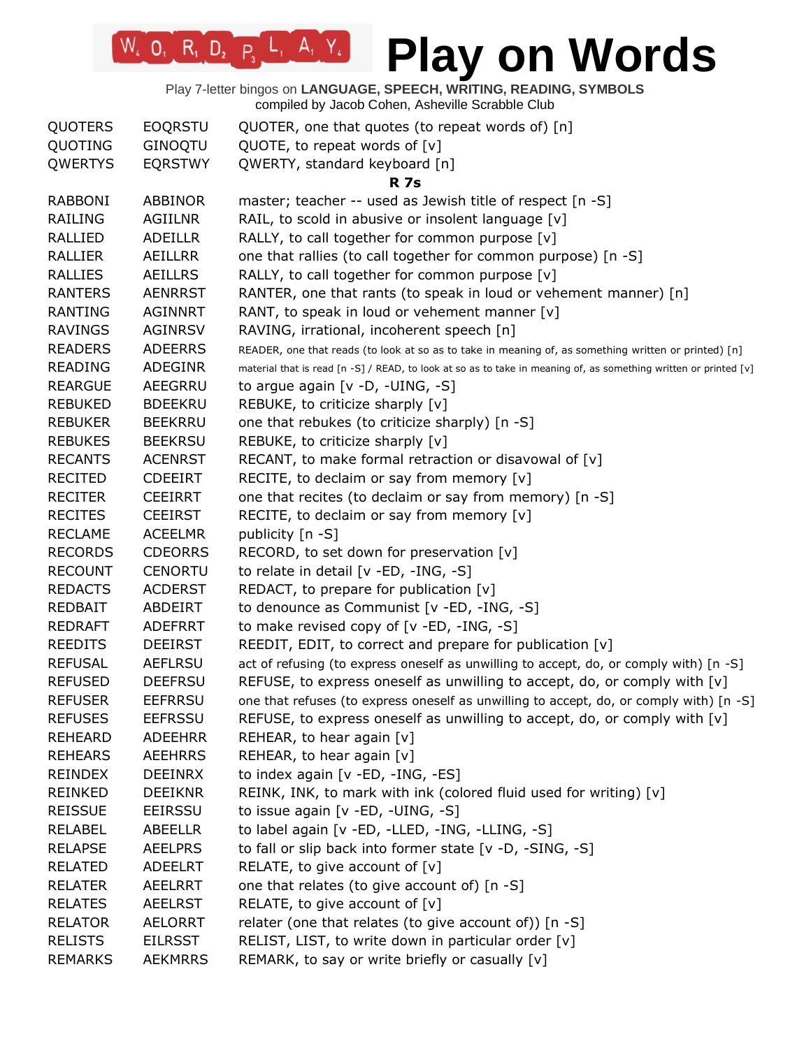# Play on Words

Play 7-letter bingos on **LANGUAGE, SPEECH, WRITING, READING, SYMBOLS**
compiled by Jacob Cohen, Asheville Scrabble Club

| | | |
|---|---|---|
| QUOTERS | EOQRSTU | QUOTER, one that quotes (to repeat words of) [n] |
| QUOTING | GINOQTU | QUOTE, to repeat words of [v] |
| QWERTYS | EQRSTWY | QWERTY, standard keyboard [n] |
| | | **R 7s** |
| RABBONI | ABBINOR | master; teacher -- used as Jewish title of respect [n -S] |
| RAILING | AGIILNR | RAIL, to scold in abusive or insolent language [v] |
| RALLIED | ADEILLR | RALLY, to call together for common purpose [v] |
| RALLIER | AEILLRR | one that rallies (to call together for common purpose) [n -S] |
| RALLIES | AEILLRS | RALLY, to call together for common purpose [v] |
| RANTERS | AENRRST | RANTER, one that rants (to speak in loud or vehement manner) [n] |
| RANTING | AGINNRT | RANT, to speak in loud or vehement manner [v] |
| RAVINGS | AGINRSV | RAVING, irrational, incoherent speech [n] |
| READERS | ADEERRS | READER, one that reads (to look at so as to take in meaning of, as something written or printed) [n] |
| READING | ADEGINR | material that is read [n -S] / READ, to look at so as to take in meaning of, as something written or printed [v] |
| REARGUE | AEEGRRU | to argue again [v -D, -UING, -S] |
| REBUKED | BDEEKRU | REBUKE, to criticize sharply [v] |
| REBUKER | BEEKRRU | one that rebukes (to criticize sharply) [n -S] |
| REBUKES | BEEKRSU | REBUKE, to criticize sharply [v] |
| RECANTS | ACENRST | RECANT, to make formal retraction or disavowal of [v] |
| RECITED | CDEEIRT | RECITE, to declaim or say from memory [v] |
| RECITER | CEEIRRT | one that recites (to declaim or say from memory) [n -S] |
| RECITES | CEEIRST | RECITE, to declaim or say from memory [v] |
| RECLAME | ACEELMR | publicity [n -S] |
| RECORDS | CDEORRS | RECORD, to set down for preservation [v] |
| RECOUNT | CENORTU | to relate in detail [v -ED, -ING, -S] |
| REDACTS | ACDERST | REDACT, to prepare for publication [v] |
| REDBAIT | ABDEIRT | to denounce as Communist [v -ED, -ING, -S] |
| REDRAFT | ADEFRRT | to make revised copy of [v -ED, -ING, -S] |
| REEDITS | DEEIRST | REEDIT, EDIT, to correct and prepare for publication [v] |
| REFUSAL | AEFLRSU | act of refusing (to express oneself as unwilling to accept, do, or comply with) [n -S] |
| REFUSED | DEEFRSU | REFUSE, to express oneself as unwilling to accept, do, or comply with [v] |
| REFUSER | EEFRRSU | one that refuses (to express oneself as unwilling to accept, do, or comply with) [n -S] |
| REFUSES | EEFRSSU | REFUSE, to express oneself as unwilling to accept, do, or comply with [v] |
| REHEARD | ADEEHRR | REHEAR, to hear again [v] |
| REHEARS | AEEHRRS | REHEAR, to hear again [v] |
| REINDEX | DEEINRX | to index again [v -ED, -ING, -ES] |
| REINKED | DEEIKNR | REINK, INK, to mark with ink (colored fluid used for writing) [v] |
| REISSUE | EEIRSSU | to issue again [v -ED, -UING, -S] |
| RELABEL | ABEELLR | to label again [v -ED, -LLED, -ING, -LLING, -S] |
| RELAPSE | AEELPRS | to fall or slip back into former state [v -D, -SING, -S] |
| RELATED | ADEELRT | RELATE, to give account of [v] |
| RELATER | AEELRRT | one that relates (to give account of) [n -S] |
| RELATES | AEELRST | RELATE, to give account of [v] |
| RELATOR | AELORRT | relater (one that relates (to give account of)) [n -S] |
| RELISTS | EILRSST | RELIST, LIST, to write down in particular order [v] |
| REMARKS | AEKMRRS | REMARK, to say or write briefly or casually [v] |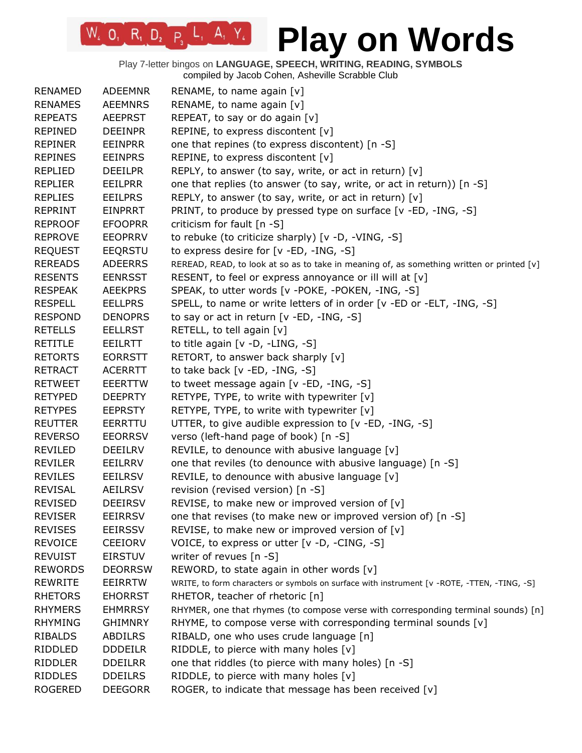# Play on Words

Play 7-letter bingos on **LANGUAGE, SPEECH, WRITING, READING, SYMBOLS**
compiled by Jacob Cohen, Asheville Scrabble Club

| | | |
|---|---|---|
| RENAMED | ADEEMNR | RENAME, to name again [v] |
| RENAMES | AEEMNRS | RENAME, to name again [v] |
| REPEATS | AEEPRST | REPEAT, to say or do again [v] |
| REPINED | DEEINPR | REPINE, to express discontent [v] |
| REPINER | EEINPRR | one that repines (to express discontent) [n -S] |
| REPINES | EEINPRS | REPINE, to express discontent [v] |
| REPLIED | DEEILPR | REPLY, to answer (to say, write, or act in return) [v] |
| REPLIER | EEILPRR | one that replies (to answer (to say, write, or act in return)) [n -S] |
| REPLIES | EEILPRS | REPLY, to answer (to say, write, or act in return) [v] |
| REPRINT | EINPRRT | PRINT, to produce by pressed type on surface [v -ED, -ING, -S] |
| REPROOF | EFOOPRR | criticism for fault [n -S] |
| REPROVE | EEOPRRV | to rebuke (to criticize sharply) [v -D, -VING, -S] |
| REQUEST | EEQRSTU | to express desire for [v -ED, -ING, -S] |
| REREADS | ADEERRS | REREAD, READ, to look at so as to take in meaning of, as something written or printed [v] |
| RESENTS | EENRSST | RESENT, to feel or express annoyance or ill will at [v] |
| RESPEAK | AEEKPRS | SPEAK, to utter words [v -POKE, -POKEN, -ING, -S] |
| RESPELL | EELLPRS | SPELL, to name or write letters of in order [v -ED or -ELT, -ING, -S] |
| RESPOND | DENOPRS | to say or act in return [v -ED, -ING, -S] |
| RETELLS | EELLRST | RETELL, to tell again [v] |
| RETITLE | EEILRTT | to title again [v -D, -LING, -S] |
| RETORTS | EORRSTT | RETORT, to answer back sharply [v] |
| RETRACT | ACERRTT | to take back [v -ED, -ING, -S] |
| RETWEET | EEERTTW | to tweet message again [v -ED, -ING, -S] |
| RETYPED | DEEPRTY | RETYPE, TYPE, to write with typewriter [v] |
| RETYPES | EEPRSTY | RETYPE, TYPE, to write with typewriter [v] |
| REUTTER | EERRTTU | UTTER, to give audible expression to [v -ED, -ING, -S] |
| REVERSO | EEORRSV | verso (left-hand page of book) [n -S] |
| REVILED | DEEILRV | REVILE, to denounce with abusive language [v] |
| REVILER | EEILRRV | one that reviles (to denounce with abusive language) [n -S] |
| REVILES | EEILRSV | REVILE, to denounce with abusive language [v] |
| REVISAL | AEILRSV | revision (revised version) [n -S] |
| REVISED | DEEIRSV | REVISE, to make new or improved version of [v] |
| REVISER | EEIRRSV | one that revises (to make new or improved version of) [n -S] |
| REVISES | EEIRSSV | REVISE, to make new or improved version of [v] |
| REVOICE | CEEIORV | VOICE, to express or utter [v -D, -CING, -S] |
| REVUIST | EIRSTUV | writer of revues [n -S] |
| REWORDS | DEORRSW | REWORD, to state again in other words [v] |
| REWRITE | EEIRRTW | WRITE, to form characters or symbols on surface with instrument [v -ROTE, -TTEN, -TING, -S] |
| RHETORS | EHORRST | RHETOR, teacher of rhetoric [n] |
| RHYMERS | EHMRRSY | RHYMER, one that rhymes (to compose verse with corresponding terminal sounds) [n] |
| RHYMING | GHIMNRY | RHYME, to compose verse with corresponding terminal sounds [v] |
| RIBALDS | ABDILRS | RIBALD, one who uses crude language [n] |
| RIDDLED | DDDEILR | RIDDLE, to pierce with many holes [v] |
| RIDDLER | DDEILRR | one that riddles (to pierce with many holes) [n -S] |
| RIDDLES | DDEILRS | RIDDLE, to pierce with many holes [v] |
| ROGERED | DEEGORR | ROGER, to indicate that message has been received [v] |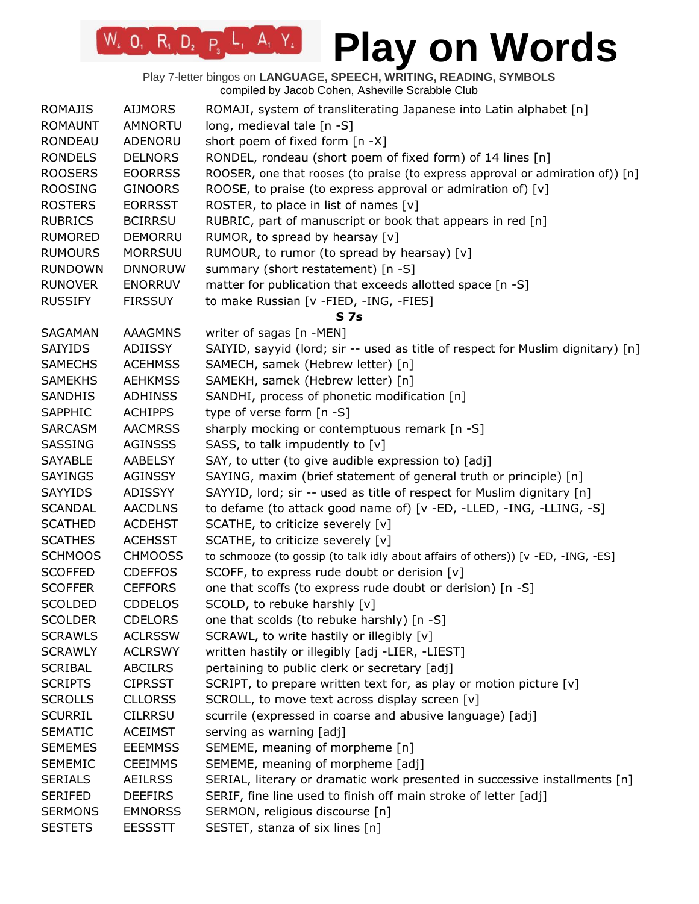# Play on Words

Play 7-letter bingos on **LANGUAGE, SPEECH, WRITING, READING, SYMBOLS**
compiled by Jacob Cohen, Asheville Scrabble Club

| | | |
|---|---|---|
| ROMAJIS | AIJMORS | ROMAJI, system of transliterating Japanese into Latin alphabet [n] |
| ROMAUNT | AMNORTU | long, medieval tale [n -S] |
| RONDEAU | ADENORU | short poem of fixed form [n -X] |
| RONDELS | DELNORS | RONDEL, rondeau (short poem of fixed form) of 14 lines [n] |
| ROOSERS | EOORRSS | ROOSER, one that rooses (to praise (to express approval or admiration of)) [n] |
| ROOSING | GINOORS | ROOSE, to praise (to express approval or admiration of) [v] |
| ROSTERS | EORRSST | ROSTER, to place in list of names [v] |
| RUBRICS | BCIRRSU | RUBRIC, part of manuscript or book that appears in red [n] |
| RUMORED | DEMORRU | RUMOR, to spread by hearsay [v] |
| RUMOURS | MORRSUU | RUMOUR, to rumor (to spread by hearsay) [v] |
| RUNDOWN | DNNORUW | summary (short restatement) [n -S] |
| RUNOVER | ENORRUV | matter for publication that exceeds allotted space [n -S] |
| RUSSIFY | FIRSSUY | to make Russian [v -FIED, -ING, -FIES] |
| | | **S 7s** |
| SAGAMAN | AAAGMNS | writer of sagas [n -MEN] |
| SAIYIDS | ADIISSY | SAIYID, sayyid (lord; sir -- used as title of respect for Muslim dignitary) [n] |
| SAMECHS | ACEHMSS | SAMECH, samek (Hebrew letter) [n] |
| SAMEKHS | AEHKMSS | SAMEKH, samek (Hebrew letter) [n] |
| SANDHIS | ADHINSS | SANDHI, process of phonetic modification [n] |
| SAPPHIC | ACHIPPS | type of verse form [n -S] |
| SARCASM | AACMRSS | sharply mocking or contemptuous remark [n -S] |
| SASSING | AGINSSS | SASS, to talk impudently to [v] |
| SAYABLE | AABELSY | SAY, to utter (to give audible expression to) [adj] |
| SAYINGS | AGINSSY | SAYING, maxim (brief statement of general truth or principle) [n] |
| SAYYIDS | ADISSYY | SAYYID, lord; sir -- used as title of respect for Muslim dignitary [n] |
| SCANDAL | AACDLNS | to defame (to attack good name of) [v -ED, -LLED, -ING, -LLING, -S] |
| SCATHED | ACDEHST | SCATHE, to criticize severely [v] |
| SCATHES | ACEHSST | SCATHE, to criticize severely [v] |
| SCHMOOS | CHMOOSS | to schmooze (to gossip (to talk idly about affairs of others)) [v -ED, -ING, -ES] |
| SCOFFED | CDEFFOS | SCOFF, to express rude doubt or derision [v] |
| SCOFFER | CEFFORS | one that scoffs (to express rude doubt or derision) [n -S] |
| SCOLDED | CDDELOS | SCOLD, to rebuke harshly [v] |
| SCOLDER | CDELORS | one that scolds (to rebuke harshly) [n -S] |
| SCRAWLS | ACLRSSW | SCRAWL, to write hastily or illegibly [v] |
| SCRAWLY | ACLRSWY | written hastily or illegibly [adj -LIER, -LIEST] |
| SCRIBAL | ABCILRS | pertaining to public clerk or secretary [adj] |
| SCRIPTS | CIPRSST | SCRIPT, to prepare written text for, as play or motion picture [v] |
| SCROLLS | CLLORSS | SCROLL, to move text across display screen [v] |
| SCURRIL | CILRRSU | scurrile (expressed in coarse and abusive language) [adj] |
| SEMATIC | ACEIMST | serving as warning [adj] |
| SEMEMES | EEEMMSS | SEMEME, meaning of morpheme [n] |
| SEMEMIC | CEEIMMS | SEMEME, meaning of morpheme [adj] |
| SERIALS | AEILRSS | SERIAL, literary or dramatic work presented in successive installments [n] |
| SERIFED | DEEFIRS | SERIF, fine line used to finish off main stroke of letter [adj] |
| SERMONS | EMNORSS | SERMON, religious discourse [n] |
| SESTETS | EESSSTT | SESTET, stanza of six lines [n] |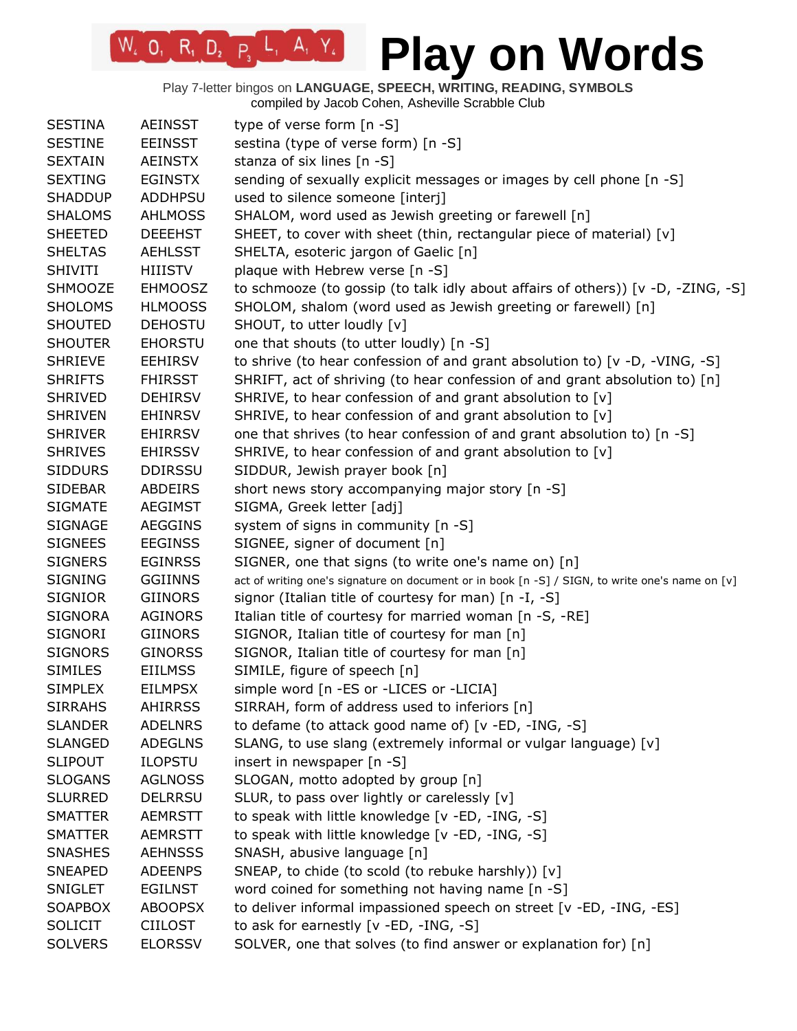# Play on Words

Play 7-letter bingos on **LANGUAGE, SPEECH, WRITING, READING, SYMBOLS**
compiled by Jacob Cohen, Asheville Scrabble Club

| | | |
|---|---|---|
| SESTINA | AEINSST | type of verse form [n -S] |
| SESTINE | EEINSST | sestina (type of verse form) [n -S] |
| SEXTAIN | AEINSTX | stanza of six lines [n -S] |
| SEXTING | EGINSTX | sending of sexually explicit messages or images by cell phone [n -S] |
| SHADDUP | ADDHPSU | used to silence someone [interj] |
| SHALOMS | AHLMOSS | SHALOM, word used as Jewish greeting or farewell [n] |
| SHEETED | DEEEHST | SHEET, to cover with sheet (thin, rectangular piece of material) [v] |
| SHELTAS | AEHLSST | SHELTA, esoteric jargon of Gaelic [n] |
| SHIVITI | HIIISTV | plaque with Hebrew verse [n -S] |
| SHMOOZE | EHMOOSZ | to schmooze (to gossip (to talk idly about affairs of others)) [v -D, -ZING, -S] |
| SHOLOMS | HLMOOSS | SHOLOM, shalom (word used as Jewish greeting or farewell) [n] |
| SHOUTED | DEHOSTU | SHOUT, to utter loudly [v] |
| SHOUTER | EHORSTU | one that shouts (to utter loudly) [n -S] |
| SHRIEVE | EEHIRSV | to shrive (to hear confession of and grant absolution to) [v -D, -VING, -S] |
| SHRIFTS | FHIRSST | SHRIFT, act of shriving (to hear confession of and grant absolution to) [n] |
| SHRIVED | DEHIRSV | SHRIVE, to hear confession of and grant absolution to [v] |
| SHRIVEN | EHINRSV | SHRIVE, to hear confession of and grant absolution to [v] |
| SHRIVER | EHIRRSV | one that shrives (to hear confession of and grant absolution to) [n -S] |
| SHRIVES | EHIRSSV | SHRIVE, to hear confession of and grant absolution to [v] |
| SIDDURS | DDIRSSU | SIDDUR, Jewish prayer book [n] |
| SIDEBAR | ABDEIRS | short news story accompanying major story [n -S] |
| SIGMATE | AEGIMST | SIGMA, Greek letter [adj] |
| SIGNAGE | AEGGINS | system of signs in community [n -S] |
| SIGNEES | EEGINSS | SIGNEE, signer of document [n] |
| SIGNERS | EGINRSS | SIGNER, one that signs (to write one's name on) [n] |
| SIGNING | GGIINNS | act of writing one's signature on document or in book [n -S] / SIGN, to write one's name on [v] |
| SIGNIOR | GIINORS | signor (Italian title of courtesy for man) [n -I, -S] |
| SIGNORA | AGINORS | Italian title of courtesy for married woman [n -S, -RE] |
| SIGNORI | GIINORS | SIGNOR, Italian title of courtesy for man [n] |
| SIGNORS | GINORSS | SIGNOR, Italian title of courtesy for man [n] |
| SIMILES | EIILMSS | SIMILE, figure of speech [n] |
| SIMPLEX | EILMPSX | simple word [n -ES or -LICES or -LICIA] |
| SIRRAHS | AHIRRSS | SIRRAH, form of address used to inferiors [n] |
| SLANDER | ADELNRS | to defame (to attack good name of) [v -ED, -ING, -S] |
| SLANGED | ADEGLNS | SLANG, to use slang (extremely informal or vulgar language) [v] |
| SLIPOUT | ILOPSTU | insert in newspaper [n -S] |
| SLOGANS | AGLNOSS | SLOGAN, motto adopted by group [n] |
| SLURRED | DELRRSU | SLUR, to pass over lightly or carelessly [v] |
| SMATTER | AEMRSTT | to speak with little knowledge [v -ED, -ING, -S] |
| SMATTER | AEMRSTT | to speak with little knowledge [v -ED, -ING, -S] |
| SNASHES | AEHNSSS | SNASH, abusive language [n] |
| SNEAPED | ADEENPS | SNEAP, to chide (to scold (to rebuke harshly)) [v] |
| SNIGLET | EGILNST | word coined for something not having name [n -S] |
| SOAPBOX | ABOOPSX | to deliver informal impassioned speech on street [v -ED, -ING, -ES] |
| SOLICIT | CIILOST | to ask for earnestly [v -ED, -ING, -S] |
| SOLVERS | ELORSSV | SOLVER, one that solves (to find answer or explanation for) [n] |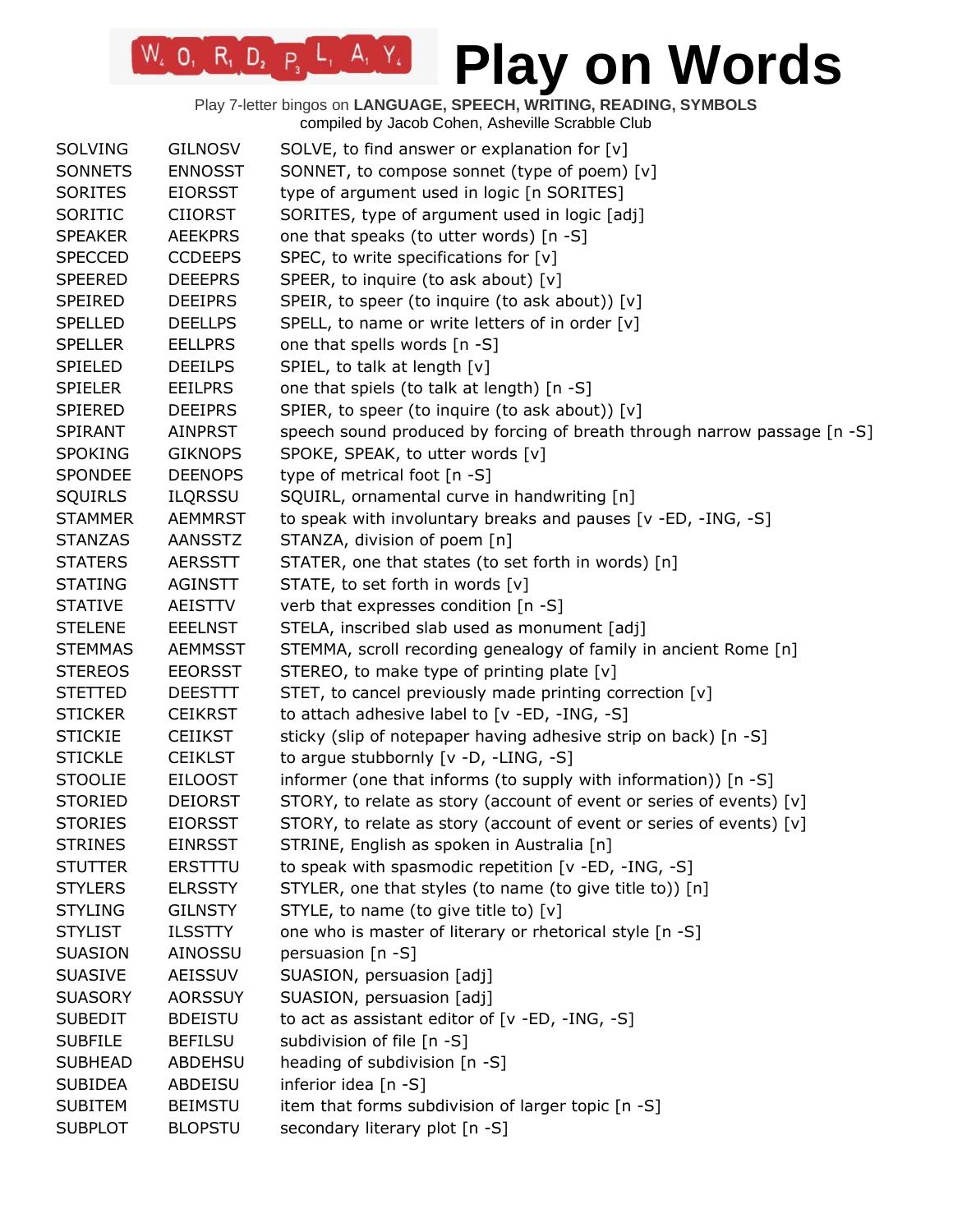# Play on Words

Play 7-letter bingos on **LANGUAGE, SPEECH, WRITING, READING, SYMBOLS**
compiled by Jacob Cohen, Asheville Scrabble Club

| | | |
|---|---|---|
| SOLVING | GILNOSV | SOLVE, to find answer or explanation for [v] |
| SONNETS | ENNOSST | SONNET, to compose sonnet (type of poem) [v] |
| SORITES | EIORSST | type of argument used in logic [n SORITES] |
| SORITIC | CIIORST | SORITES, type of argument used in logic [adj] |
| SPEAKER | AEEKPRS | one that speaks (to utter words) [n -S] |
| SPECCED | CCDEEPS | SPEC, to write specifications for [v] |
| SPEERED | DEEEPRS | SPEER, to inquire (to ask about) [v] |
| SPEIRED | DEEIPRS | SPEIR, to speer (to inquire (to ask about)) [v] |
| SPELLED | DEELLPS | SPELL, to name or write letters of in order [v] |
| SPELLER | EELLPRS | one that spells words [n -S] |
| SPIELED | DEEILPS | SPIEL, to talk at length [v] |
| SPIELER | EEILPRS | one that spiels (to talk at length) [n -S] |
| SPIERED | DEEIPRS | SPIER, to speer (to inquire (to ask about)) [v] |
| SPIRANT | AINPRST | speech sound produced by forcing of breath through narrow passage [n -S] |
| SPOKING | GIKNOPS | SPOKE, SPEAK, to utter words [v] |
| SPONDEE | DEENOPS | type of metrical foot [n -S] |
| SQUIRLS | ILQRSSU | SQUIRL, ornamental curve in handwriting [n] |
| STAMMER | AEMMRST | to speak with involuntary breaks and pauses [v -ED, -ING, -S] |
| STANZAS | AANSSTZ | STANZA, division of poem [n] |
| STATERS | AERSSTT | STATER, one that states (to set forth in words) [n] |
| STATING | AGINSTT | STATE, to set forth in words [v] |
| STATIVE | AEISTTV | verb that expresses condition [n -S] |
| STELENE | EEELNST | STELA, inscribed slab used as monument [adj] |
| STEMMAS | AEMMSST | STEMMA, scroll recording genealogy of family in ancient Rome [n] |
| STEREOS | EEORSST | STEREO, to make type of printing plate [v] |
| STETTED | DEESTTT | STET, to cancel previously made printing correction [v] |
| STICKER | CEIKRST | to attach adhesive label to [v -ED, -ING, -S] |
| STICKIE | CEIIKST | sticky (slip of notepaper having adhesive strip on back) [n -S] |
| STICKLE | CEIKLST | to argue stubbornly [v -D, -LING, -S] |
| STOOLIE | EILOOST | informer (one that informs (to supply with information)) [n -S] |
| STORIED | DEIORST | STORY, to relate as story (account of event or series of events) [v] |
| STORIES | EIORSST | STORY, to relate as story (account of event or series of events) [v] |
| STRINES | EINRSST | STRINE, English as spoken in Australia [n] |
| STUTTER | ERSTTTU | to speak with spasmodic repetition [v -ED, -ING, -S] |
| STYLERS | ELRSSTY | STYLER, one that styles (to name (to give title to)) [n] |
| STYLING | GILNSTY | STYLE, to name (to give title to) [v] |
| STYLIST | ILSSTTY | one who is master of literary or rhetorical style [n -S] |
| SUASION | AINOSSU | persuasion [n -S] |
| SUASIVE | AEISSUV | SUASION, persuasion [adj] |
| SUASORY | AORSSUY | SUASION, persuasion [adj] |
| SUBEDIT | BDEISTU | to act as assistant editor of [v -ED, -ING, -S] |
| SUBFILE | BEFILSU | subdivision of file [n -S] |
| SUBHEAD | ABDEHSU | heading of subdivision [n -S] |
| SUBIDEA | ABDEISU | inferior idea [n -S] |
| SUBITEM | BEIMSTU | item that forms subdivision of larger topic [n -S] |
| SUBPLOT | BLOPSTU | secondary literary plot [n -S] |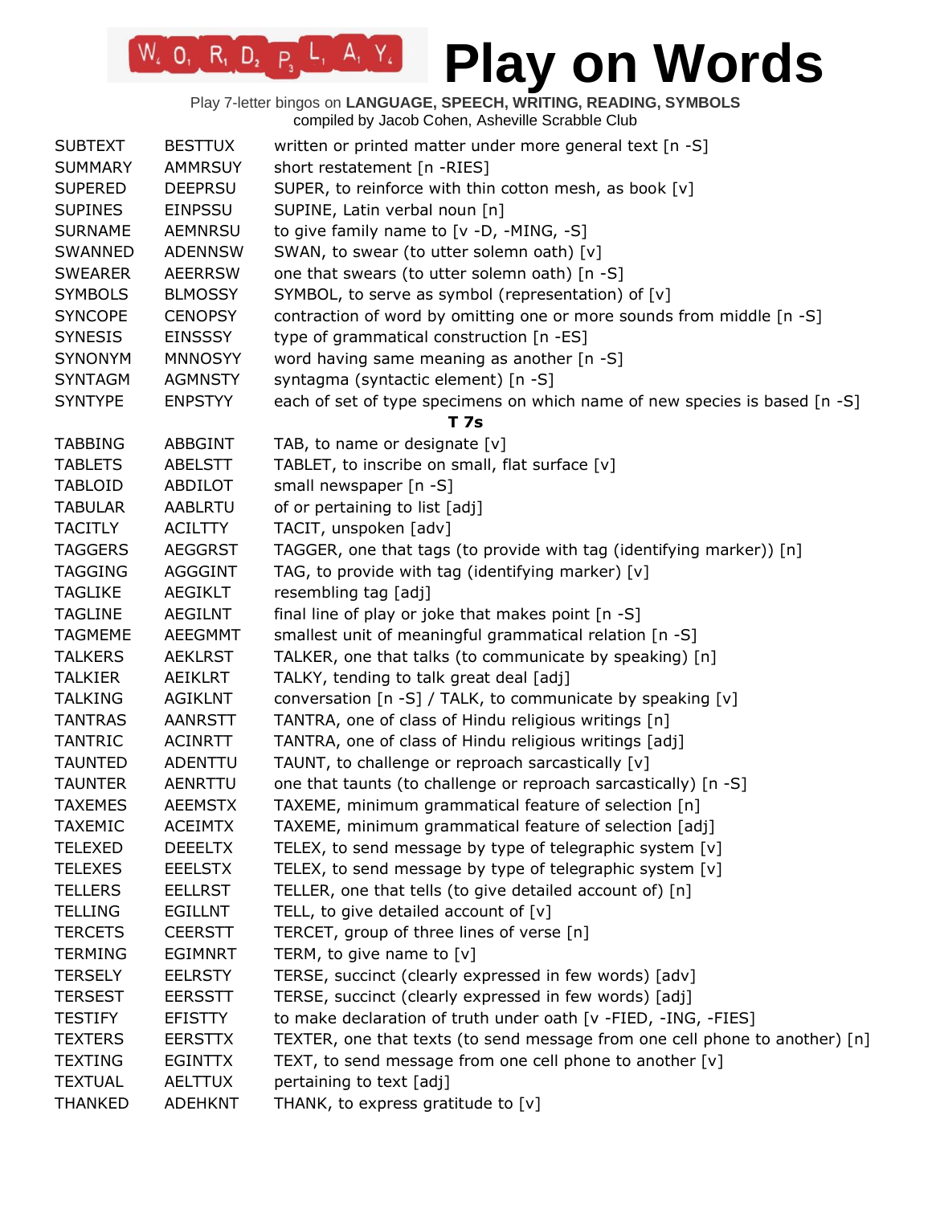| | | |
|---|---|---|
| SUBTEXT | BESTTUX | written or printed matter under more general text [n -S] |
| SUMMARY | AMMRSUY | short restatement [n -RIES] |
| SUPERED | DEEPRSU | SUPER, to reinforce with thin cotton mesh, as book [v] |
| SUPINES | EINPSSU | SUPINE, Latin verbal noun [n] |
| SURNAME | AEMNRSU | to give family name to [v -D, -MING, -S] |
| SWANNED | ADENNSW | SWAN, to swear (to utter solemn oath) [v] |
| SWEARER | AEERRSW | one that swears (to utter solemn oath) [n -S] |
| SYMBOLS | BLMOSSY | SYMBOL, to serve as symbol (representation) of [v] |
| SYNCOPE | CENOPSY | contraction of word by omitting one or more sounds from middle [n -S] |
| SYNESIS | EINSSSY | type of grammatical construction [n -ES] |
| SYNONYM | MNNOSYY | word having same meaning as another [n -S] |
| SYNTAGM | AGMNSTY | syntagma (syntactic element) [n -S] |
| SYNTYPE | ENPSTYY | each of set of type specimens on which name of new species is based [n -S] |
| | | **T 7s** |
| TABBING | ABBGINT | TAB, to name or designate [v] |
| TABLETS | ABELSTT | TABLET, to inscribe on small, flat surface [v] |
| TABLOID | ABDILOT | small newspaper [n -S] |
| TABULAR | AABLRTU | of or pertaining to list [adj] |
| TACITLY | ACILTTY | TACIT, unspoken [adv] |
| TAGGERS | AEGGRST | TAGGER, one that tags (to provide with tag (identifying marker)) [n] |
| TAGGING | AGGGINT | TAG, to provide with tag (identifying marker) [v] |
| TAGLIKE | AEGIKLT | resembling tag [adj] |
| TAGLINE | AEGILNT | final line of play or joke that makes point [n -S] |
| TAGMEME | AEEGMMT | smallest unit of meaningful grammatical relation [n -S] |
| TALKERS | AEKLRST | TALKER, one that talks (to communicate by speaking) [n] |
| TALKIER | AEIKLRT | TALKY, tending to talk great deal [adj] |
| TALKING | AGIKLNT | conversation [n -S] / TALK, to communicate by speaking [v] |
| TANTRAS | AANRSTT | TANTRA, one of class of Hindu religious writings [n] |
| TANTRIC | ACINRTT | TANTRA, one of class of Hindu religious writings [adj] |
| TAUNTED | ADENTTU | TAUNT, to challenge or reproach sarcastically [v] |
| TAUNTER | AENRTTU | one that taunts (to challenge or reproach sarcastically) [n -S] |
| TAXEMES | AEEMSTX | TAXEME, minimum grammatical feature of selection [n] |
| TAXEMIC | ACEIMTX | TAXEME, minimum grammatical feature of selection [adj] |
| TELEXED | DEEELTX | TELEX, to send message by type of telegraphic system [v] |
| TELEXES | EEELSTX | TELEX, to send message by type of telegraphic system [v] |
| TELLERS | EELLRST | TELLER, one that tells (to give detailed account of) [n] |
| TELLING | EGILLNT | TELL, to give detailed account of [v] |
| TERCETS | CEERSTT | TERCET, group of three lines of verse [n] |
| TERMING | EGIMNRT | TERM, to give name to [v] |
| TERSELY | EELRSTY | TERSE, succinct (clearly expressed in few words) [adv] |
| TERSEST | EERSSTT | TERSE, succinct (clearly expressed in few words) [adj] |
| TESTIFY | EFISTTY | to make declaration of truth under oath [v -FIED, -ING, -FIES] |
| TEXTERS | EERSTTX | TEXTER, one that texts (to send message from one cell phone to another) [n] |
| TEXTING | EGINTTX | TEXT, to send message from one cell phone to another [v] |
| TEXTUAL | AELTTUX | pertaining to text [adj] |
| THANKED | ADEHKNT | THANK, to express gratitude to [v] |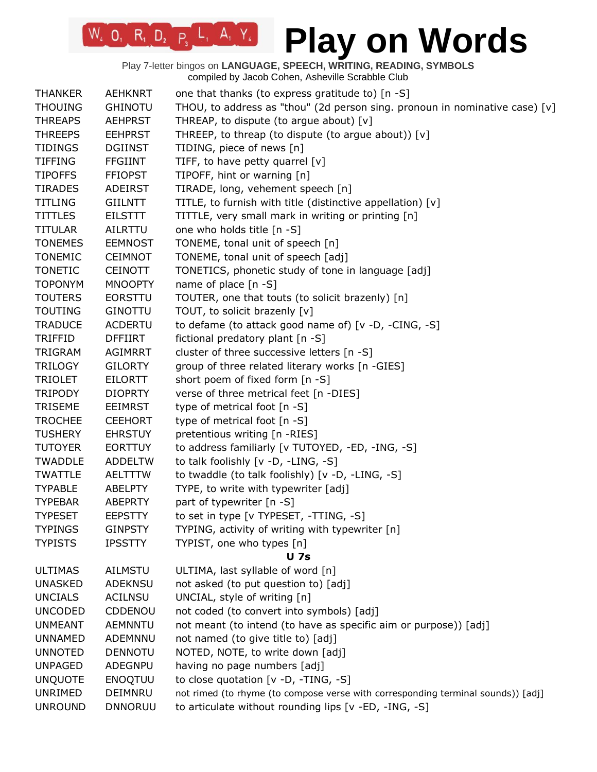# Play on Words

Play 7-letter bingos on **LANGUAGE, SPEECH, WRITING, READING, SYMBOLS**
compiled by Jacob Cohen, Asheville Scrabble Club

| | | |
|---|---|---|
| THANKER | AEHKNRT | one that thanks (to express gratitude to) [n -S] |
| THOUING | GHINOTU | THOU, to address as "thou" (2d person sing. pronoun in nominative case) [v] |
| THREAPS | AEHPRST | THREAP, to dispute (to argue about) [v] |
| THREEPS | EEHPRST | THREEP, to threap (to dispute (to argue about)) [v] |
| TIDINGS | DGIINST | TIDING, piece of news [n] |
| TIFFING | FFGIINT | TIFF, to have petty quarrel [v] |
| TIPOFFS | FFIOPST | TIPOFF, hint or warning [n] |
| TIRADES | ADEIRST | TIRADE, long, vehement speech [n] |
| TITLING | GIILNTT | TITLE, to furnish with title (distinctive appellation) [v] |
| TITTLES | EILSTTT | TITTLE, very small mark in writing or printing [n] |
| TITULAR | AILRTTU | one who holds title [n -S] |
| TONEMES | EEMNOST | TONEME, tonal unit of speech [n] |
| TONEMIC | CEIMNOT | TONEME, tonal unit of speech [adj] |
| TONETIC | CEINOTT | TONETICS, phonetic study of tone in language [adj] |
| TOPONYM | MNOOPTY | name of place [n -S] |
| TOUTERS | EORSTTU | TOUTER, one that touts (to solicit brazenly) [n] |
| TOUTING | GINOTTU | TOUT, to solicit brazenly [v] |
| TRADUCE | ACDERTU | to defame (to attack good name of) [v -D, -CING, -S] |
| TRIFFID | DFFIIRT | fictional predatory plant [n -S] |
| TRIGRAM | AGIMRRT | cluster of three successive letters [n -S] |
| TRILOGY | GILORTY | group of three related literary works [n -GIES] |
| TRIOLET | EILORTT | short poem of fixed form [n -S] |
| TRIPODY | DIOPRTY | verse of three metrical feet [n -DIES] |
| TRISEME | EEIMRST | type of metrical foot [n -S] |
| TROCHEE | CEEHORT | type of metrical foot [n -S] |
| TUSHERY | EHRSTUY | pretentious writing [n -RIES] |
| TUTOYER | EORTTUY | to address familiarly [v TUTOYED, -ED, -ING, -S] |
| TWADDLE | ADDELTW | to talk foolishly [v -D, -LING, -S] |
| TWATTLE | AELTTTW | to twaddle (to talk foolishly) [v -D, -LING, -S] |
| TYPABLE | ABELPTY | TYPE, to write with typewriter [adj] |
| TYPEBAR | ABEPRTY | part of typewriter [n -S] |
| TYPESET | EEPSTTY | to set in type [v TYPESET, -TTING, -S] |
| TYPINGS | GINPSTY | TYPING, activity of writing with typewriter [n] |
| TYPISTS | IPSSTTY | TYPIST, one who types [n] |
| | | **U 7s** |
| ULTIMAS | AILMSTU | ULTIMA, last syllable of word [n] |
| UNASKED | ADEKNSU | not asked (to put question to) [adj] |
| UNCIALS | ACILNSU | UNCIAL, style of writing [n] |
| UNCODED | CDDENOU | not coded (to convert into symbols) [adj] |
| UNMEANT | AEMNNTU | not meant (to intend (to have as specific aim or purpose)) [adj] |
| UNNAMED | ADEMNNU | not named (to give title to) [adj] |
| UNNOTED | DENNOTU | NOTED, NOTE, to write down [adj] |
| UNPAGED | ADEGNPU | having no page numbers [adj] |
| UNQUOTE | ENOQTUU | to close quotation [v -D, -TING, -S] |
| UNRIMED | DEIMNRU | not rimed (to rhyme (to compose verse with corresponding terminal sounds)) [adj] |
| UNROUND | DNNORUU | to articulate without rounding lips [v -ED, -ING, -S] |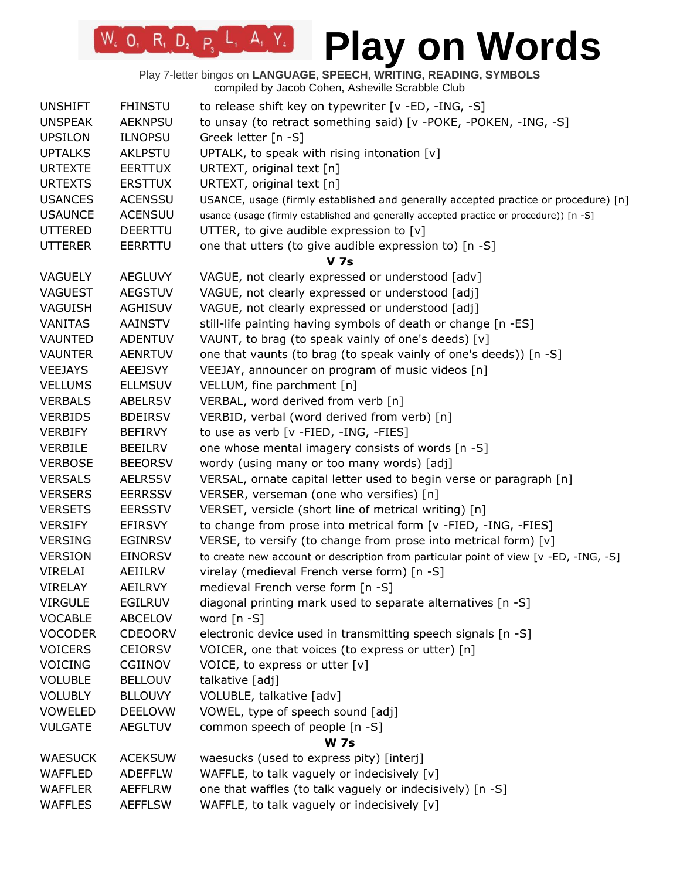# Play on Words

Play 7-letter bingos on **LANGUAGE, SPEECH, WRITING, READING, SYMBOLS**
compiled by Jacob Cohen, Asheville Scrabble Club

| | | |
|---|---|---|
| UNSHIFT | FHINSTU | to release shift key on typewriter [v -ED, -ING, -S] |
| UNSPEAK | AEKNPSU | to unsay (to retract something said) [v -POKE, -POKEN, -ING, -S] |
| UPSILON | ILNOPSU | Greek letter [n -S] |
| UPTALKS | AKLPSTU | UPTALK, to speak with rising intonation [v] |
| URTEXTE | EERTTUX | URTEXT, original text [n] |
| URTEXTS | ERSTTUX | URTEXT, original text [n] |
| USANCES | ACENSSU | USANCE, usage (firmly established and generally accepted practice or procedure) [n] |
| USAUNCE | ACENSUU | usance (usage (firmly established and generally accepted practice or procedure)) [n -S] |
| UTTERED | DEERTTU | UTTER, to give audible expression to [v] |
| UTTERER | EERRTTU | one that utters (to give audible expression to) [n -S] |
| | | **V 7s** |
| VAGUELY | AEGLUVY | VAGUE, not clearly expressed or understood [adv] |
| VAGUEST | AEGSTUV | VAGUE, not clearly expressed or understood [adj] |
| VAGUISH | AGHISUV | VAGUE, not clearly expressed or understood [adj] |
| VANITAS | AAINSTV | still-life painting having symbols of death or change [n -ES] |
| VAUNTED | ADENTUV | VAUNT, to brag (to speak vainly of one's deeds) [v] |
| VAUNTER | AENRTUV | one that vaunts (to brag (to speak vainly of one's deeds)) [n -S] |
| VEEJAYS | AEEJSVY | VEEJAY, announcer on program of music videos [n] |
| VELLUMS | ELLMSUV | VELLUM, fine parchment [n] |
| VERBALS | ABELRSV | VERBAL, word derived from verb [n] |
| VERBIDS | BDEIRSV | VERBID, verbal (word derived from verb) [n] |
| VERBIFY | BEFIRVY | to use as verb [v -FIED, -ING, -FIES] |
| VERBILE | BEEILRV | one whose mental imagery consists of words [n -S] |
| VERBOSE | BEEORSV | wordy (using many or too many words) [adj] |
| VERSALS | AELRSSV | VERSAL, ornate capital letter used to begin verse or paragraph [n] |
| VERSERS | EERRSSV | VERSER, verseman (one who versifies) [n] |
| VERSETS | EERSSTV | VERSET, versicle (short line of metrical writing) [n] |
| VERSIFY | EFIRSVY | to change from prose into metrical form [v -FIED, -ING, -FIES] |
| VERSING | EGINRSV | VERSE, to versify (to change from prose into metrical form) [v] |
| VERSION | EINORSV | to create new account or description from particular point of view [v -ED, -ING, -S] |
| VIRELAI | AEIILRV | virelay (medieval French verse form) [n -S] |
| VIRELAY | AEILRVY | medieval French verse form [n -S] |
| VIRGULE | EGILRUV | diagonal printing mark used to separate alternatives [n -S] |
| VOCABLE | ABCELOV | word [n -S] |
| VOCODER | CDEOORV | electronic device used in transmitting speech signals [n -S] |
| VOICERS | CEIORSV | VOICER, one that voices (to express or utter) [n] |
| VOICING | CGIINOV | VOICE, to express or utter [v] |
| VOLUBLE | BELLOUV | talkative [adj] |
| VOLUBLY | BLLOUVY | VOLUBLE, talkative [adv] |
| VOWELED | DEELOVW | VOWEL, type of speech sound [adj] |
| VULGATE | AEGLTUV | common speech of people [n -S] |
| | | **W 7s** |
| WAESUCK | ACEKSUW | waesucks (used to express pity) [interj] |
| WAFFLED | ADEFFLW | WAFFLE, to talk vaguely or indecisively [v] |
| WAFFLER | AEFFLRW | one that waffles (to talk vaguely or indecisively) [n -S] |
| WAFFLES | AEFFLSW | WAFFLE, to talk vaguely or indecisively [v] |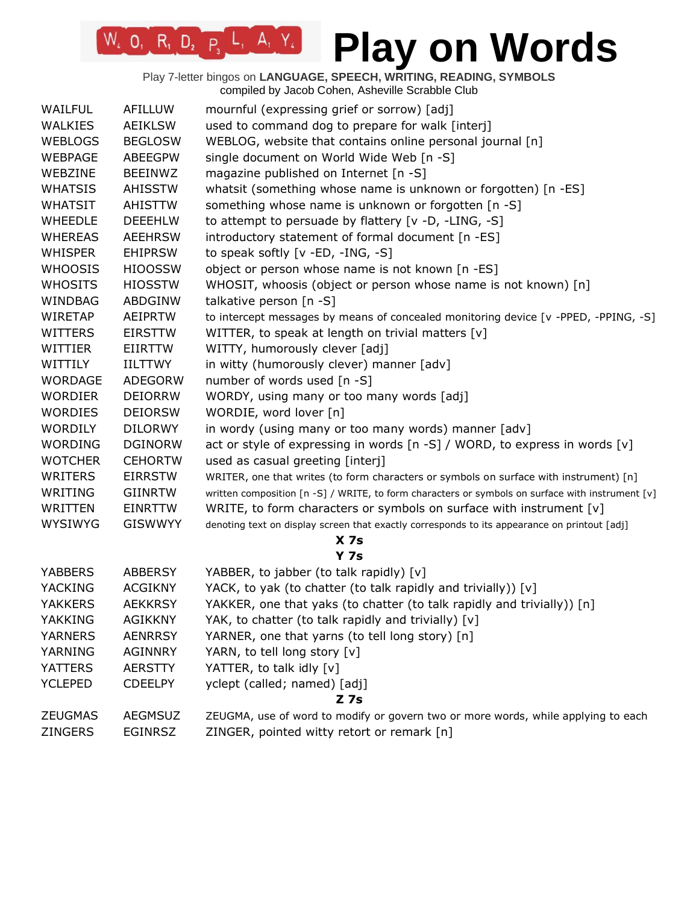# Play on Words

Play 7-letter bingos on **LANGUAGE, SPEECH, WRITING, READING, SYMBOLS**
compiled by Jacob Cohen, Asheville Scrabble Club

| | | |
|---|---|---|
| WAILFUL | AFILLUW | mournful (expressing grief or sorrow) [adj] |
| WALKIES | AEIKLSW | used to command dog to prepare for walk [interj] |
| WEBLOGS | BEGLOSW | WEBLOG, website that contains online personal journal [n] |
| WEBPAGE | ABEEGPW | single document on World Wide Web [n -S] |
| WEBZINE | BEEINWZ | magazine published on Internet [n -S] |
| WHATSIS | AHISSTW | whatsit (something whose name is unknown or forgotten) [n -ES] |
| WHATSIT | AHISTTW | something whose name is unknown or forgotten [n -S] |
| WHEEDLE | DEEEHLW | to attempt to persuade by flattery [v -D, -LING, -S] |
| WHEREAS | AEEHRSW | introductory statement of formal document [n -ES] |
| WHISPER | EHIPRSW | to speak softly [v -ED, -ING, -S] |
| WHOOSIS | HIOOSSW | object or person whose name is not known [n -ES] |
| WHOSITS | HIOSSTW | WHOSIT, whoosis (object or person whose name is not known) [n] |
| WINDBAG | ABDGINW | talkative person [n -S] |
| WIRETAP | AEIPRTW | to intercept messages by means of concealed monitoring device [v -PPED, -PPING, -S] |
| WITTERS | EIRSTTW | WITTER, to speak at length on trivial matters [v] |
| WITTIER | EIIRTTW | WITTY, humorously clever [adj] |
| WITTILY | IILTTWY | in witty (humorously clever) manner [adv] |
| WORDAGE | ADEGORW | number of words used [n -S] |
| WORDIER | DEIORRW | WORDY, using many or too many words [adj] |
| WORDIES | DEIORSW | WORDIE, word lover [n] |
| WORDILY | DILORWY | in wordy (using many or too many words) manner [adv] |
| WORDING | DGINORW | act or style of expressing in words [n -S] / WORD, to express in words [v] |
| WOTCHER | CEHORTW | used as casual greeting [interj] |
| WRITERS | EIRRSTW | WRITER, one that writes (to form characters or symbols on surface with instrument) [n] |
| WRITING | GIINRTW | written composition [n -S] / WRITE, to form characters or symbols on surface with instrument [v] |
| WRITTEN | EINRTTW | WRITE, to form characters or symbols on surface with instrument [v] |
| WYSIWYG | GISWWYY | denoting text on display screen that exactly corresponds to its appearance on printout [adj] |

**X 7s**

**Y 7s**

| | | |
|---|---|---|
| YABBERS | ABBERSY | YABBER, to jabber (to talk rapidly) [v] |
| YACKING | ACGIKNY | YACK, to yak (to chatter (to talk rapidly and trivially)) [v] |
| YAKKERS | AEKKRSY | YAKKER, one that yaks (to chatter (to talk rapidly and trivially)) [n] |
| YAKKING | AGIKKNY | YAK, to chatter (to talk rapidly and trivially) [v] |
| YARNERS | AENRRSY | YARNER, one that yarns (to tell long story) [n] |
| YARNING | AGINNRY | YARN, to tell long story [v] |
| YATTERS | AERSTTY | YATTER, to talk idly [v] |
| YCLEPED | CDEELPY | yclept (called; named) [adj] |

**Z 7s**

| | | |
|---|---|---|
| ZEUGMAS | AEGMSUZ | ZEUGMA, use of word to modify or govern two or more words, while applying to each |
| ZINGERS | EGINRSZ | ZINGER, pointed witty retort or remark [n] |